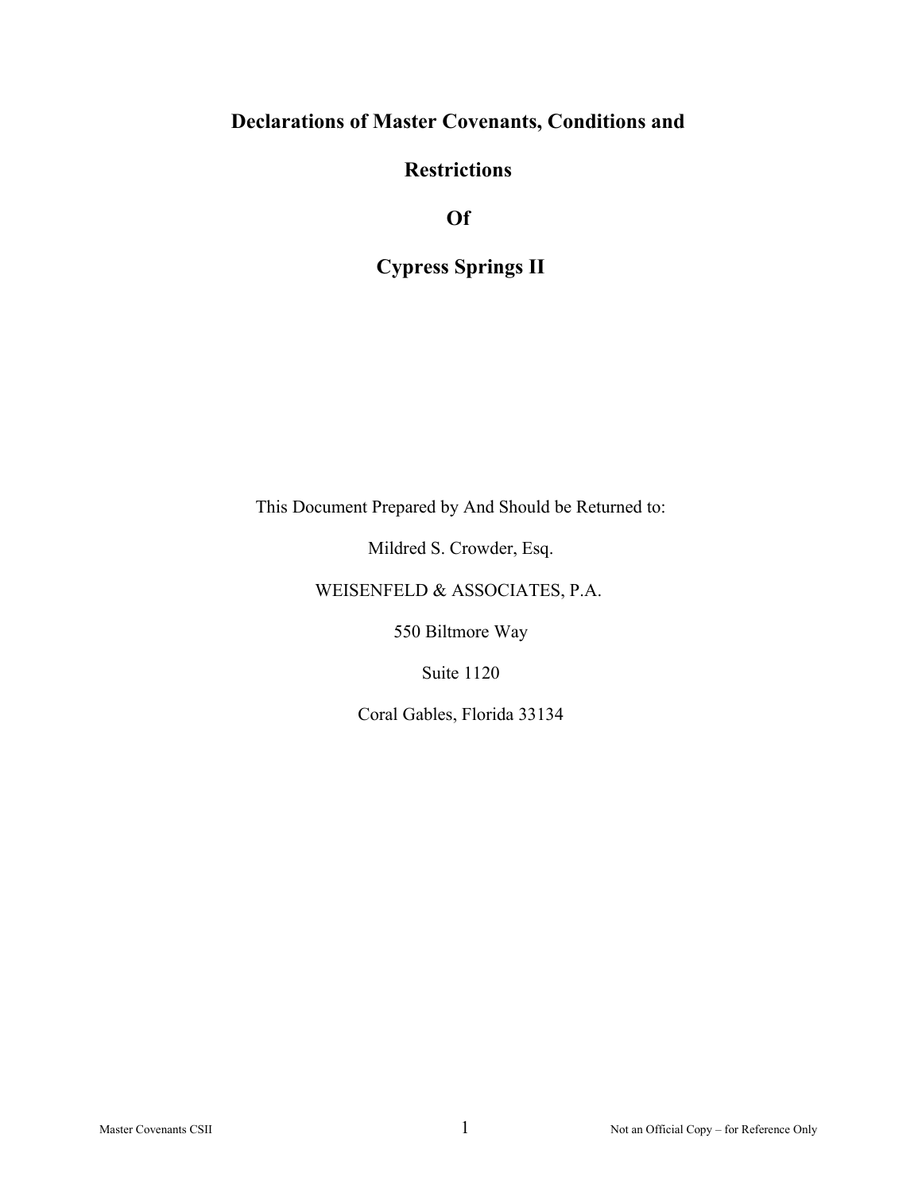# Declarations of Master Covenants, Conditions and Restrictions Of Cypress Springs II

This Document Prepared by And Should be Returned to:

Mildred S. Crowder, Esq.

WEISENFELD & ASSOCIATES, P.A.

550 Biltmore Way

Suite 1120

Coral Gables, Florida 33134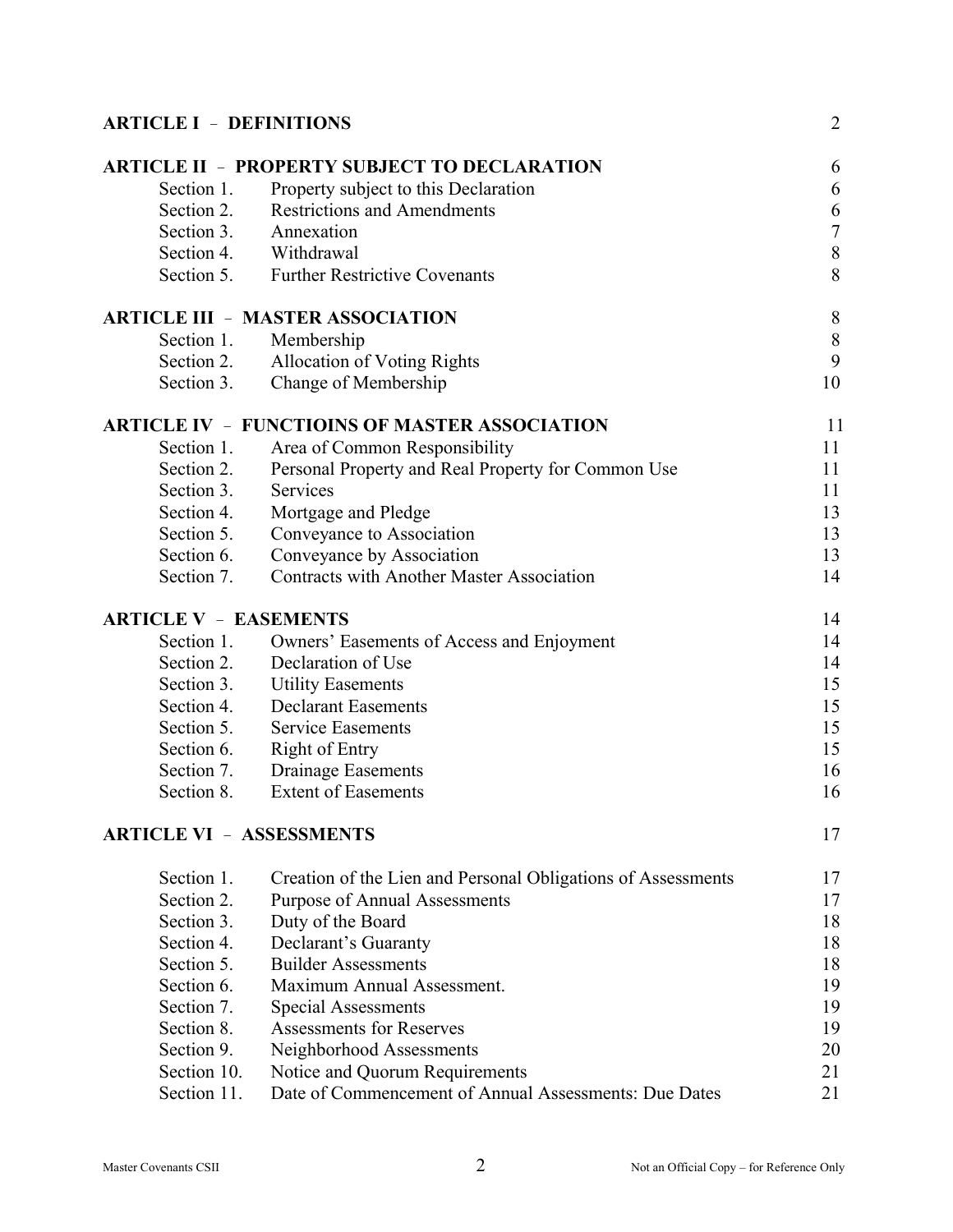| | | |
|---|---|---|
| **ARTICLE I – DEFINITIONS** | | 2 |
| **ARTICLE II – PROPERTY SUBJECT TO DECLARATION** | | 6 |
| Section 1. | Property subject to this Declaration | 6 |
| Section 2. | Restrictions and Amendments | 6 |
| Section 3. | Annexation | 7 |
| Section 4. | Withdrawal | 8 |
| Section 5. | Further Restrictive Covenants | 8 |
| **ARTICLE III – MASTER ASSOCIATION** | | 8 |
| Section 1. | Membership | 8 |
| Section 2. | Allocation of Voting Rights | 9 |
| Section 3. | Change of Membership | 10 |
| **ARTICLE IV – FUNCTIOINS OF MASTER ASSOCIATION** | | 11 |
| Section 1. | Area of Common Responsibility | 11 |
| Section 2. | Personal Property and Real Property for Common Use | 11 |
| Section 3. | Services | 11 |
| Section 4. | Mortgage and Pledge | 13 |
| Section 5. | Conveyance to Association | 13 |
| Section 6. | Conveyance by Association | 13 |
| Section 7. | Contracts with Another Master Association | 14 |
| **ARTICLE V – EASEMENTS** | | 14 |
| Section 1. | Owners' Easements of Access and Enjoyment | 14 |
| Section 2. | Declaration of Use | 14 |
| Section 3. | Utility Easements | 15 |
| Section 4. | Declarant Easements | 15 |
| Section 5. | Service Easements | 15 |
| Section 6. | Right of Entry | 15 |
| Section 7. | Drainage Easements | 16 |
| Section 8. | Extent of Easements | 16 |
| **ARTICLE VI – ASSESSMENTS** | | 17 |
| Section 1. | Creation of the Lien and Personal Obligations of Assessments | 17 |
| Section 2. | Purpose of Annual Assessments | 17 |
| Section 3. | Duty of the Board | 18 |
| Section 4. | Declarant's Guaranty | 18 |
| Section 5. | Builder Assessments | 18 |
| Section 6. | Maximum Annual Assessment. | 19 |
| Section 7. | Special Assessments | 19 |
| Section 8. | Assessments for Reserves | 19 |
| Section 9. | Neighborhood Assessments | 20 |
| Section 10. | Notice and Quorum Requirements | 21 |
| Section 11. | Date of Commencement of Annual Assessments: Due Dates | 21 |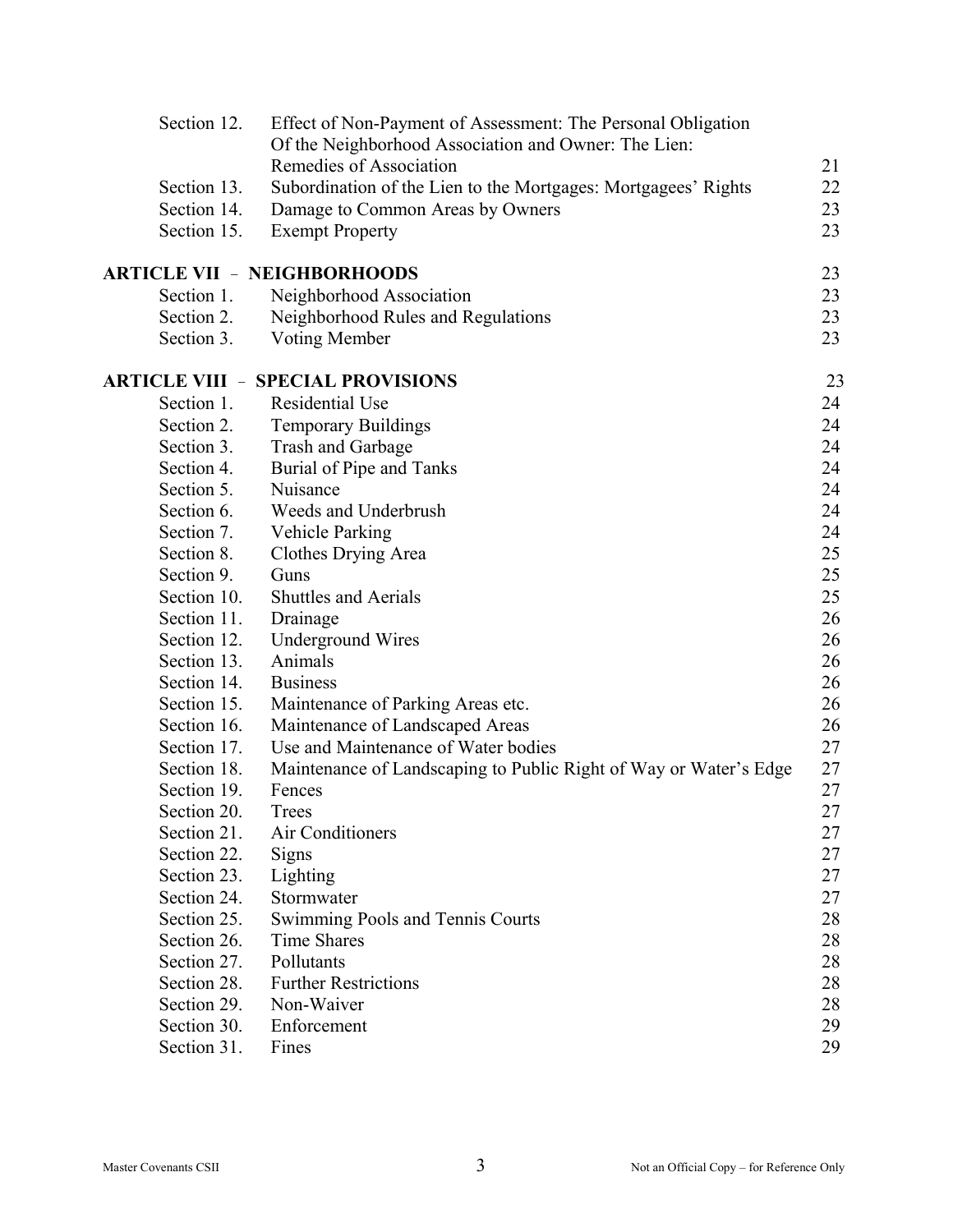| | | |
|---|---|---|
| Section 12. | Effect of Non-Payment of Assessment: The Personal Obligation Of the Neighborhood Association and Owner: The Lien: Remedies of Association | 21 |
| Section 13. | Subordination of the Lien to the Mortgages: Mortgagees' Rights | 22 |
| Section 14. | Damage to Common Areas by Owners | 23 |
| Section 15. | Exempt Property | 23 |
| **ARTICLE VII - NEIGHBORHOODS** | | 23 |
| Section 1. | Neighborhood Association | 23 |
| Section 2. | Neighborhood Rules and Regulations | 23 |
| Section 3. | Voting Member | 23 |
| **ARTICLE VIII - SPECIAL PROVISIONS** | | 23 |
| Section 1. | Residential Use | 24 |
| Section 2. | Temporary Buildings | 24 |
| Section 3. | Trash and Garbage | 24 |
| Section 4. | Burial of Pipe and Tanks | 24 |
| Section 5. | Nuisance | 24 |
| Section 6. | Weeds and Underbrush | 24 |
| Section 7. | Vehicle Parking | 24 |
| Section 8. | Clothes Drying Area | 25 |
| Section 9. | Guns | 25 |
| Section 10. | Shuttles and Aerials | 25 |
| Section 11. | Drainage | 26 |
| Section 12. | Underground Wires | 26 |
| Section 13. | Animals | 26 |
| Section 14. | Business | 26 |
| Section 15. | Maintenance of Parking Areas etc. | 26 |
| Section 16. | Maintenance of Landscaped Areas | 26 |
| Section 17. | Use and Maintenance of Water bodies | 27 |
| Section 18. | Maintenance of Landscaping to Public Right of Way or Water's Edge | 27 |
| Section 19. | Fences | 27 |
| Section 20. | Trees | 27 |
| Section 21. | Air Conditioners | 27 |
| Section 22. | Signs | 27 |
| Section 23. | Lighting | 27 |
| Section 24. | Stormwater | 27 |
| Section 25. | Swimming Pools and Tennis Courts | 28 |
| Section 26. | Time Shares | 28 |
| Section 27. | Pollutants | 28 |
| Section 28. | Further Restrictions | 28 |
| Section 29. | Non-Waiver | 28 |
| Section 30. | Enforcement | 29 |
| Section 31. | Fines | 29 |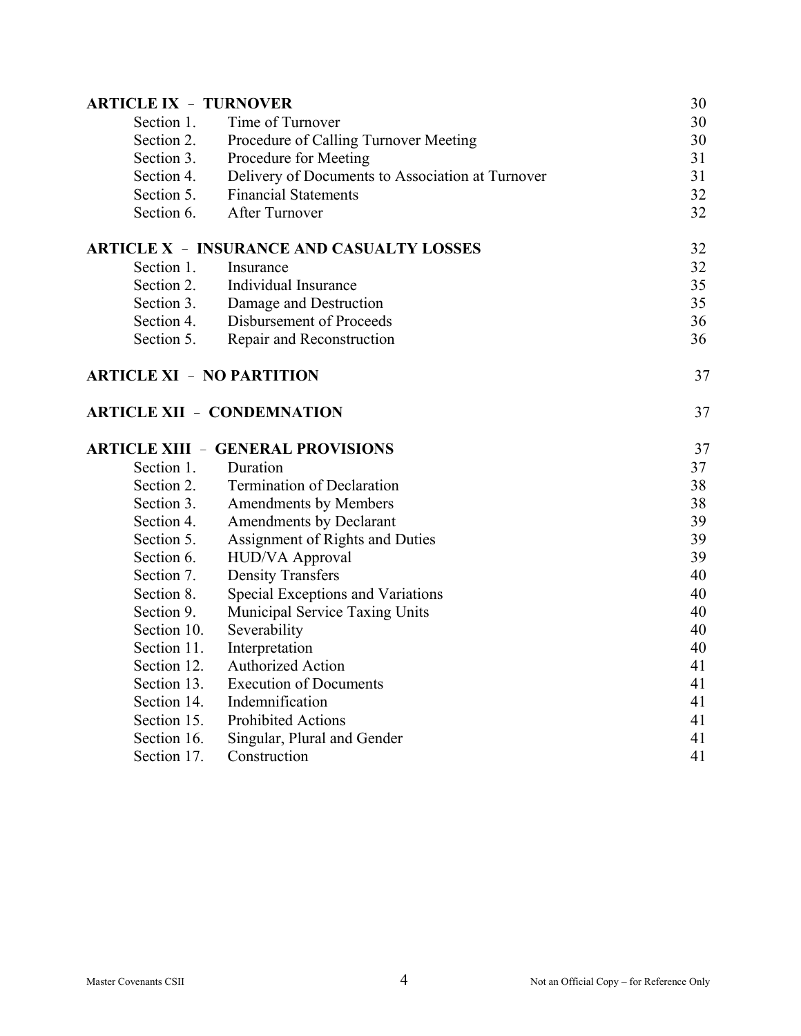| | | |
|---|---|---|
| **ARTICLE IX – TURNOVER** | | 30 |
| Section 1. | Time of Turnover | 30 |
| Section 2. | Procedure of Calling Turnover Meeting | 30 |
| Section 3. | Procedure for Meeting | 31 |
| Section 4. | Delivery of Documents to Association at Turnover | 31 |
| Section 5. | Financial Statements | 32 |
| Section 6. | After Turnover | 32 |
| **ARTICLE X – INSURANCE AND CASUALTY LOSSES** | | 32 |
| Section 1. | Insurance | 32 |
| Section 2. | Individual Insurance | 35 |
| Section 3. | Damage and Destruction | 35 |
| Section 4. | Disbursement of Proceeds | 36 |
| Section 5. | Repair and Reconstruction | 36 |
| **ARTICLE XI – NO PARTITION** | | 37 |
| **ARTICLE XII – CONDEMNATION** | | 37 |
| **ARTICLE XIII – GENERAL PROVISIONS** | | 37 |
| Section 1. | Duration | 37 |
| Section 2. | Termination of Declaration | 38 |
| Section 3. | Amendments by Members | 38 |
| Section 4. | Amendments by Declarant | 39 |
| Section 5. | Assignment of Rights and Duties | 39 |
| Section 6. | HUD/VA Approval | 39 |
| Section 7. | Density Transfers | 40 |
| Section 8. | Special Exceptions and Variations | 40 |
| Section 9. | Municipal Service Taxing Units | 40 |
| Section 10. | Severability | 40 |
| Section 11. | Interpretation | 40 |
| Section 12. | Authorized Action | 41 |
| Section 13. | Execution of Documents | 41 |
| Section 14. | Indemnification | 41 |
| Section 15. | Prohibited Actions | 41 |
| Section 16. | Singular, Plural and Gender | 41 |
| Section 17. | Construction | 41 |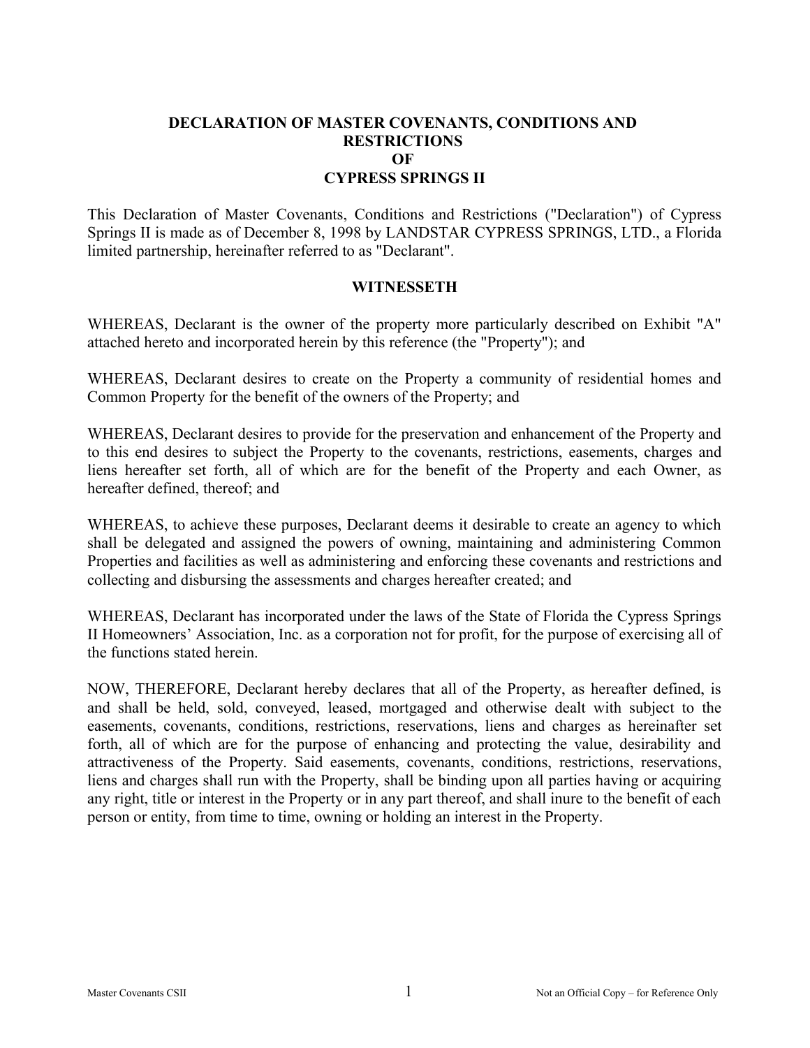# DECLARATION OF MASTER COVENANTS, CONDITIONS AND RESTRICTIONS OF CYPRESS SPRINGS II

This Declaration of Master Covenants, Conditions and Restrictions ("Declaration") of Cypress Springs II is made as of December 8, 1998 by LANDSTAR CYPRESS SPRINGS, LTD., a Florida limited partnership, hereinafter referred to as "Declarant".

## WITNESSETH

WHEREAS, Declarant is the owner of the property more particularly described on Exhibit "A" attached hereto and incorporated herein by this reference (the "Property"); and

WHEREAS, Declarant desires to create on the Property a community of residential homes and Common Property for the benefit of the owners of the Property; and

WHEREAS, Declarant desires to provide for the preservation and enhancement of the Property and to this end desires to subject the Property to the covenants, restrictions, easements, charges and liens hereafter set forth, all of which are for the benefit of the Property and each Owner, as hereafter defined, thereof; and

WHEREAS, to achieve these purposes, Declarant deems it desirable to create an agency to which shall be delegated and assigned the powers of owning, maintaining and administering Common Properties and facilities as well as administering and enforcing these covenants and restrictions and collecting and disbursing the assessments and charges hereafter created; and

WHEREAS, Declarant has incorporated under the laws of the State of Florida the Cypress Springs II Homeowners' Association, Inc. as a corporation not for profit, for the purpose of exercising all of the functions stated herein.

NOW, THEREFORE, Declarant hereby declares that all of the Property, as hereafter defined, is and shall be held, sold, conveyed, leased, mortgaged and otherwise dealt with subject to the easements, covenants, conditions, restrictions, reservations, liens and charges as hereinafter set forth, all of which are for the purpose of enhancing and protecting the value, desirability and attractiveness of the Property. Said easements, covenants, conditions, restrictions, reservations, liens and charges shall run with the Property, shall be binding upon all parties having or acquiring any right, title or interest in the Property or in any part thereof, and shall inure to the benefit of each person or entity, from time to time, owning or holding an interest in the Property.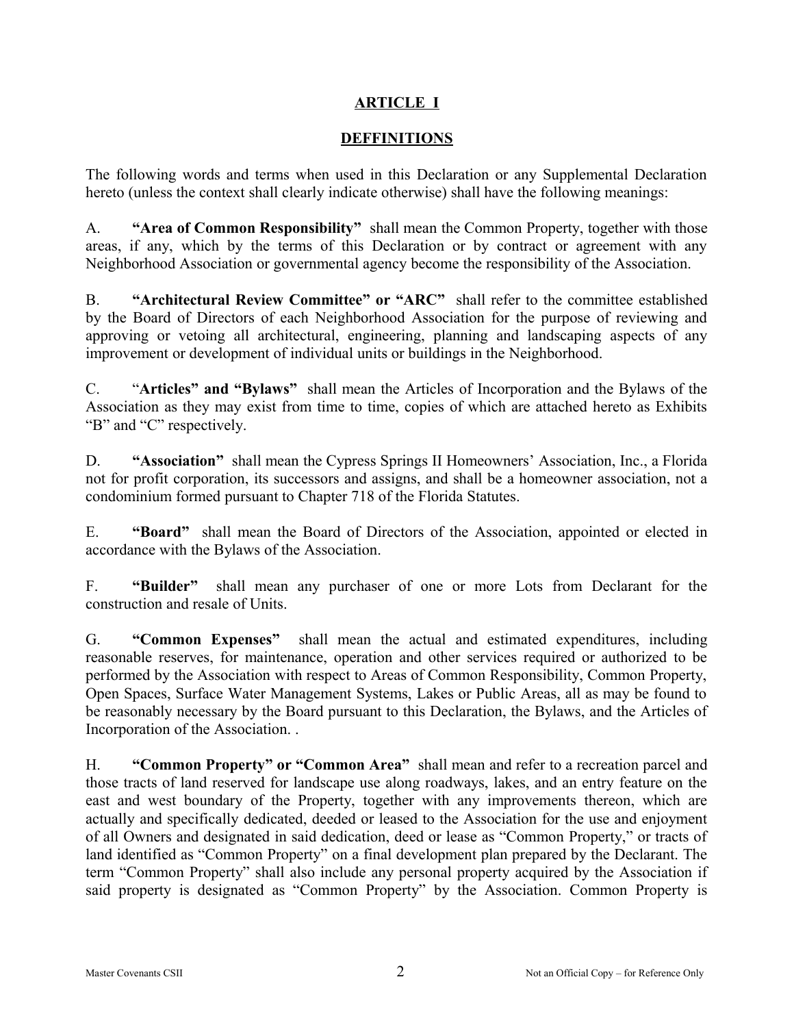## ARTICLE I

## DEFFINITIONS

The following words and terms when used in this Declaration or any Supplemental Declaration hereto (unless the context shall clearly indicate otherwise) shall have the following meanings:

A. **"Area of Common Responsibility"** shall mean the Common Property, together with those areas, if any, which by the terms of this Declaration or by contract or agreement with any Neighborhood Association or governmental agency become the responsibility of the Association.

B. **"Architectural Review Committee" or "ARC"** shall refer to the committee established by the Board of Directors of each Neighborhood Association for the purpose of reviewing and approving or vetoing all architectural, engineering, planning and landscaping aspects of any improvement or development of individual units or buildings in the Neighborhood.

C. "**Articles" and "Bylaws"** shall mean the Articles of Incorporation and the Bylaws of the Association as they may exist from time to time, copies of which are attached hereto as Exhibits "B" and "C" respectively.

D. **"Association"** shall mean the Cypress Springs II Homeowners' Association, Inc., a Florida not for profit corporation, its successors and assigns, and shall be a homeowner association, not a condominium formed pursuant to Chapter 718 of the Florida Statutes.

E. **"Board"** shall mean the Board of Directors of the Association, appointed or elected in accordance with the Bylaws of the Association.

F. **"Builder"** shall mean any purchaser of one or more Lots from Declarant for the construction and resale of Units.

G. **"Common Expenses"** shall mean the actual and estimated expenditures, including reasonable reserves, for maintenance, operation and other services required or authorized to be performed by the Association with respect to Areas of Common Responsibility, Common Property, Open Spaces, Surface Water Management Systems, Lakes or Public Areas, all as may be found to be reasonably necessary by the Board pursuant to this Declaration, the Bylaws, and the Articles of Incorporation of the Association. .

H. **"Common Property" or "Common Area"** shall mean and refer to a recreation parcel and those tracts of land reserved for landscape use along roadways, lakes, and an entry feature on the east and west boundary of the Property, together with any improvements thereon, which are actually and specifically dedicated, deeded or leased to the Association for the use and enjoyment of all Owners and designated in said dedication, deed or lease as "Common Property," or tracts of land identified as "Common Property" on a final development plan prepared by the Declarant. The term "Common Property" shall also include any personal property acquired by the Association if said property is designated as "Common Property" by the Association. Common Property is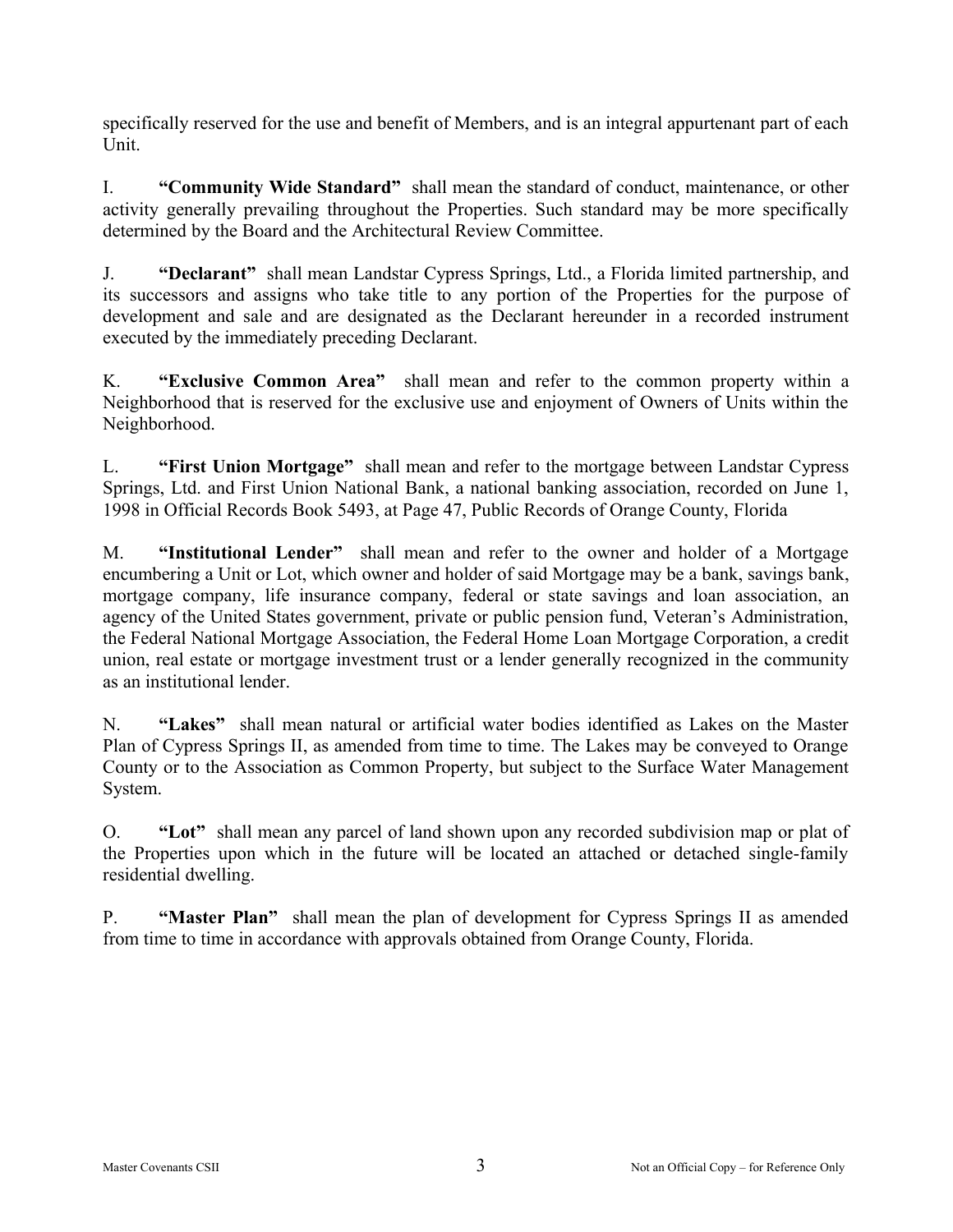specifically reserved for the use and benefit of Members, and is an integral appurtenant part of each Unit.

I. **"Community Wide Standard"** shall mean the standard of conduct, maintenance, or other activity generally prevailing throughout the Properties. Such standard may be more specifically determined by the Board and the Architectural Review Committee.

J. **"Declarant"** shall mean Landstar Cypress Springs, Ltd., a Florida limited partnership, and its successors and assigns who take title to any portion of the Properties for the purpose of development and sale and are designated as the Declarant hereunder in a recorded instrument executed by the immediately preceding Declarant.

K. **"Exclusive Common Area"** shall mean and refer to the common property within a Neighborhood that is reserved for the exclusive use and enjoyment of Owners of Units within the Neighborhood.

L. **"First Union Mortgage"** shall mean and refer to the mortgage between Landstar Cypress Springs, Ltd. and First Union National Bank, a national banking association, recorded on June 1, 1998 in Official Records Book 5493, at Page 47, Public Records of Orange County, Florida

M. **"Institutional Lender"** shall mean and refer to the owner and holder of a Mortgage encumbering a Unit or Lot, which owner and holder of said Mortgage may be a bank, savings bank, mortgage company, life insurance company, federal or state savings and loan association, an agency of the United States government, private or public pension fund, Veteran's Administration, the Federal National Mortgage Association, the Federal Home Loan Mortgage Corporation, a credit union, real estate or mortgage investment trust or a lender generally recognized in the community as an institutional lender.

N. **"Lakes"** shall mean natural or artificial water bodies identified as Lakes on the Master Plan of Cypress Springs II, as amended from time to time. The Lakes may be conveyed to Orange County or to the Association as Common Property, but subject to the Surface Water Management System.

O. **"Lot"** shall mean any parcel of land shown upon any recorded subdivision map or plat of the Properties upon which in the future will be located an attached or detached single-family residential dwelling.

P. **"Master Plan"** shall mean the plan of development for Cypress Springs II as amended from time to time in accordance with approvals obtained from Orange County, Florida.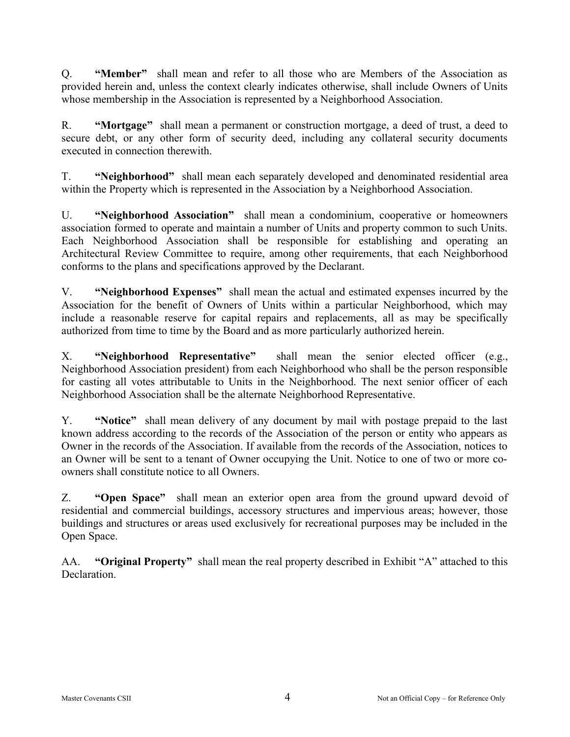Q. **"Member"** shall mean and refer to all those who are Members of the Association as provided herein and, unless the context clearly indicates otherwise, shall include Owners of Units whose membership in the Association is represented by a Neighborhood Association.

R. **"Mortgage"** shall mean a permanent or construction mortgage, a deed of trust, a deed to secure debt, or any other form of security deed, including any collateral security documents executed in connection therewith.

T. **"Neighborhood"** shall mean each separately developed and denominated residential area within the Property which is represented in the Association by a Neighborhood Association.

U. **"Neighborhood Association"** shall mean a condominium, cooperative or homeowners association formed to operate and maintain a number of Units and property common to such Units. Each Neighborhood Association shall be responsible for establishing and operating an Architectural Review Committee to require, among other requirements, that each Neighborhood conforms to the plans and specifications approved by the Declarant.

V. **"Neighborhood Expenses"** shall mean the actual and estimated expenses incurred by the Association for the benefit of Owners of Units within a particular Neighborhood, which may include a reasonable reserve for capital repairs and replacements, all as may be specifically authorized from time to time by the Board and as more particularly authorized herein.

X. **"Neighborhood Representative"** shall mean the senior elected officer (e.g., Neighborhood Association president) from each Neighborhood who shall be the person responsible for casting all votes attributable to Units in the Neighborhood. The next senior officer of each Neighborhood Association shall be the alternate Neighborhood Representative.

Y. **"Notice"** shall mean delivery of any document by mail with postage prepaid to the last known address according to the records of the Association of the person or entity who appears as Owner in the records of the Association. If available from the records of the Association, notices to an Owner will be sent to a tenant of Owner occupying the Unit. Notice to one of two or more co-owners shall constitute notice to all Owners.

Z. **"Open Space"** shall mean an exterior open area from the ground upward devoid of residential and commercial buildings, accessory structures and impervious areas; however, those buildings and structures or areas used exclusively for recreational purposes may be included in the Open Space.

AA. **"Original Property"** shall mean the real property described in Exhibit "A" attached to this Declaration.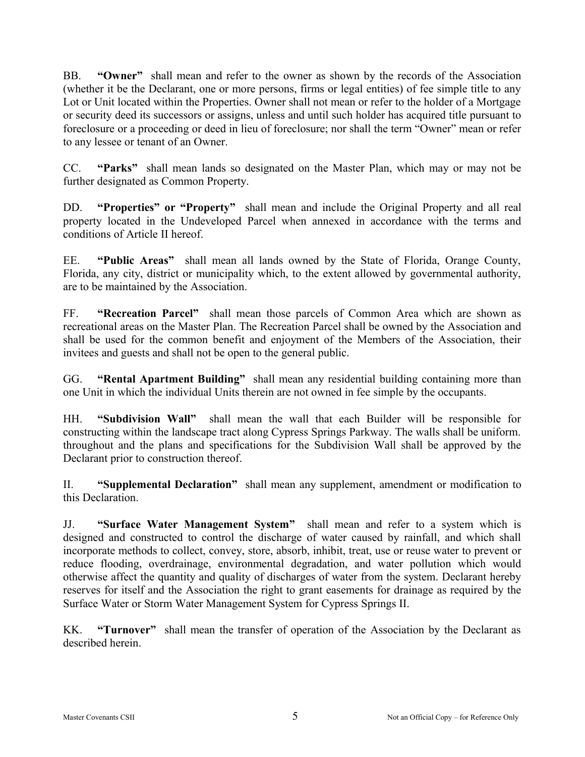BB. **"Owner"** shall mean and refer to the owner as shown by the records of the Association (whether it be the Declarant, one or more persons, firms or legal entities) of fee simple title to any Lot or Unit located within the Properties. Owner shall not mean or refer to the holder of a Mortgage or security deed its successors or assigns, unless and until such holder has acquired title pursuant to foreclosure or a proceeding or deed in lieu of foreclosure; nor shall the term "Owner" mean or refer to any lessee or tenant of an Owner.

CC. **"Parks"** shall mean lands so designated on the Master Plan, which may or may not be further designated as Common Property.

DD. **"Properties" or "Property"** shall mean and include the Original Property and all real property located in the Undeveloped Parcel when annexed in accordance with the terms and conditions of Article II hereof.

EE. **"Public Areas"** shall mean all lands owned by the State of Florida, Orange County, Florida, any city, district or municipality which, to the extent allowed by governmental authority, are to be maintained by the Association.

FF. **"Recreation Parcel"** shall mean those parcels of Common Area which are shown as recreational areas on the Master Plan. The Recreation Parcel shall be owned by the Association and shall be used for the common benefit and enjoyment of the Members of the Association, their invitees and guests and shall not be open to the general public.

GG. **"Rental Apartment Building"** shall mean any residential building containing more than one Unit in which the individual Units therein are not owned in fee simple by the occupants.

HH. **"Subdivision Wall"** shall mean the wall that each Builder will be responsible for constructing within the landscape tract along Cypress Springs Parkway. The walls shall be uniform. throughout and the plans and specifications for the Subdivision Wall shall be approved by the Declarant prior to construction thereof.

II. **"Supplemental Declaration"** shall mean any supplement, amendment or modification to this Declaration.

JJ. **"Surface Water Management System"** shall mean and refer to a system which is designed and constructed to control the discharge of water caused by rainfall, and which shall incorporate methods to collect, convey, store, absorb, inhibit, treat, use or reuse water to prevent or reduce flooding, overdrainage, environmental degradation, and water pollution which would otherwise affect the quantity and quality of discharges of water from the system. Declarant hereby reserves for itself and the Association the right to grant easements for drainage as required by the Surface Water or Storm Water Management System for Cypress Springs II.

KK. **"Turnover"** shall mean the transfer of operation of the Association by the Declarant as described herein.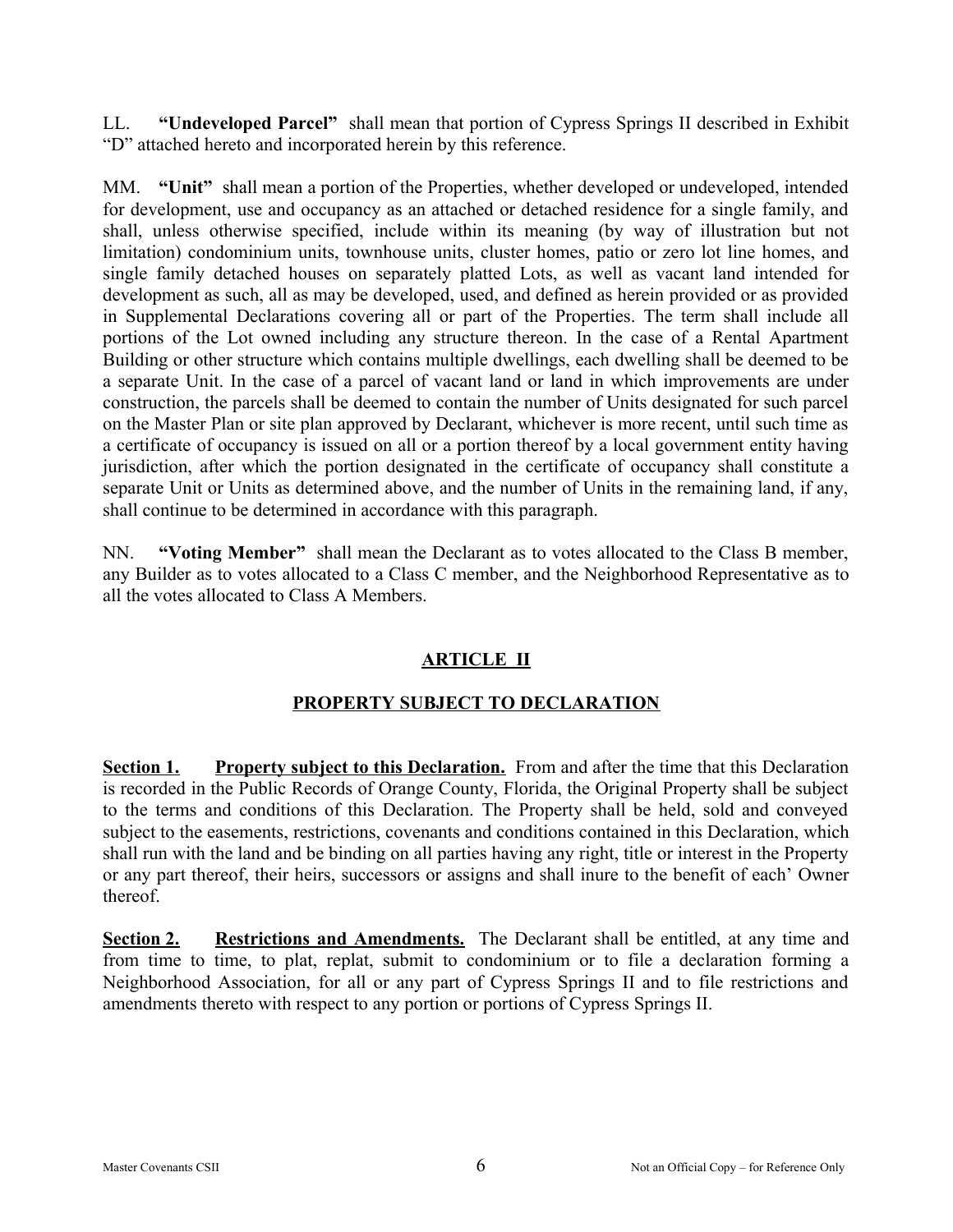LL. **"Undeveloped Parcel"** shall mean that portion of Cypress Springs II described in Exhibit "D" attached hereto and incorporated herein by this reference.

MM. **"Unit"** shall mean a portion of the Properties, whether developed or undeveloped, intended for development, use and occupancy as an attached or detached residence for a single family, and shall, unless otherwise specified, include within its meaning (by way of illustration but not limitation) condominium units, townhouse units, cluster homes, patio or zero lot line homes, and single family detached houses on separately platted Lots, as well as vacant land intended for development as such, all as may be developed, used, and defined as herein provided or as provided in Supplemental Declarations covering all or part of the Properties. The term shall include all portions of the Lot owned including any structure thereon. In the case of a Rental Apartment Building or other structure which contains multiple dwellings, each dwelling shall be deemed to be a separate Unit. In the case of a parcel of vacant land or land in which improvements are under construction, the parcels shall be deemed to contain the number of Units designated for such parcel on the Master Plan or site plan approved by Declarant, whichever is more recent, until such time as a certificate of occupancy is issued on all or a portion thereof by a local government entity having jurisdiction, after which the portion designated in the certificate of occupancy shall constitute a separate Unit or Units as determined above, and the number of Units in the remaining land, if any, shall continue to be determined in accordance with this paragraph.

NN. **"Voting Member"** shall mean the Declarant as to votes allocated to the Class B member, any Builder as to votes allocated to a Class C member, and the Neighborhood Representative as to all the votes allocated to Class A Members.

## ARTICLE II

## PROPERTY SUBJECT TO DECLARATION

**Section 1.** **Property subject to this Declaration.** From and after the time that this Declaration is recorded in the Public Records of Orange County, Florida, the Original Property shall be subject to the terms and conditions of this Declaration. The Property shall be held, sold and conveyed subject to the easements, restrictions, covenants and conditions contained in this Declaration, which shall run with the land and be binding on all parties having any right, title or interest in the Property or any part thereof, their heirs, successors or assigns and shall inure to the benefit of each' Owner thereof.

**Section 2.** **Restrictions and Amendments.** The Declarant shall be entitled, at any time and from time to time, to plat, replat, submit to condominium or to file a declaration forming a Neighborhood Association, for all or any part of Cypress Springs II and to file restrictions and amendments thereto with respect to any portion or portions of Cypress Springs II.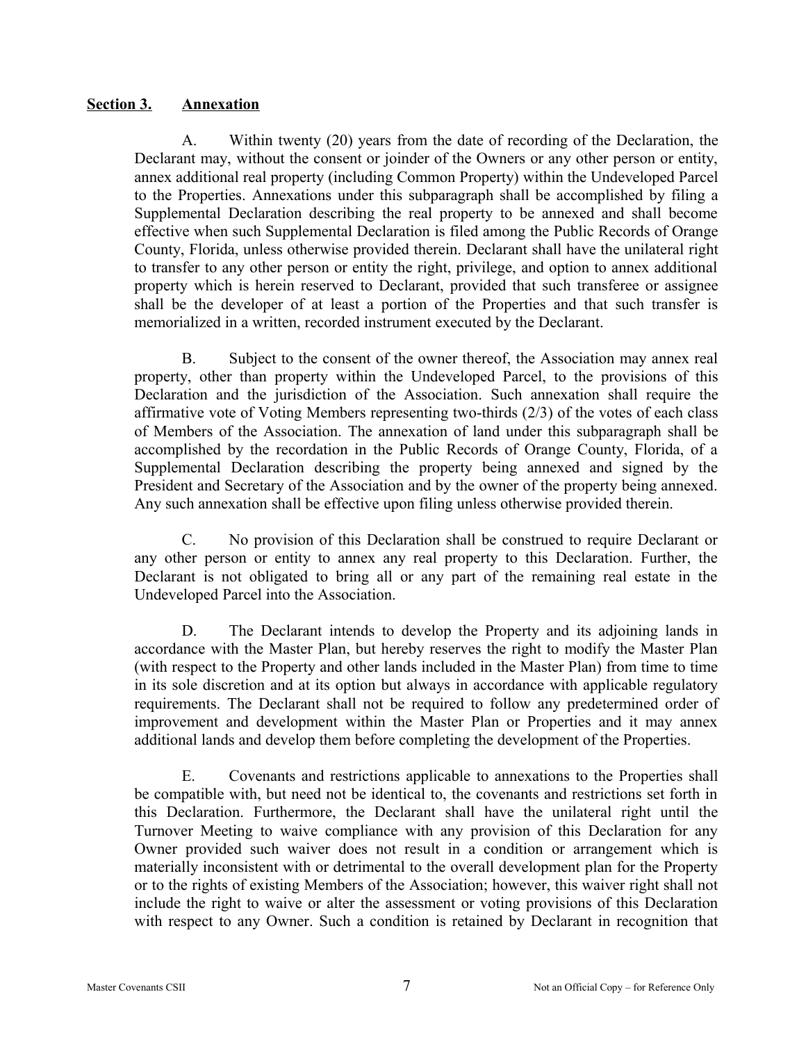**<u>Section 3.</u> <u>Annexation</u>**

A. Within twenty (20) years from the date of recording of the Declaration, the Declarant may, without the consent or joinder of the Owners or any other person or entity, annex additional real property (including Common Property) within the Undeveloped Parcel to the Properties. Annexations under this subparagraph shall be accomplished by filing a Supplemental Declaration describing the real property to be annexed and shall become effective when such Supplemental Declaration is filed among the Public Records of Orange County, Florida, unless otherwise provided therein. Declarant shall have the unilateral right to transfer to any other person or entity the right, privilege, and option to annex additional property which is herein reserved to Declarant, provided that such transferee or assignee shall be the developer of at least a portion of the Properties and that such transfer is memorialized in a written, recorded instrument executed by the Declarant.

B. Subject to the consent of the owner thereof, the Association may annex real property, other than property within the Undeveloped Parcel, to the provisions of this Declaration and the jurisdiction of the Association. Such annexation shall require the affirmative vote of Voting Members representing two-thirds (2/3) of the votes of each class of Members of the Association. The annexation of land under this subparagraph shall be accomplished by the recordation in the Public Records of Orange County, Florida, of a Supplemental Declaration describing the property being annexed and signed by the President and Secretary of the Association and by the owner of the property being annexed. Any such annexation shall be effective upon filing unless otherwise provided therein.

C. No provision of this Declaration shall be construed to require Declarant or any other person or entity to annex any real property to this Declaration. Further, the Declarant is not obligated to bring all or any part of the remaining real estate in the Undeveloped Parcel into the Association.

D. The Declarant intends to develop the Property and its adjoining lands in accordance with the Master Plan, but hereby reserves the right to modify the Master Plan (with respect to the Property and other lands included in the Master Plan) from time to time in its sole discretion and at its option but always in accordance with applicable regulatory requirements. The Declarant shall not be required to follow any predetermined order of improvement and development within the Master Plan or Properties and it may annex additional lands and develop them before completing the development of the Properties.

E. Covenants and restrictions applicable to annexations to the Properties shall be compatible with, but need not be identical to, the covenants and restrictions set forth in this Declaration. Furthermore, the Declarant shall have the unilateral right until the Turnover Meeting to waive compliance with any provision of this Declaration for any Owner provided such waiver does not result in a condition or arrangement which is materially inconsistent with or detrimental to the overall development plan for the Property or to the rights of existing Members of the Association; however, this waiver right shall not include the right to waive or alter the assessment or voting provisions of this Declaration with respect to any Owner. Such a condition is retained by Declarant in recognition that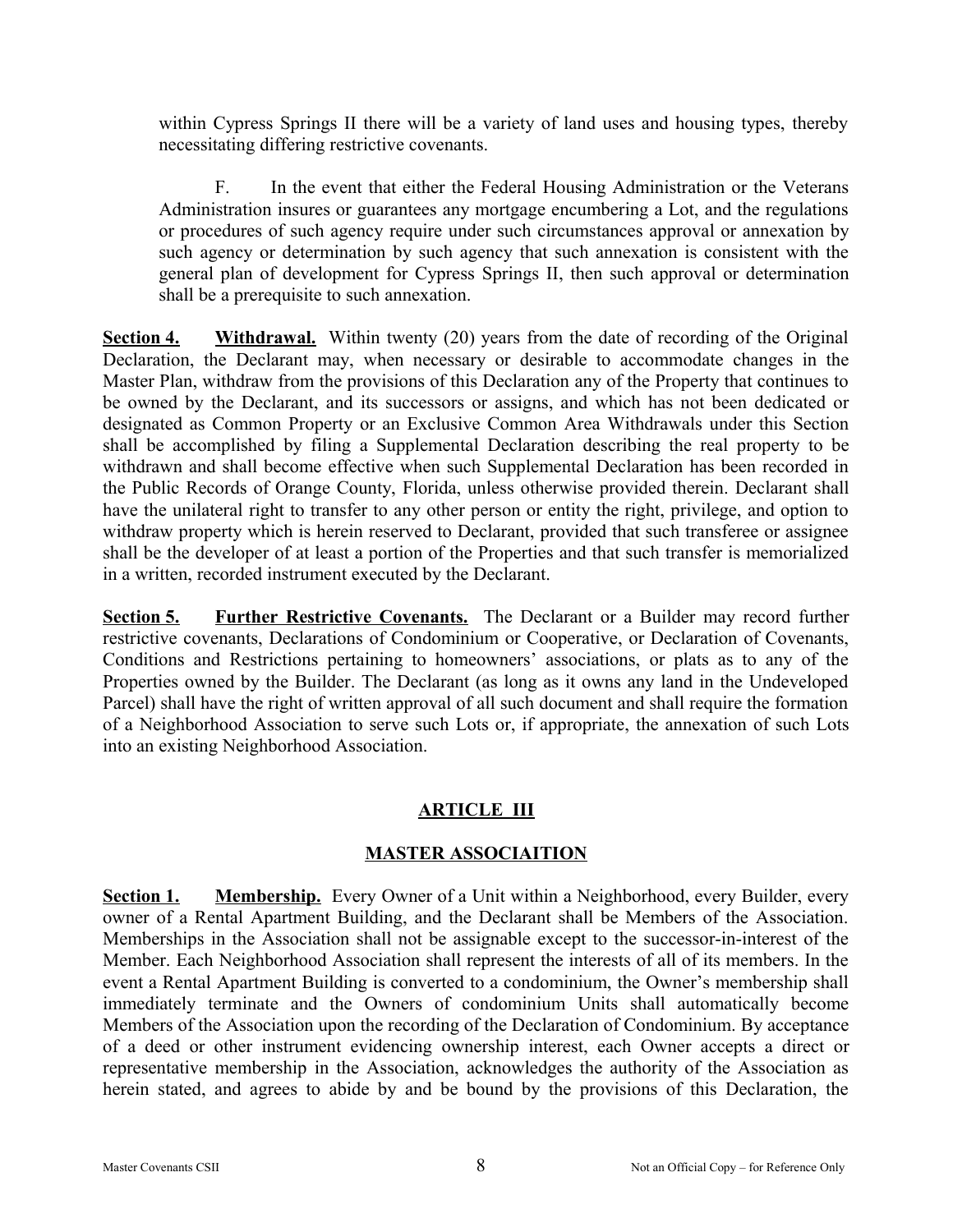within Cypress Springs II there will be a variety of land uses and housing types, thereby necessitating differing restrictive covenants.

F. In the event that either the Federal Housing Administration or the Veterans Administration insures or guarantees any mortgage encumbering a Lot, and the regulations or procedures of such agency require under such circumstances approval or annexation by such agency or determination by such agency that such annexation is consistent with the general plan of development for Cypress Springs II, then such approval or determination shall be a prerequisite to such annexation.

**Section 4.** **Withdrawal.** Within twenty (20) years from the date of recording of the Original Declaration, the Declarant may, when necessary or desirable to accommodate changes in the Master Plan, withdraw from the provisions of this Declaration any of the Property that continues to be owned by the Declarant, and its successors or assigns, and which has not been dedicated or designated as Common Property or an Exclusive Common Area Withdrawals under this Section shall be accomplished by filing a Supplemental Declaration describing the real property to be withdrawn and shall become effective when such Supplemental Declaration has been recorded in the Public Records of Orange County, Florida, unless otherwise provided therein. Declarant shall have the unilateral right to transfer to any other person or entity the right, privilege, and option to withdraw property which is herein reserved to Declarant, provided that such transferee or assignee shall be the developer of at least a portion of the Properties and that such transfer is memorialized in a written, recorded instrument executed by the Declarant.

**Section 5.** **Further Restrictive Covenants.** The Declarant or a Builder may record further restrictive covenants, Declarations of Condominium or Cooperative, or Declaration of Covenants, Conditions and Restrictions pertaining to homeowners' associations, or plats as to any of the Properties owned by the Builder. The Declarant (as long as it owns any land in the Undeveloped Parcel) shall have the right of written approval of all such document and shall require the formation of a Neighborhood Association to serve such Lots or, if appropriate, the annexation of such Lots into an existing Neighborhood Association.

## ARTICLE III

## MASTER ASSOCIAITION

**Section 1.** **Membership.** Every Owner of a Unit within a Neighborhood, every Builder, every owner of a Rental Apartment Building, and the Declarant shall be Members of the Association. Memberships in the Association shall not be assignable except to the successor-in-interest of the Member. Each Neighborhood Association shall represent the interests of all of its members. In the event a Rental Apartment Building is converted to a condominium, the Owner's membership shall immediately terminate and the Owners of condominium Units shall automatically become Members of the Association upon the recording of the Declaration of Condominium. By acceptance of a deed or other instrument evidencing ownership interest, each Owner accepts a direct or representative membership in the Association, acknowledges the authority of the Association as herein stated, and agrees to abide by and be bound by the provisions of this Declaration, the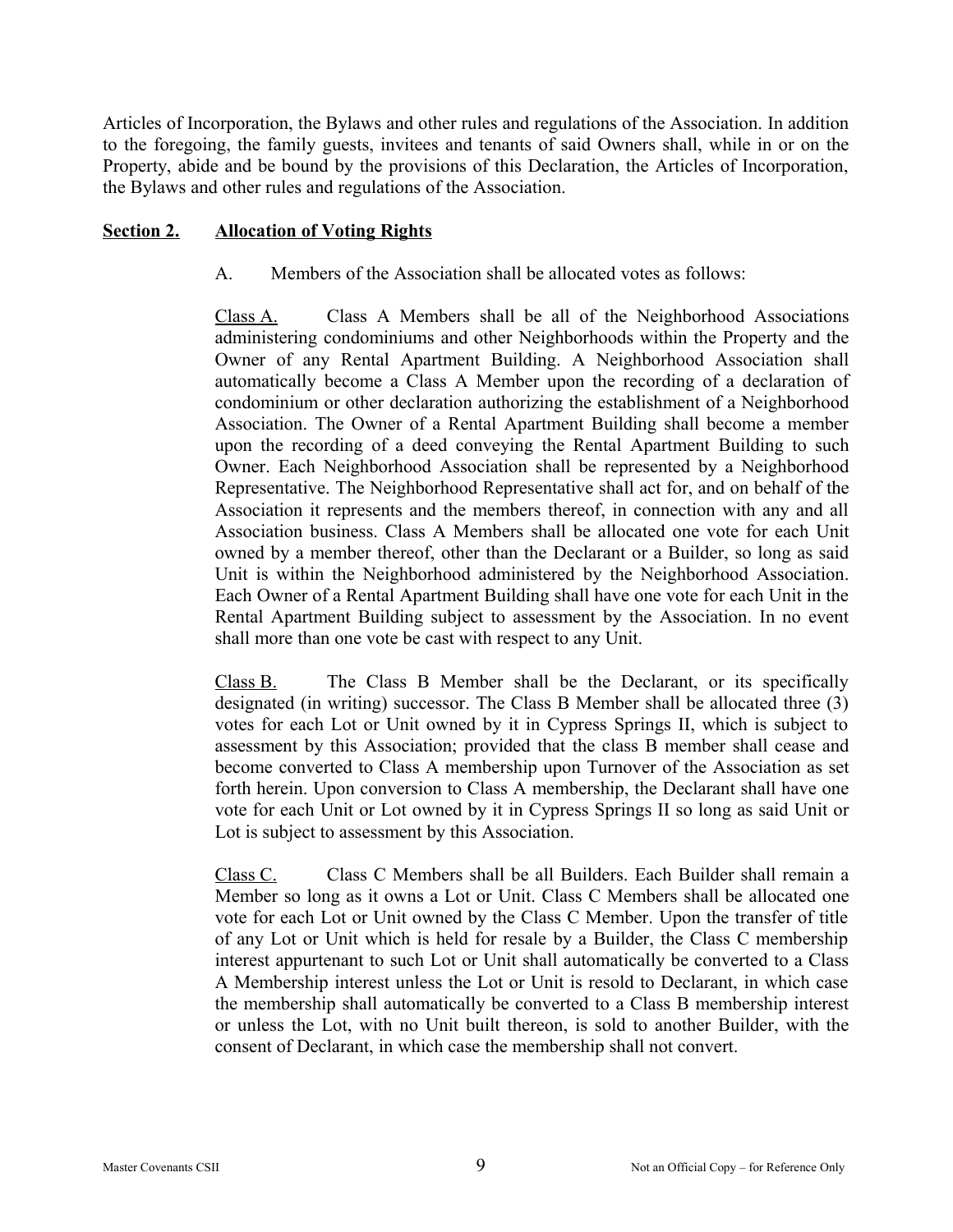Articles of Incorporation, the Bylaws and other rules and regulations of the Association. In addition to the foregoing, the family guests, invitees and tenants of said Owners shall, while in or on the Property, abide and be bound by the provisions of this Declaration, the Articles of Incorporation, the Bylaws and other rules and regulations of the Association.

**<u>Section 2.</u> <u>Allocation of Voting Rights</u>**

A. Members of the Association shall be allocated votes as follows:

<u>Class A.</u> Class A Members shall be all of the Neighborhood Associations administering condominiums and other Neighborhoods within the Property and the Owner of any Rental Apartment Building. A Neighborhood Association shall automatically become a Class A Member upon the recording of a declaration of condominium or other declaration authorizing the establishment of a Neighborhood Association. The Owner of a Rental Apartment Building shall become a member upon the recording of a deed conveying the Rental Apartment Building to such Owner. Each Neighborhood Association shall be represented by a Neighborhood Representative. The Neighborhood Representative shall act for, and on behalf of the Association it represents and the members thereof, in connection with any and all Association business. Class A Members shall be allocated one vote for each Unit owned by a member thereof, other than the Declarant or a Builder, so long as said Unit is within the Neighborhood administered by the Neighborhood Association. Each Owner of a Rental Apartment Building shall have one vote for each Unit in the Rental Apartment Building subject to assessment by the Association. In no event shall more than one vote be cast with respect to any Unit.

<u>Class B.</u> The Class B Member shall be the Declarant, or its specifically designated (in writing) successor. The Class B Member shall be allocated three (3) votes for each Lot or Unit owned by it in Cypress Springs II, which is subject to assessment by this Association; provided that the class B member shall cease and become converted to Class A membership upon Turnover of the Association as set forth herein. Upon conversion to Class A membership, the Declarant shall have one vote for each Unit or Lot owned by it in Cypress Springs II so long as said Unit or Lot is subject to assessment by this Association.

<u>Class C.</u> Class C Members shall be all Builders. Each Builder shall remain a Member so long as it owns a Lot or Unit. Class C Members shall be allocated one vote for each Lot or Unit owned by the Class C Member. Upon the transfer of title of any Lot or Unit which is held for resale by a Builder, the Class C membership interest appurtenant to such Lot or Unit shall automatically be converted to a Class A Membership interest unless the Lot or Unit is resold to Declarant, in which case the membership shall automatically be converted to a Class B membership interest or unless the Lot, with no Unit built thereon, is sold to another Builder, with the consent of Declarant, in which case the membership shall not convert.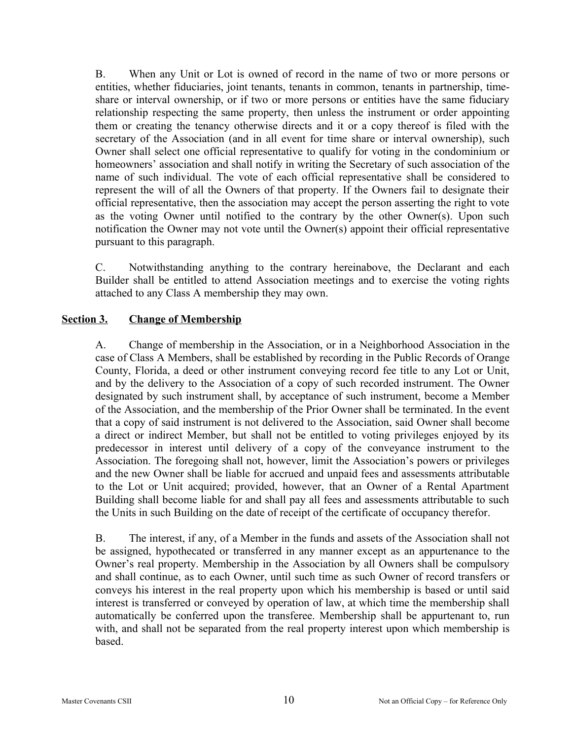B. When any Unit or Lot is owned of record in the name of two or more persons or entities, whether fiduciaries, joint tenants, tenants in common, tenants in partnership, time-share or interval ownership, or if two or more persons or entities have the same fiduciary relationship respecting the same property, then unless the instrument or order appointing them or creating the tenancy otherwise directs and it or a copy thereof is filed with the secretary of the Association (and in all event for time share or interval ownership), such Owner shall select one official representative to qualify for voting in the condominium or homeowners' association and shall notify in writing the Secretary of such association of the name of such individual. The vote of each official representative shall be considered to represent the will of all the Owners of that property. If the Owners fail to designate their official representative, then the association may accept the person asserting the right to vote as the voting Owner until notified to the contrary by the other Owner(s). Upon such notification the Owner may not vote until the Owner(s) appoint their official representative pursuant to this paragraph.

C. Notwithstanding anything to the contrary hereinabove, the Declarant and each Builder shall be entitled to attend Association meetings and to exercise the voting rights attached to any Class A membership they may own.

## **<u>Section 3. Change of Membership</u>**

A. Change of membership in the Association, or in a Neighborhood Association in the case of Class A Members, shall be established by recording in the Public Records of Orange County, Florida, a deed or other instrument conveying record fee title to any Lot or Unit, and by the delivery to the Association of a copy of such recorded instrument. The Owner designated by such instrument shall, by acceptance of such instrument, become a Member of the Association, and the membership of the Prior Owner shall be terminated. In the event that a copy of said instrument is not delivered to the Association, said Owner shall become a direct or indirect Member, but shall not be entitled to voting privileges enjoyed by its predecessor in interest until delivery of a copy of the conveyance instrument to the Association. The foregoing shall not, however, limit the Association's powers or privileges and the new Owner shall be liable for accrued and unpaid fees and assessments attributable to the Lot or Unit acquired; provided, however, that an Owner of a Rental Apartment Building shall become liable for and shall pay all fees and assessments attributable to such the Units in such Building on the date of receipt of the certificate of occupancy therefor.

B. The interest, if any, of a Member in the funds and assets of the Association shall not be assigned, hypothecated or transferred in any manner except as an appurtenance to the Owner's real property. Membership in the Association by all Owners shall be compulsory and shall continue, as to each Owner, until such time as such Owner of record transfers or conveys his interest in the real property upon which his membership is based or until said interest is transferred or conveyed by operation of law, at which time the membership shall automatically be conferred upon the transferee. Membership shall be appurtenant to, run with, and shall not be separated from the real property interest upon which membership is based.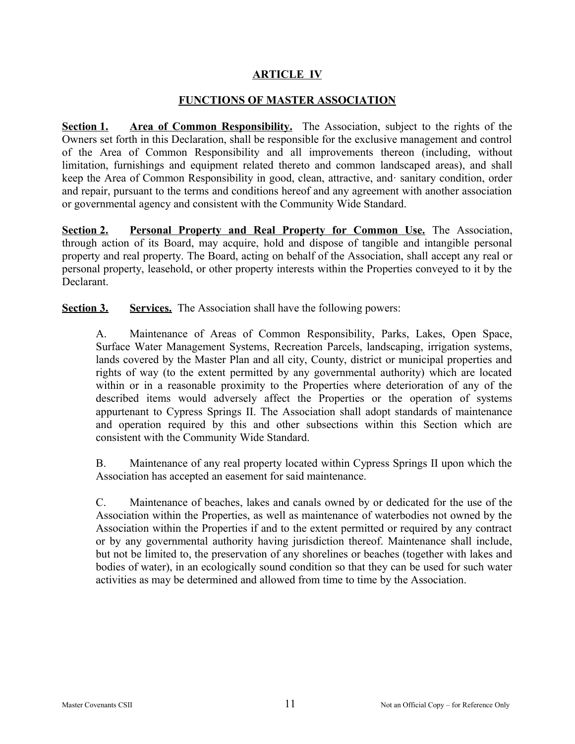## ARTICLE IV

## FUNCTIONS OF MASTER ASSOCIATION

**Section 1. Area of Common Responsibility.** The Association, subject to the rights of the Owners set forth in this Declaration, shall be responsible for the exclusive management and control of the Area of Common Responsibility and all improvements thereon (including, without limitation, furnishings and equipment related thereto and common landscaped areas), and shall keep the Area of Common Responsibility in good, clean, attractive, and· sanitary condition, order and repair, pursuant to the terms and conditions hereof and any agreement with another association or governmental agency and consistent with the Community Wide Standard.

**Section 2. Personal Property and Real Property for Common Use.** The Association, through action of its Board, may acquire, hold and dispose of tangible and intangible personal property and real property. The Board, acting on behalf of the Association, shall accept any real or personal property, leasehold, or other property interests within the Properties conveyed to it by the Declarant.

**Section 3. Services.** The Association shall have the following powers:

A. Maintenance of Areas of Common Responsibility, Parks, Lakes, Open Space, Surface Water Management Systems, Recreation Parcels, landscaping, irrigation systems, lands covered by the Master Plan and all city, County, district or municipal properties and rights of way (to the extent permitted by any governmental authority) which are located within or in a reasonable proximity to the Properties where deterioration of any of the described items would adversely affect the Properties or the operation of systems appurtenant to Cypress Springs II. The Association shall adopt standards of maintenance and operation required by this and other subsections within this Section which are consistent with the Community Wide Standard.

B. Maintenance of any real property located within Cypress Springs II upon which the Association has accepted an easement for said maintenance.

C. Maintenance of beaches, lakes and canals owned by or dedicated for the use of the Association within the Properties, as well as maintenance of waterbodies not owned by the Association within the Properties if and to the extent permitted or required by any contract or by any governmental authority having jurisdiction thereof. Maintenance shall include, but not be limited to, the preservation of any shorelines or beaches (together with lakes and bodies of water), in an ecologically sound condition so that they can be used for such water activities as may be determined and allowed from time to time by the Association.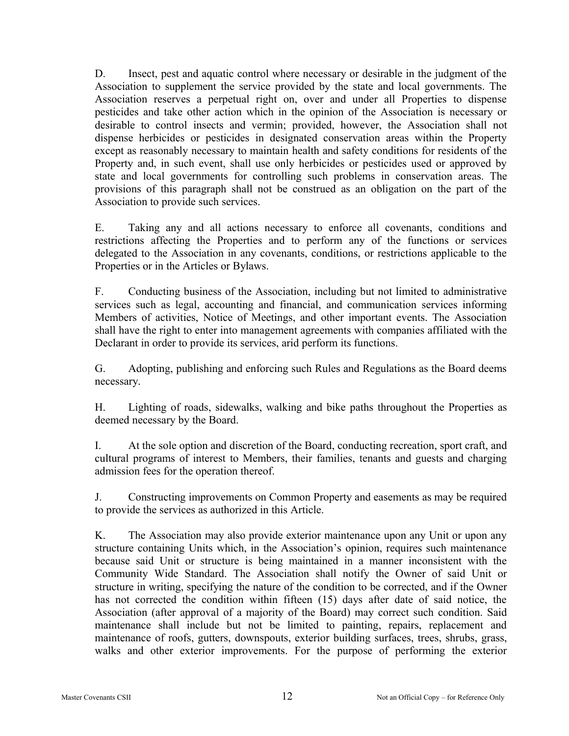D. Insect, pest and aquatic control where necessary or desirable in the judgment of the Association to supplement the service provided by the state and local governments. The Association reserves a perpetual right on, over and under all Properties to dispense pesticides and take other action which in the opinion of the Association is necessary or desirable to control insects and vermin; provided, however, the Association shall not dispense herbicides or pesticides in designated conservation areas within the Property except as reasonably necessary to maintain health and safety conditions for residents of the Property and, in such event, shall use only herbicides or pesticides used or approved by state and local governments for controlling such problems in conservation areas. The provisions of this paragraph shall not be construed as an obligation on the part of the Association to provide such services.

E. Taking any and all actions necessary to enforce all covenants, conditions and restrictions affecting the Properties and to perform any of the functions or services delegated to the Association in any covenants, conditions, or restrictions applicable to the Properties or in the Articles or Bylaws.

F. Conducting business of the Association, including but not limited to administrative services such as legal, accounting and financial, and communication services informing Members of activities, Notice of Meetings, and other important events. The Association shall have the right to enter into management agreements with companies affiliated with the Declarant in order to provide its services, arid perform its functions.

G. Adopting, publishing and enforcing such Rules and Regulations as the Board deems necessary.

H. Lighting of roads, sidewalks, walking and bike paths throughout the Properties as deemed necessary by the Board.

I. At the sole option and discretion of the Board, conducting recreation, sport craft, and cultural programs of interest to Members, their families, tenants and guests and charging admission fees for the operation thereof.

J. Constructing improvements on Common Property and easements as may be required to provide the services as authorized in this Article.

K. The Association may also provide exterior maintenance upon any Unit or upon any structure containing Units which, in the Association's opinion, requires such maintenance because said Unit or structure is being maintained in a manner inconsistent with the Community Wide Standard. The Association shall notify the Owner of said Unit or structure in writing, specifying the nature of the condition to be corrected, and if the Owner has not corrected the condition within fifteen (15) days after date of said notice, the Association (after approval of a majority of the Board) may correct such condition. Said maintenance shall include but not be limited to painting, repairs, replacement and maintenance of roofs, gutters, downspouts, exterior building surfaces, trees, shrubs, grass, walks and other exterior improvements. For the purpose of performing the exterior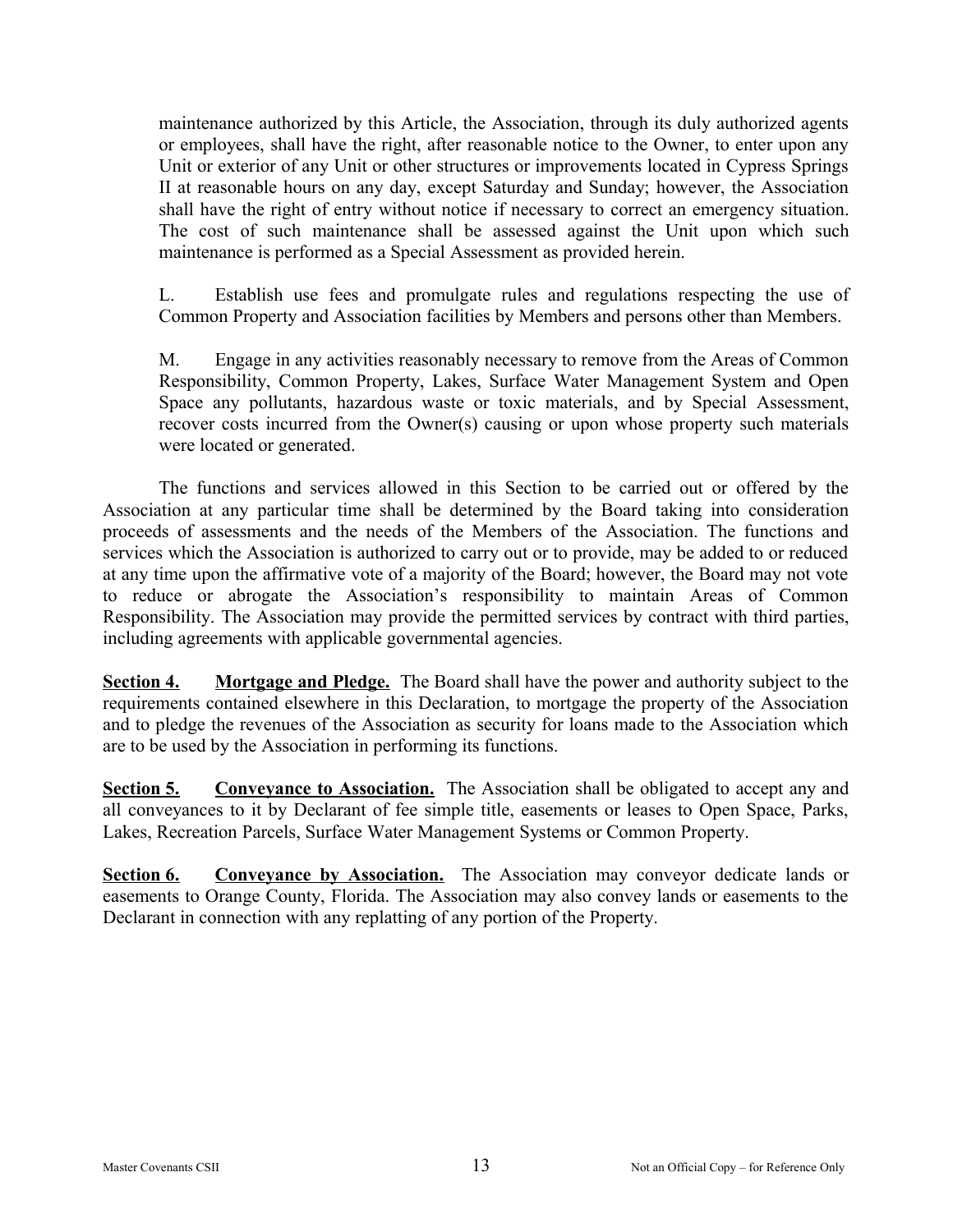maintenance authorized by this Article, the Association, through its duly authorized agents or employees, shall have the right, after reasonable notice to the Owner, to enter upon any Unit or exterior of any Unit or other structures or improvements located in Cypress Springs II at reasonable hours on any day, except Saturday and Sunday; however, the Association shall have the right of entry without notice if necessary to correct an emergency situation. The cost of such maintenance shall be assessed against the Unit upon which such maintenance is performed as a Special Assessment as provided herein.

L. Establish use fees and promulgate rules and regulations respecting the use of Common Property and Association facilities by Members and persons other than Members.

M. Engage in any activities reasonably necessary to remove from the Areas of Common Responsibility, Common Property, Lakes, Surface Water Management System and Open Space any pollutants, hazardous waste or toxic materials, and by Special Assessment, recover costs incurred from the Owner(s) causing or upon whose property such materials were located or generated.

The functions and services allowed in this Section to be carried out or offered by the Association at any particular time shall be determined by the Board taking into consideration proceeds of assessments and the needs of the Members of the Association. The functions and services which the Association is authorized to carry out or to provide, may be added to or reduced at any time upon the affirmative vote of a majority of the Board; however, the Board may not vote to reduce or abrogate the Association's responsibility to maintain Areas of Common Responsibility. The Association may provide the permitted services by contract with third parties, including agreements with applicable governmental agencies.

**Section 4. Mortgage and Pledge.** The Board shall have the power and authority subject to the requirements contained elsewhere in this Declaration, to mortgage the property of the Association and to pledge the revenues of the Association as security for loans made to the Association which are to be used by the Association in performing its functions.

**Section 5. Conveyance to Association.** The Association shall be obligated to accept any and all conveyances to it by Declarant of fee simple title, easements or leases to Open Space, Parks, Lakes, Recreation Parcels, Surface Water Management Systems or Common Property.

**Section 6. Conveyance by Association.** The Association may conveyor dedicate lands or easements to Orange County, Florida. The Association may also convey lands or easements to the Declarant in connection with any replatting of any portion of the Property.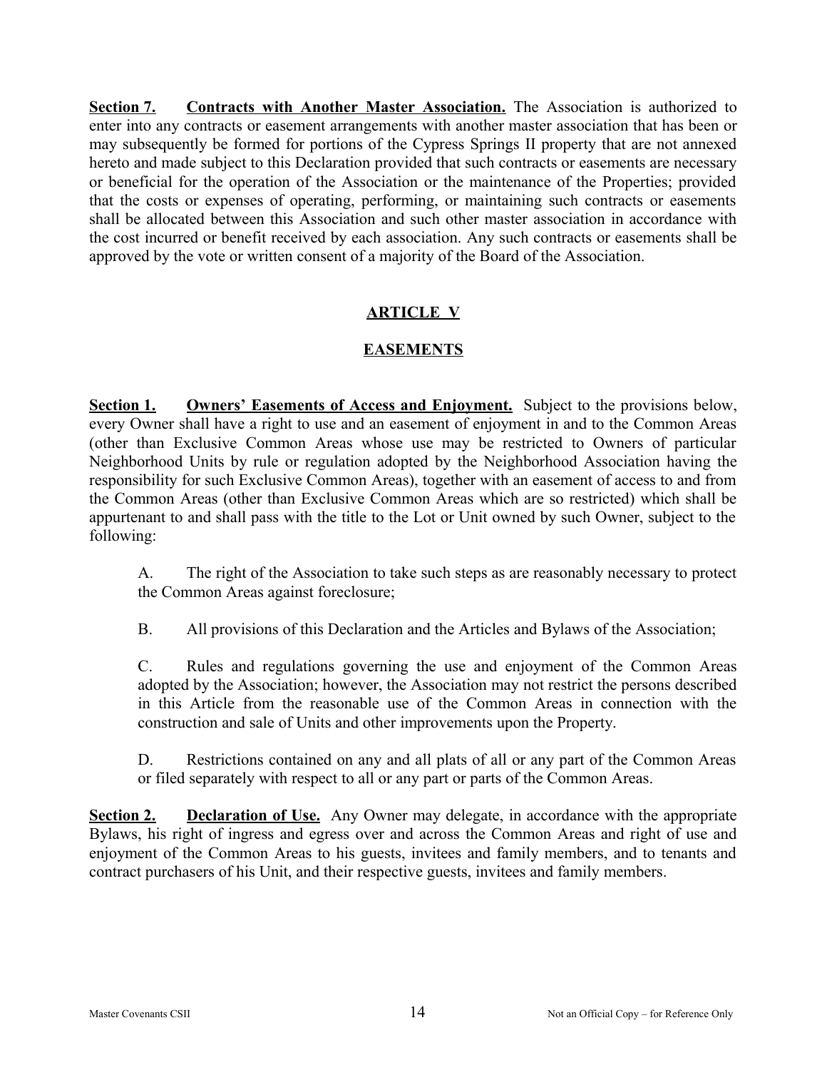**Section 7. Contracts with Another Master Association.** The Association is authorized to enter into any contracts or easement arrangements with another master association that has been or may subsequently be formed for portions of the Cypress Springs II property that are not annexed hereto and made subject to this Declaration provided that such contracts or easements are necessary or beneficial for the operation of the Association or the maintenance of the Properties; provided that the costs or expenses of operating, performing, or maintaining such contracts or easements shall be allocated between this Association and such other master association in accordance with the cost incurred or benefit received by each association. Any such contracts or easements shall be approved by the vote or written consent of a majority of the Board of the Association.

## ARTICLE V

## EASEMENTS

**Section 1. Owners' Easements of Access and Enjoyment.** Subject to the provisions below, every Owner shall have a right to use and an easement of enjoyment in and to the Common Areas (other than Exclusive Common Areas whose use may be restricted to Owners of particular Neighborhood Units by rule or regulation adopted by the Neighborhood Association having the responsibility for such Exclusive Common Areas), together with an easement of access to and from the Common Areas (other than Exclusive Common Areas which are so restricted) which shall be appurtenant to and shall pass with the title to the Lot or Unit owned by such Owner, subject to the following:

A. The right of the Association to take such steps as are reasonably necessary to protect the Common Areas against foreclosure;

B. All provisions of this Declaration and the Articles and Bylaws of the Association;

C. Rules and regulations governing the use and enjoyment of the Common Areas adopted by the Association; however, the Association may not restrict the persons described in this Article from the reasonable use of the Common Areas in connection with the construction and sale of Units and other improvements upon the Property.

D. Restrictions contained on any and all plats of all or any part of the Common Areas or filed separately with respect to all or any part or parts of the Common Areas.

**Section 2. Declaration of Use.** Any Owner may delegate, in accordance with the appropriate Bylaws, his right of ingress and egress over and across the Common Areas and right of use and enjoyment of the Common Areas to his guests, invitees and family members, and to tenants and contract purchasers of his Unit, and their respective guests, invitees and family members.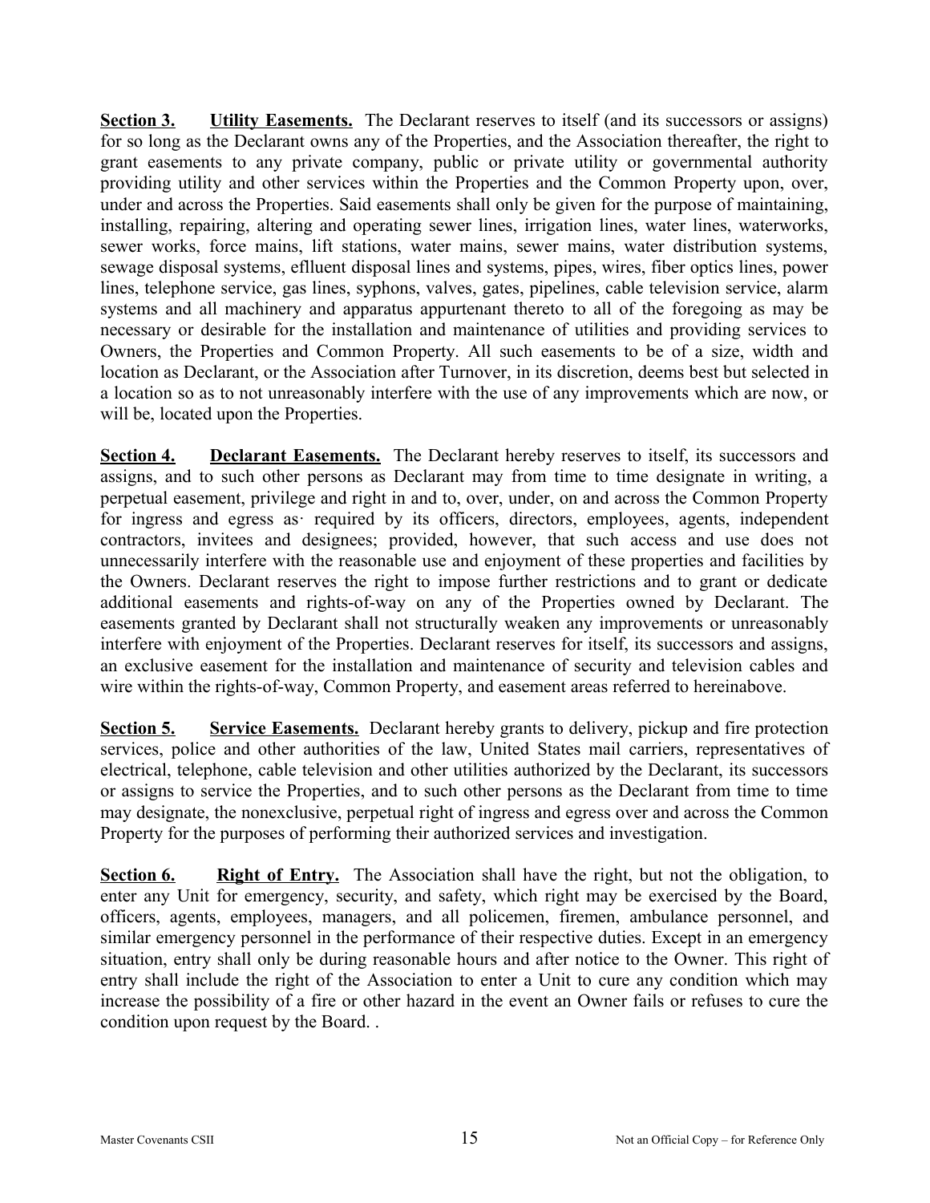**Section 3.** **Utility Easements.** The Declarant reserves to itself (and its successors or assigns) for so long as the Declarant owns any of the Properties, and the Association thereafter, the right to grant easements to any private company, public or private utility or governmental authority providing utility and other services within the Properties and the Common Property upon, over, under and across the Properties. Said easements shall only be given for the purpose of maintaining, installing, repairing, altering and operating sewer lines, irrigation lines, water lines, waterworks, sewer works, force mains, lift stations, water mains, sewer mains, water distribution systems, sewage disposal systems, effluent disposal lines and systems, pipes, wires, fiber optics lines, power lines, telephone service, gas lines, syphons, valves, gates, pipelines, cable television service, alarm systems and all machinery and apparatus appurtenant thereto to all of the foregoing as may be necessary or desirable for the installation and maintenance of utilities and providing services to Owners, the Properties and Common Property. All such easements to be of a size, width and location as Declarant, or the Association after Turnover, in its discretion, deems best but selected in a location so as to not unreasonably interfere with the use of any improvements which are now, or will be, located upon the Properties.

**Section 4.** **Declarant Easements.** The Declarant hereby reserves to itself, its successors and assigns, and to such other persons as Declarant may from time to time designate in writing, a perpetual easement, privilege and right in and to, over, under, on and across the Common Property for ingress and egress as· required by its officers, directors, employees, agents, independent contractors, invitees and designees; provided, however, that such access and use does not unnecessarily interfere with the reasonable use and enjoyment of these properties and facilities by the Owners. Declarant reserves the right to impose further restrictions and to grant or dedicate additional easements and rights-of-way on any of the Properties owned by Declarant. The easements granted by Declarant shall not structurally weaken any improvements or unreasonably interfere with enjoyment of the Properties. Declarant reserves for itself, its successors and assigns, an exclusive easement for the installation and maintenance of security and television cables and wire within the rights-of-way, Common Property, and easement areas referred to hereinabove.

**Section 5.** **Service Easements.** Declarant hereby grants to delivery, pickup and fire protection services, police and other authorities of the law, United States mail carriers, representatives of electrical, telephone, cable television and other utilities authorized by the Declarant, its successors or assigns to service the Properties, and to such other persons as the Declarant from time to time may designate, the nonexclusive, perpetual right of ingress and egress over and across the Common Property for the purposes of performing their authorized services and investigation.

**Section 6.** **Right of Entry.** The Association shall have the right, but not the obligation, to enter any Unit for emergency, security, and safety, which right may be exercised by the Board, officers, agents, employees, managers, and all policemen, firemen, ambulance personnel, and similar emergency personnel in the performance of their respective duties. Except in an emergency situation, entry shall only be during reasonable hours and after notice to the Owner. This right of entry shall include the right of the Association to enter a Unit to cure any condition which may increase the possibility of a fire or other hazard in the event an Owner fails or refuses to cure the condition upon request by the Board. .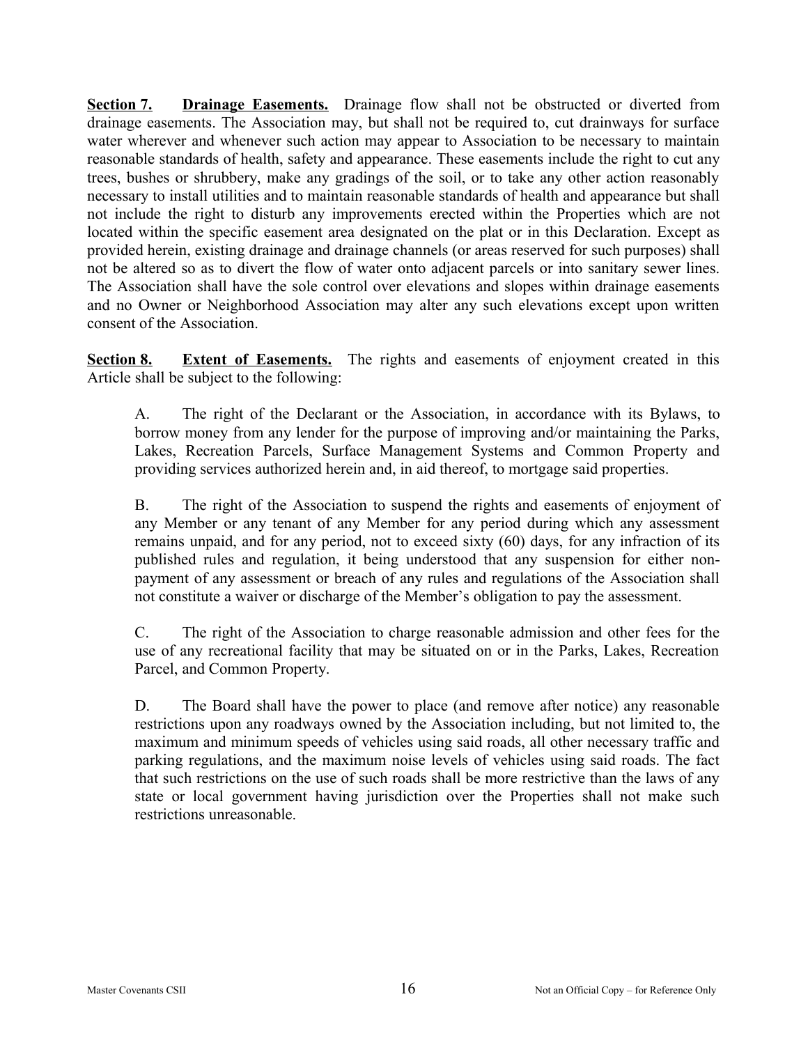**Section 7.** **Drainage Easements.** Drainage flow shall not be obstructed or diverted from drainage easements. The Association may, but shall not be required to, cut drainways for surface water wherever and whenever such action may appear to Association to be necessary to maintain reasonable standards of health, safety and appearance. These easements include the right to cut any trees, bushes or shrubbery, make any gradings of the soil, or to take any other action reasonably necessary to install utilities and to maintain reasonable standards of health and appearance but shall not include the right to disturb any improvements erected within the Properties which are not located within the specific easement area designated on the plat or in this Declaration. Except as provided herein, existing drainage and drainage channels (or areas reserved for such purposes) shall not be altered so as to divert the flow of water onto adjacent parcels or into sanitary sewer lines. The Association shall have the sole control over elevations and slopes within drainage easements and no Owner or Neighborhood Association may alter any such elevations except upon written consent of the Association.

**Section 8.** **Extent of Easements.** The rights and easements of enjoyment created in this Article shall be subject to the following:

A. The right of the Declarant or the Association, in accordance with its Bylaws, to borrow money from any lender for the purpose of improving and/or maintaining the Parks, Lakes, Recreation Parcels, Surface Management Systems and Common Property and providing services authorized herein and, in aid thereof, to mortgage said properties.

B. The right of the Association to suspend the rights and easements of enjoyment of any Member or any tenant of any Member for any period during which any assessment remains unpaid, and for any period, not to exceed sixty (60) days, for any infraction of its published rules and regulation, it being understood that any suspension for either non-payment of any assessment or breach of any rules and regulations of the Association shall not constitute a waiver or discharge of the Member's obligation to pay the assessment.

C. The right of the Association to charge reasonable admission and other fees for the use of any recreational facility that may be situated on or in the Parks, Lakes, Recreation Parcel, and Common Property.

D. The Board shall have the power to place (and remove after notice) any reasonable restrictions upon any roadways owned by the Association including, but not limited to, the maximum and minimum speeds of vehicles using said roads, all other necessary traffic and parking regulations, and the maximum noise levels of vehicles using said roads. The fact that such restrictions on the use of such roads shall be more restrictive than the laws of any state or local government having jurisdiction over the Properties shall not make such restrictions unreasonable.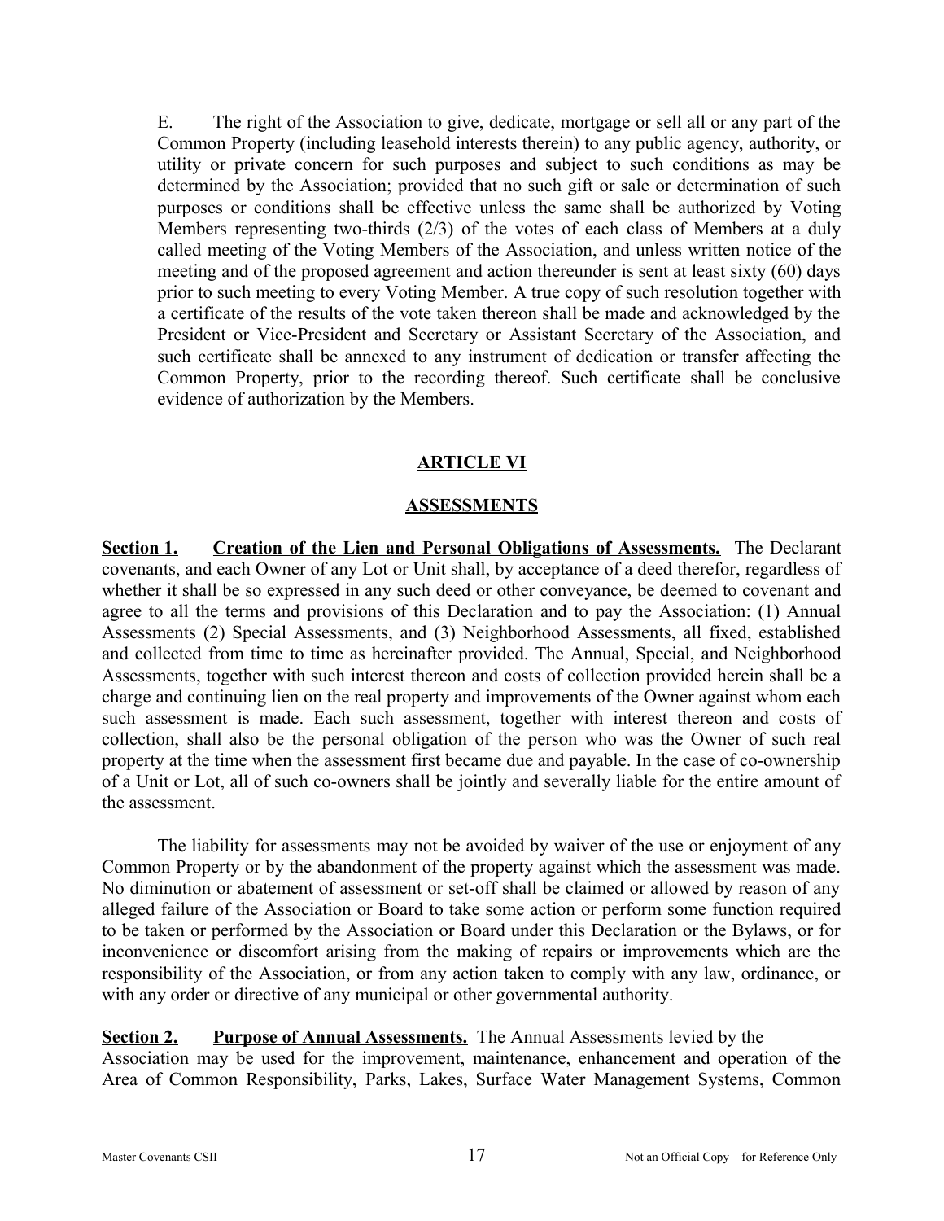E. The right of the Association to give, dedicate, mortgage or sell all or any part of the Common Property (including leasehold interests therein) to any public agency, authority, or utility or private concern for such purposes and subject to such conditions as may be determined by the Association; provided that no such gift or sale or determination of such purposes or conditions shall be effective unless the same shall be authorized by Voting Members representing two-thirds (2/3) of the votes of each class of Members at a duly called meeting of the Voting Members of the Association, and unless written notice of the meeting and of the proposed agreement and action thereunder is sent at least sixty (60) days prior to such meeting to every Voting Member. A true copy of such resolution together with a certificate of the results of the vote taken thereon shall be made and acknowledged by the President or Vice-President and Secretary or Assistant Secretary of the Association, and such certificate shall be annexed to any instrument of dedication or transfer affecting the Common Property, prior to the recording thereof. Such certificate shall be conclusive evidence of authorization by the Members.

## ARTICLE VI

## ASSESSMENTS

**Section 1. Creation of the Lien and Personal Obligations of Assessments.** The Declarant covenants, and each Owner of any Lot or Unit shall, by acceptance of a deed therefor, regardless of whether it shall be so expressed in any such deed or other conveyance, be deemed to covenant and agree to all the terms and provisions of this Declaration and to pay the Association: (1) Annual Assessments (2) Special Assessments, and (3) Neighborhood Assessments, all fixed, established and collected from time to time as hereinafter provided. The Annual, Special, and Neighborhood Assessments, together with such interest thereon and costs of collection provided herein shall be a charge and continuing lien on the real property and improvements of the Owner against whom each such assessment is made. Each such assessment, together with interest thereon and costs of collection, shall also be the personal obligation of the person who was the Owner of such real property at the time when the assessment first became due and payable. In the case of co-ownership of a Unit or Lot, all of such co-owners shall be jointly and severally liable for the entire amount of the assessment.

The liability for assessments may not be avoided by waiver of the use or enjoyment of any Common Property or by the abandonment of the property against which the assessment was made. No diminution or abatement of assessment or set-off shall be claimed or allowed by reason of any alleged failure of the Association or Board to take some action or perform some function required to be taken or performed by the Association or Board under this Declaration or the Bylaws, or for inconvenience or discomfort arising from the making of repairs or improvements which are the responsibility of the Association, or from any action taken to comply with any law, ordinance, or with any order or directive of any municipal or other governmental authority.

**Section 2. Purpose of Annual Assessments.** The Annual Assessments levied by the Association may be used for the improvement, maintenance, enhancement and operation of the Area of Common Responsibility, Parks, Lakes, Surface Water Management Systems, Common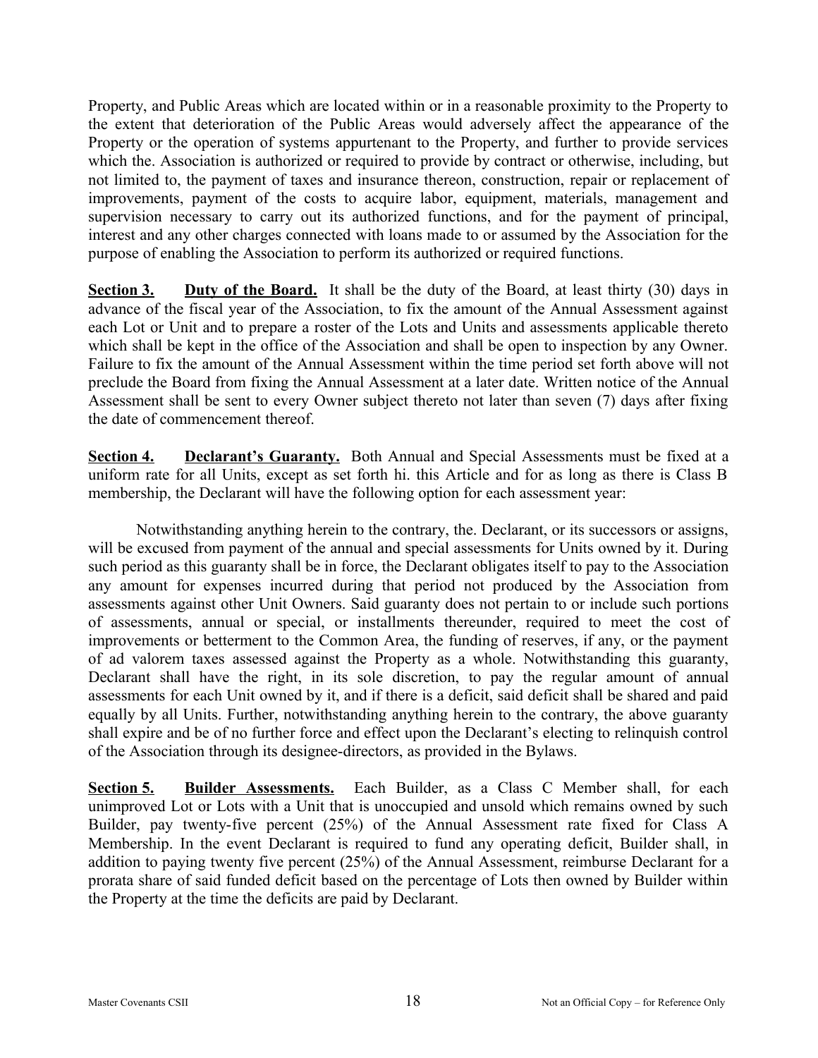Property, and Public Areas which are located within or in a reasonable proximity to the Property to the extent that deterioration of the Public Areas would adversely affect the appearance of the Property or the operation of systems appurtenant to the Property, and further to provide services which the. Association is authorized or required to provide by contract or otherwise, including, but not limited to, the payment of taxes and insurance thereon, construction, repair or replacement of improvements, payment of the costs to acquire labor, equipment, materials, management and supervision necessary to carry out its authorized functions, and for the payment of principal, interest and any other charges connected with loans made to or assumed by the Association for the purpose of enabling the Association to perform its authorized or required functions.

**Section 3. Duty of the Board.** It shall be the duty of the Board, at least thirty (30) days in advance of the fiscal year of the Association, to fix the amount of the Annual Assessment against each Lot or Unit and to prepare a roster of the Lots and Units and assessments applicable thereto which shall be kept in the office of the Association and shall be open to inspection by any Owner. Failure to fix the amount of the Annual Assessment within the time period set forth above will not preclude the Board from fixing the Annual Assessment at a later date. Written notice of the Annual Assessment shall be sent to every Owner subject thereto not later than seven (7) days after fixing the date of commencement thereof.

**Section 4. Declarant's Guaranty.** Both Annual and Special Assessments must be fixed at a uniform rate for all Units, except as set forth hi. this Article and for as long as there is Class B membership, the Declarant will have the following option for each assessment year:

Notwithstanding anything herein to the contrary, the. Declarant, or its successors or assigns, will be excused from payment of the annual and special assessments for Units owned by it. During such period as this guaranty shall be in force, the Declarant obligates itself to pay to the Association any amount for expenses incurred during that period not produced by the Association from assessments against other Unit Owners. Said guaranty does not pertain to or include such portions of assessments, annual or special, or installments thereunder, required to meet the cost of improvements or betterment to the Common Area, the funding of reserves, if any, or the payment of ad valorem taxes assessed against the Property as a whole. Notwithstanding this guaranty, Declarant shall have the right, in its sole discretion, to pay the regular amount of annual assessments for each Unit owned by it, and if there is a deficit, said deficit shall be shared and paid equally by all Units. Further, notwithstanding anything herein to the contrary, the above guaranty shall expire and be of no further force and effect upon the Declarant's electing to relinquish control of the Association through its designee-directors, as provided in the Bylaws.

**Section 5. Builder Assessments.** Each Builder, as a Class C Member shall, for each unimproved Lot or Lots with a Unit that is unoccupied and unsold which remains owned by such Builder, pay twenty-five percent (25%) of the Annual Assessment rate fixed for Class A Membership. In the event Declarant is required to fund any operating deficit, Builder shall, in addition to paying twenty five percent (25%) of the Annual Assessment, reimburse Declarant for a prorata share of said funded deficit based on the percentage of Lots then owned by Builder within the Property at the time the deficits are paid by Declarant.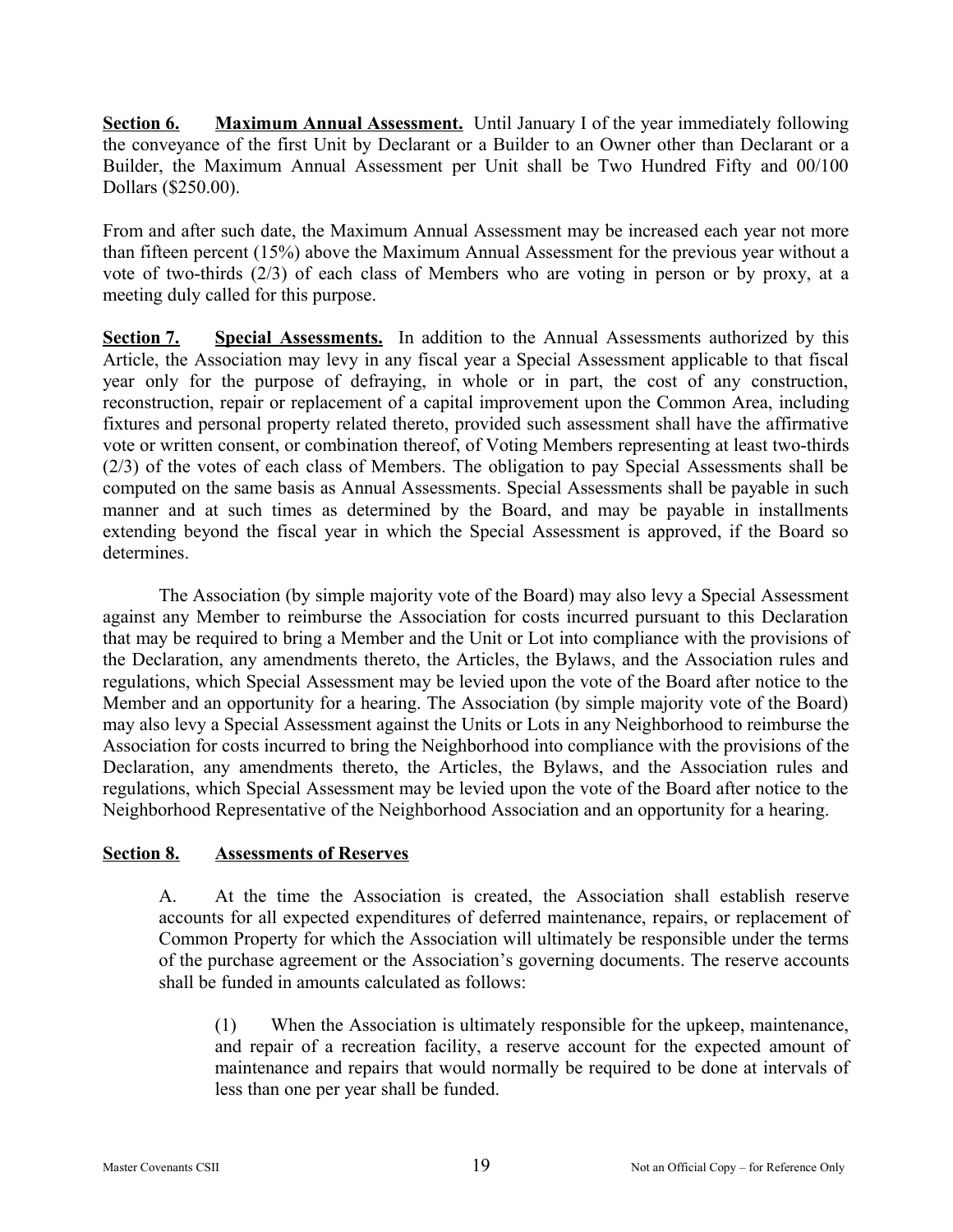**Section 6. Maximum Annual Assessment.** Until January I of the year immediately following the conveyance of the first Unit by Declarant or a Builder to an Owner other than Declarant or a Builder, the Maximum Annual Assessment per Unit shall be Two Hundred Fifty and 00/100 Dollars ($250.00).

From and after such date, the Maximum Annual Assessment may be increased each year not more than fifteen percent (15%) above the Maximum Annual Assessment for the previous year without a vote of two-thirds (2/3) of each class of Members who are voting in person or by proxy, at a meeting duly called for this purpose.

**Section 7. Special Assessments.** In addition to the Annual Assessments authorized by this Article, the Association may levy in any fiscal year a Special Assessment applicable to that fiscal year only for the purpose of defraying, in whole or in part, the cost of any construction, reconstruction, repair or replacement of a capital improvement upon the Common Area, including fixtures and personal property related thereto, provided such assessment shall have the affirmative vote or written consent, or combination thereof, of Voting Members representing at least two-thirds (2/3) of the votes of each class of Members. The obligation to pay Special Assessments shall be computed on the same basis as Annual Assessments. Special Assessments shall be payable in such manner and at such times as determined by the Board, and may be payable in installments extending beyond the fiscal year in which the Special Assessment is approved, if the Board so determines.

The Association (by simple majority vote of the Board) may also levy a Special Assessment against any Member to reimburse the Association for costs incurred pursuant to this Declaration that may be required to bring a Member and the Unit or Lot into compliance with the provisions of the Declaration, any amendments thereto, the Articles, the Bylaws, and the Association rules and regulations, which Special Assessment may be levied upon the vote of the Board after notice to the Member and an opportunity for a hearing. The Association (by simple majority vote of the Board) may also levy a Special Assessment against the Units or Lots in any Neighborhood to reimburse the Association for costs incurred to bring the Neighborhood into compliance with the provisions of the Declaration, any amendments thereto, the Articles, the Bylaws, and the Association rules and regulations, which Special Assessment may be levied upon the vote of the Board after notice to the Neighborhood Representative of the Neighborhood Association and an opportunity for a hearing.

**Section 8. Assessments of Reserves**

A. At the time the Association is created, the Association shall establish reserve accounts for all expected expenditures of deferred maintenance, repairs, or replacement of Common Property for which the Association will ultimately be responsible under the terms of the purchase agreement or the Association's governing documents. The reserve accounts shall be funded in amounts calculated as follows:

(1) When the Association is ultimately responsible for the upkeep, maintenance, and repair of a recreation facility, a reserve account for the expected amount of maintenance and repairs that would normally be required to be done at intervals of less than one per year shall be funded.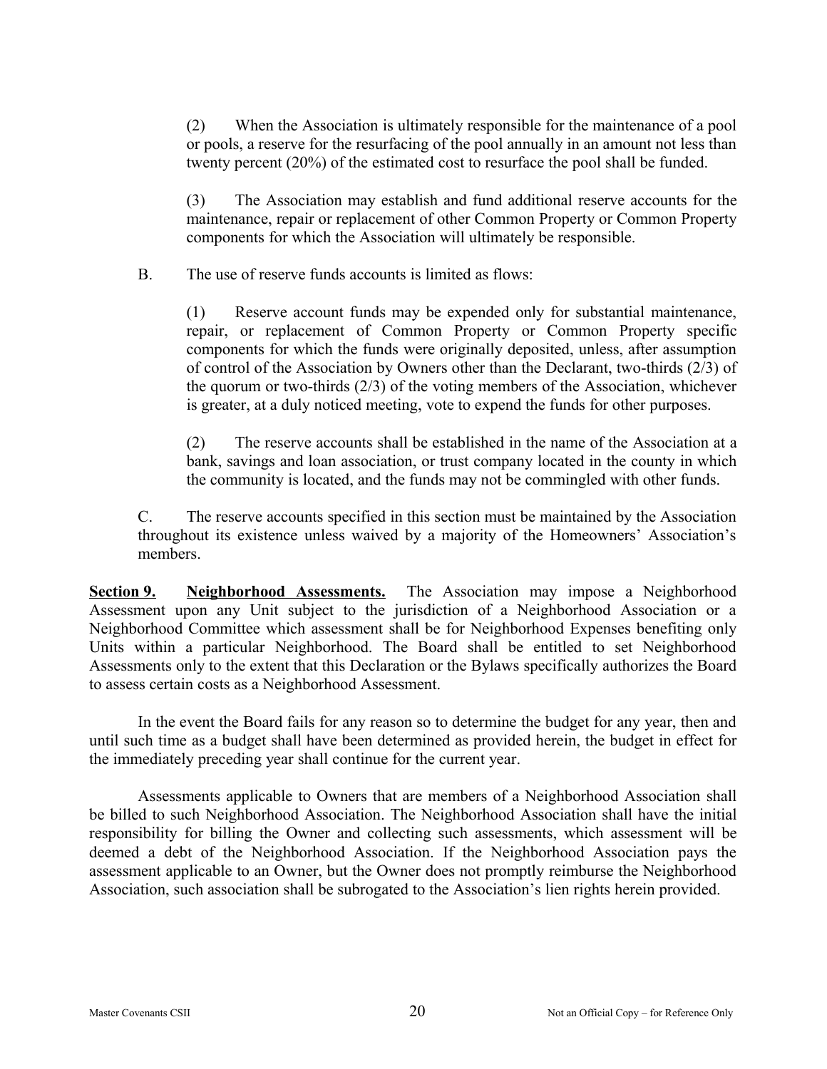(2) When the Association is ultimately responsible for the maintenance of a pool or pools, a reserve for the resurfacing of the pool annually in an amount not less than twenty percent (20%) of the estimated cost to resurface the pool shall be funded.

(3) The Association may establish and fund additional reserve accounts for the maintenance, repair or replacement of other Common Property or Common Property components for which the Association will ultimately be responsible.

B. The use of reserve funds accounts is limited as flows:

(1) Reserve account funds may be expended only for substantial maintenance, repair, or replacement of Common Property or Common Property specific components for which the funds were originally deposited, unless, after assumption of control of the Association by Owners other than the Declarant, two-thirds (2/3) of the quorum or two-thirds (2/3) of the voting members of the Association, whichever is greater, at a duly noticed meeting, vote to expend the funds for other purposes.

(2) The reserve accounts shall be established in the name of the Association at a bank, savings and loan association, or trust company located in the county in which the community is located, and the funds may not be commingled with other funds.

C. The reserve accounts specified in this section must be maintained by the Association throughout its existence unless waived by a majority of the Homeowners' Association's members.

**Section 9. Neighborhood Assessments.** The Association may impose a Neighborhood Assessment upon any Unit subject to the jurisdiction of a Neighborhood Association or a Neighborhood Committee which assessment shall be for Neighborhood Expenses benefiting only Units within a particular Neighborhood. The Board shall be entitled to set Neighborhood Assessments only to the extent that this Declaration or the Bylaws specifically authorizes the Board to assess certain costs as a Neighborhood Assessment.

In the event the Board fails for any reason so to determine the budget for any year, then and until such time as a budget shall have been determined as provided herein, the budget in effect for the immediately preceding year shall continue for the current year.

Assessments applicable to Owners that are members of a Neighborhood Association shall be billed to such Neighborhood Association. The Neighborhood Association shall have the initial responsibility for billing the Owner and collecting such assessments, which assessment will be deemed a debt of the Neighborhood Association. If the Neighborhood Association pays the assessment applicable to an Owner, but the Owner does not promptly reimburse the Neighborhood Association, such association shall be subrogated to the Association's lien rights herein provided.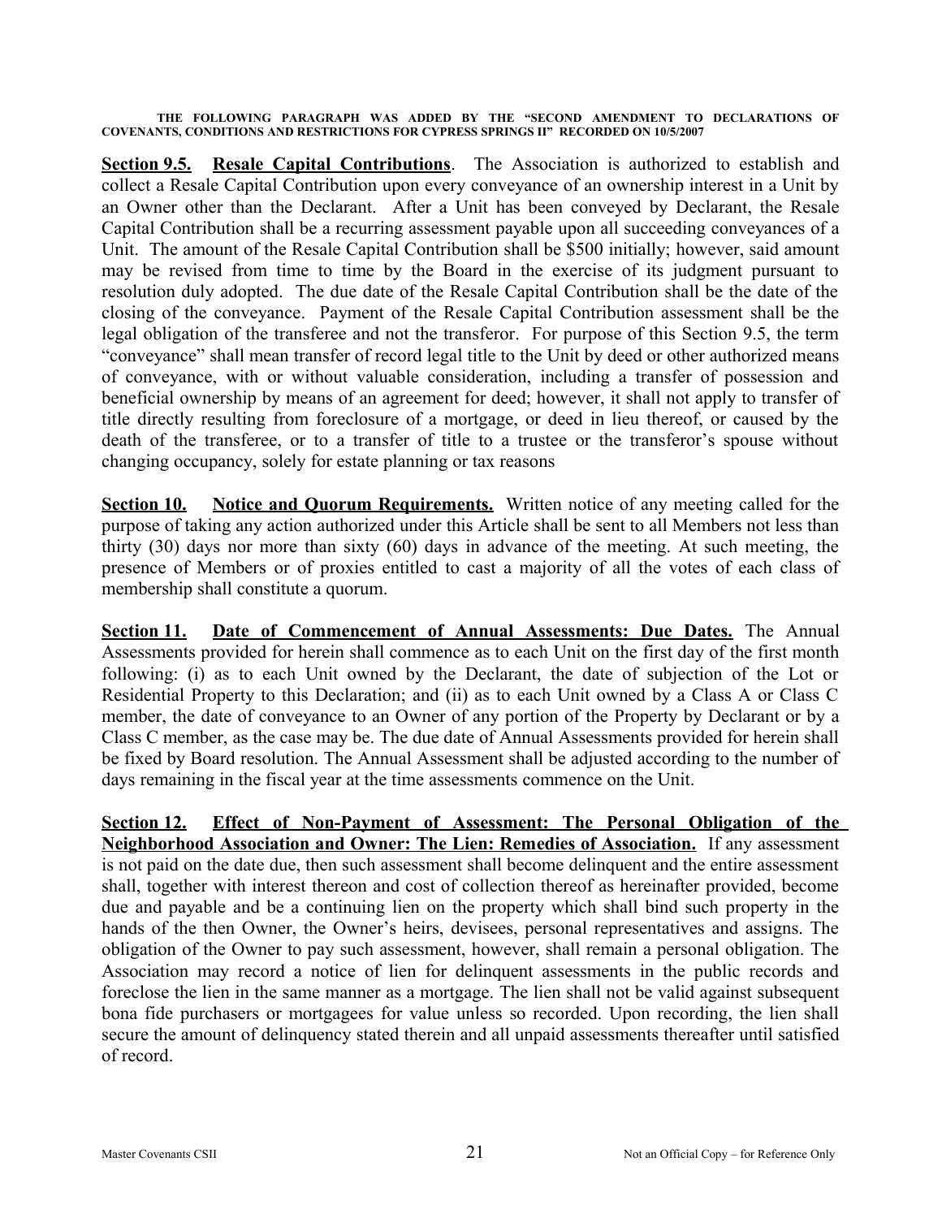**THE FOLLOWING PARAGRAPH WAS ADDED BY THE "SECOND AMENDMENT TO DECLARATIONS OF COVENANTS, CONDITIONS AND RESTRICTIONS FOR CYPRESS SPRINGS II" RECORDED ON 10/5/2007**

**Section 9.5. Resale Capital Contributions**. The Association is authorized to establish and collect a Resale Capital Contribution upon every conveyance of an ownership interest in a Unit by an Owner other than the Declarant. After a Unit has been conveyed by Declarant, the Resale Capital Contribution shall be a recurring assessment payable upon all succeeding conveyances of a Unit. The amount of the Resale Capital Contribution shall be $500 initially; however, said amount may be revised from time to time by the Board in the exercise of its judgment pursuant to resolution duly adopted. The due date of the Resale Capital Contribution shall be the date of the closing of the conveyance. Payment of the Resale Capital Contribution assessment shall be the legal obligation of the transferee and not the transferor. For purpose of this Section 9.5, the term "conveyance" shall mean transfer of record legal title to the Unit by deed or other authorized means of conveyance, with or without valuable consideration, including a transfer of possession and beneficial ownership by means of an agreement for deed; however, it shall not apply to transfer of title directly resulting from foreclosure of a mortgage, or deed in lieu thereof, or caused by the death of the transferee, or to a transfer of title to a trustee or the transferor's spouse without changing occupancy, solely for estate planning or tax reasons

**Section 10. Notice and Quorum Requirements.** Written notice of any meeting called for the purpose of taking any action authorized under this Article shall be sent to all Members not less than thirty (30) days nor more than sixty (60) days in advance of the meeting. At such meeting, the presence of Members or of proxies entitled to cast a majority of all the votes of each class of membership shall constitute a quorum.

**Section 11. Date of Commencement of Annual Assessments: Due Dates.** The Annual Assessments provided for herein shall commence as to each Unit on the first day of the first month following: (i) as to each Unit owned by the Declarant, the date of subjection of the Lot or Residential Property to this Declaration; and (ii) as to each Unit owned by a Class A or Class C member, the date of conveyance to an Owner of any portion of the Property by Declarant or by a Class C member, as the case may be. The due date of Annual Assessments provided for herein shall be fixed by Board resolution. The Annual Assessment shall be adjusted according to the number of days remaining in the fiscal year at the time assessments commence on the Unit.

**Section 12. Effect of Non-Payment of Assessment: The Personal Obligation of the Neighborhood Association and Owner: The Lien: Remedies of Association.** If any assessment is not paid on the date due, then such assessment shall become delinquent and the entire assessment shall, together with interest thereon and cost of collection thereof as hereinafter provided, become due and payable and be a continuing lien on the property which shall bind such property in the hands of the then Owner, the Owner's heirs, devisees, personal representatives and assigns. The obligation of the Owner to pay such assessment, however, shall remain a personal obligation. The Association may record a notice of lien for delinquent assessments in the public records and foreclose the lien in the same manner as a mortgage. The lien shall not be valid against subsequent bona fide purchasers or mortgagees for value unless so recorded. Upon recording, the lien shall secure the amount of delinquency stated therein and all unpaid assessments thereafter until satisfied of record.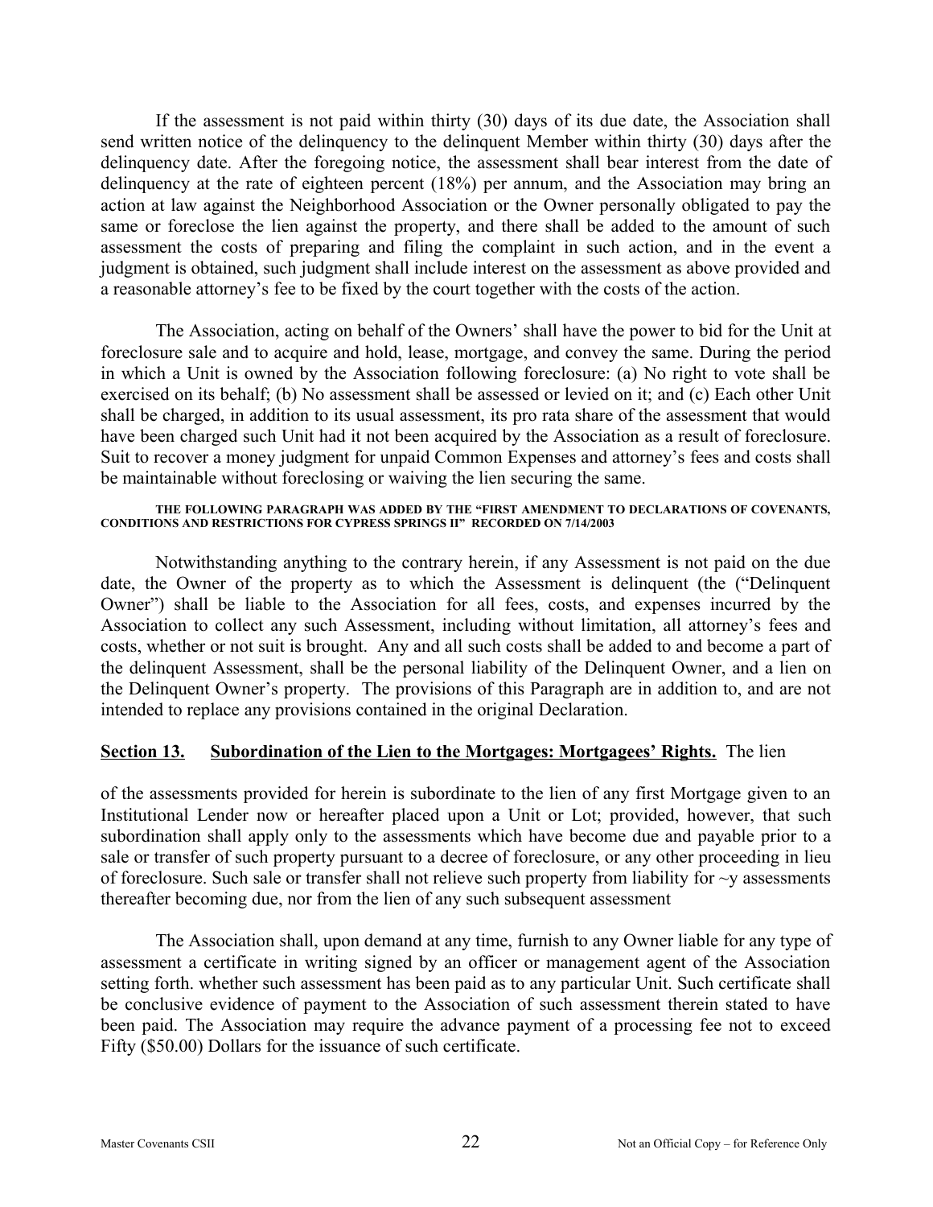If the assessment is not paid within thirty (30) days of its due date, the Association shall send written notice of the delinquency to the delinquent Member within thirty (30) days after the delinquency date. After the foregoing notice, the assessment shall bear interest from the date of delinquency at the rate of eighteen percent (18%) per annum, and the Association may bring an action at law against the Neighborhood Association or the Owner personally obligated to pay the same or foreclose the lien against the property, and there shall be added to the amount of such assessment the costs of preparing and filing the complaint in such action, and in the event a judgment is obtained, such judgment shall include interest on the assessment as above provided and a reasonable attorney's fee to be fixed by the court together with the costs of the action.

The Association, acting on behalf of the Owners' shall have the power to bid for the Unit at foreclosure sale and to acquire and hold, lease, mortgage, and convey the same. During the period in which a Unit is owned by the Association following foreclosure: (a) No right to vote shall be exercised on its behalf; (b) No assessment shall be assessed or levied on it; and (c) Each other Unit shall be charged, in addition to its usual assessment, its pro rata share of the assessment that would have been charged such Unit had it not been acquired by the Association as a result of foreclosure. Suit to recover a money judgment for unpaid Common Expenses and attorney's fees and costs shall be maintainable without foreclosing or waiving the lien securing the same.

**THE FOLLOWING PARAGRAPH WAS ADDED BY THE "FIRST AMENDMENT TO DECLARATIONS OF COVENANTS, CONDITIONS AND RESTRICTIONS FOR CYPRESS SPRINGS II" RECORDED ON 7/14/2003**

Notwithstanding anything to the contrary herein, if any Assessment is not paid on the due date, the Owner of the property as to which the Assessment is delinquent (the ("Delinquent Owner") shall be liable to the Association for all fees, costs, and expenses incurred by the Association to collect any such Assessment, including without limitation, all attorney's fees and costs, whether or not suit is brought. Any and all such costs shall be added to and become a part of the delinquent Assessment, shall be the personal liability of the Delinquent Owner, and a lien on the Delinquent Owner's property. The provisions of this Paragraph are in addition to, and are not intended to replace any provisions contained in the original Declaration.

**Section 13. Subordination of the Lien to the Mortgages: Mortgagees' Rights.** The lien of the assessments provided for herein is subordinate to the lien of any first Mortgage given to an Institutional Lender now or hereafter placed upon a Unit or Lot; provided, however, that such subordination shall apply only to the assessments which have become due and payable prior to a sale or transfer of such property pursuant to a decree of foreclosure, or any other proceeding in lieu of foreclosure. Such sale or transfer shall not relieve such property from liability for ~y assessments thereafter becoming due, nor from the lien of any such subsequent assessment

The Association shall, upon demand at any time, furnish to any Owner liable for any type of assessment a certificate in writing signed by an officer or management agent of the Association setting forth. whether such assessment has been paid as to any particular Unit. Such certificate shall be conclusive evidence of payment to the Association of such assessment therein stated to have been paid. The Association may require the advance payment of a processing fee not to exceed Fifty ($50.00) Dollars for the issuance of such certificate.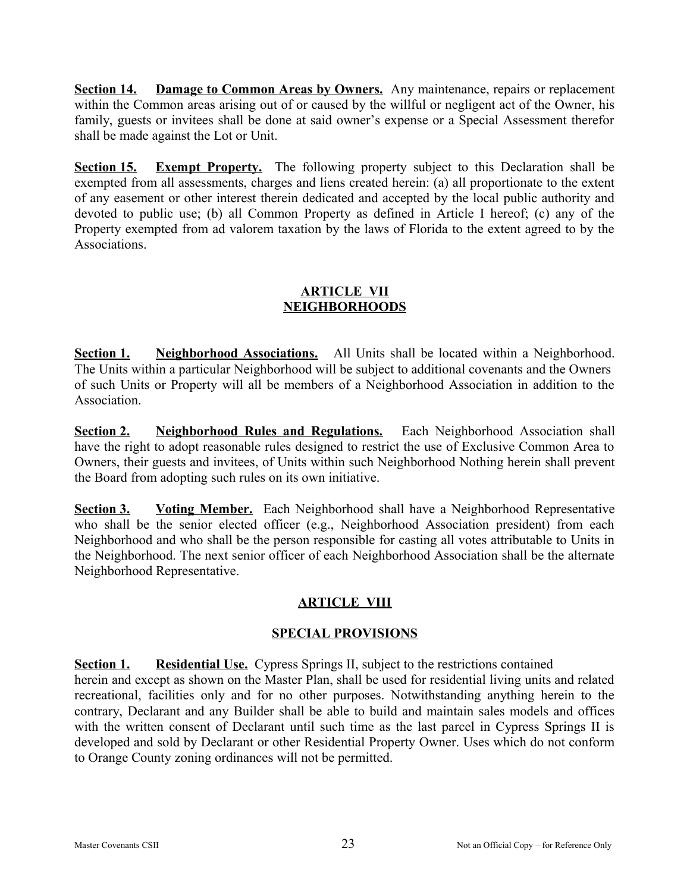**Section 14. Damage to Common Areas by Owners.** Any maintenance, repairs or replacement within the Common areas arising out of or caused by the willful or negligent act of the Owner, his family, guests or invitees shall be done at said owner's expense or a Special Assessment therefor shall be made against the Lot or Unit.

**Section 15. Exempt Property.** The following property subject to this Declaration shall be exempted from all assessments, charges and liens created herein: (a) all proportionate to the extent of any easement or other interest therein dedicated and accepted by the local public authority and devoted to public use; (b) all Common Property as defined in Article I hereof; (c) any of the Property exempted from ad valorem taxation by the laws of Florida to the extent agreed to by the Associations.

## ARTICLE VII
## NEIGHBORHOODS

**Section 1. Neighborhood Associations.** All Units shall be located within a Neighborhood. The Units within a particular Neighborhood will be subject to additional covenants and the Owners of such Units or Property will all be members of a Neighborhood Association in addition to the Association.

**Section 2. Neighborhood Rules and Regulations.** Each Neighborhood Association shall have the right to adopt reasonable rules designed to restrict the use of Exclusive Common Area to Owners, their guests and invitees, of Units within such Neighborhood Nothing herein shall prevent the Board from adopting such rules on its own initiative.

**Section 3. Voting Member.** Each Neighborhood shall have a Neighborhood Representative who shall be the senior elected officer (e.g., Neighborhood Association president) from each Neighborhood and who shall be the person responsible for casting all votes attributable to Units in the Neighborhood. The next senior officer of each Neighborhood Association shall be the alternate Neighborhood Representative.

## ARTICLE VIII

## SPECIAL PROVISIONS

**Section 1. Residential Use.** Cypress Springs II, subject to the restrictions contained herein and except as shown on the Master Plan, shall be used for residential living units and related recreational, facilities only and for no other purposes. Notwithstanding anything herein to the contrary, Declarant and any Builder shall be able to build and maintain sales models and offices with the written consent of Declarant until such time as the last parcel in Cypress Springs II is developed and sold by Declarant or other Residential Property Owner. Uses which do not conform to Orange County zoning ordinances will not be permitted.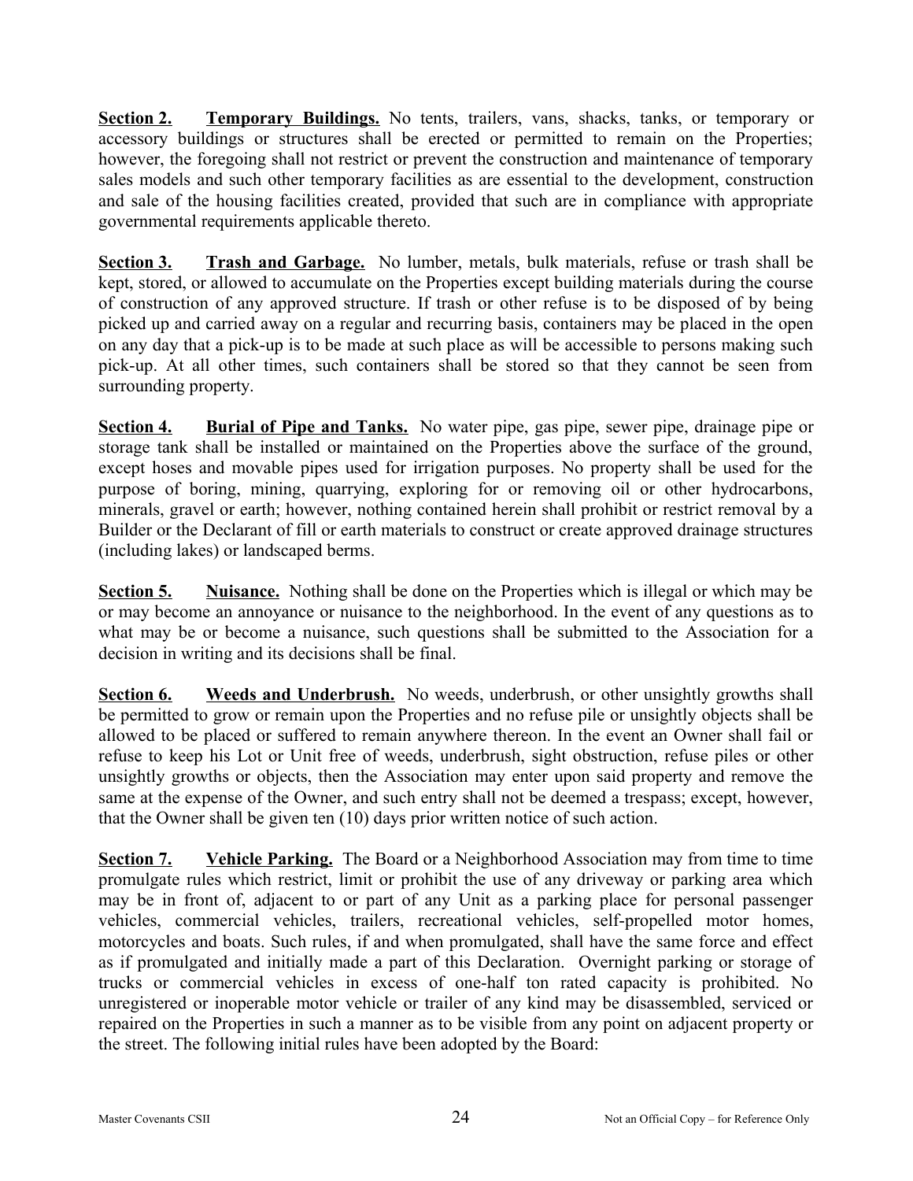**Section 2.** **Temporary Buildings.** No tents, trailers, vans, shacks, tanks, or temporary or accessory buildings or structures shall be erected or permitted to remain on the Properties; however, the foregoing shall not restrict or prevent the construction and maintenance of temporary sales models and such other temporary facilities as are essential to the development, construction and sale of the housing facilities created, provided that such are in compliance with appropriate governmental requirements applicable thereto.

**Section 3.** **Trash and Garbage.** No lumber, metals, bulk materials, refuse or trash shall be kept, stored, or allowed to accumulate on the Properties except building materials during the course of construction of any approved structure. If trash or other refuse is to be disposed of by being picked up and carried away on a regular and recurring basis, containers may be placed in the open on any day that a pick-up is to be made at such place as will be accessible to persons making such pick-up. At all other times, such containers shall be stored so that they cannot be seen from surrounding property.

**Section 4.** **Burial of Pipe and Tanks.** No water pipe, gas pipe, sewer pipe, drainage pipe or storage tank shall be installed or maintained on the Properties above the surface of the ground, except hoses and movable pipes used for irrigation purposes. No property shall be used for the purpose of boring, mining, quarrying, exploring for or removing oil or other hydrocarbons, minerals, gravel or earth; however, nothing contained herein shall prohibit or restrict removal by a Builder or the Declarant of fill or earth materials to construct or create approved drainage structures (including lakes) or landscaped berms.

**Section 5.** **Nuisance.** Nothing shall be done on the Properties which is illegal or which may be or may become an annoyance or nuisance to the neighborhood. In the event of any questions as to what may be or become a nuisance, such questions shall be submitted to the Association for a decision in writing and its decisions shall be final.

**Section 6.** **Weeds and Underbrush.** No weeds, underbrush, or other unsightly growths shall be permitted to grow or remain upon the Properties and no refuse pile or unsightly objects shall be allowed to be placed or suffered to remain anywhere thereon. In the event an Owner shall fail or refuse to keep his Lot or Unit free of weeds, underbrush, sight obstruction, refuse piles or other unsightly growths or objects, then the Association may enter upon said property and remove the same at the expense of the Owner, and such entry shall not be deemed a trespass; except, however, that the Owner shall be given ten (10) days prior written notice of such action.

**Section 7.** **Vehicle Parking.** The Board or a Neighborhood Association may from time to time promulgate rules which restrict, limit or prohibit the use of any driveway or parking area which may be in front of, adjacent to or part of any Unit as a parking place for personal passenger vehicles, commercial vehicles, trailers, recreational vehicles, self-propelled motor homes, motorcycles and boats. Such rules, if and when promulgated, shall have the same force and effect as if promulgated and initially made a part of this Declaration. Overnight parking or storage of trucks or commercial vehicles in excess of one-half ton rated capacity is prohibited. No unregistered or inoperable motor vehicle or trailer of any kind may be disassembled, serviced or repaired on the Properties in such a manner as to be visible from any point on adjacent property or the street. The following initial rules have been adopted by the Board: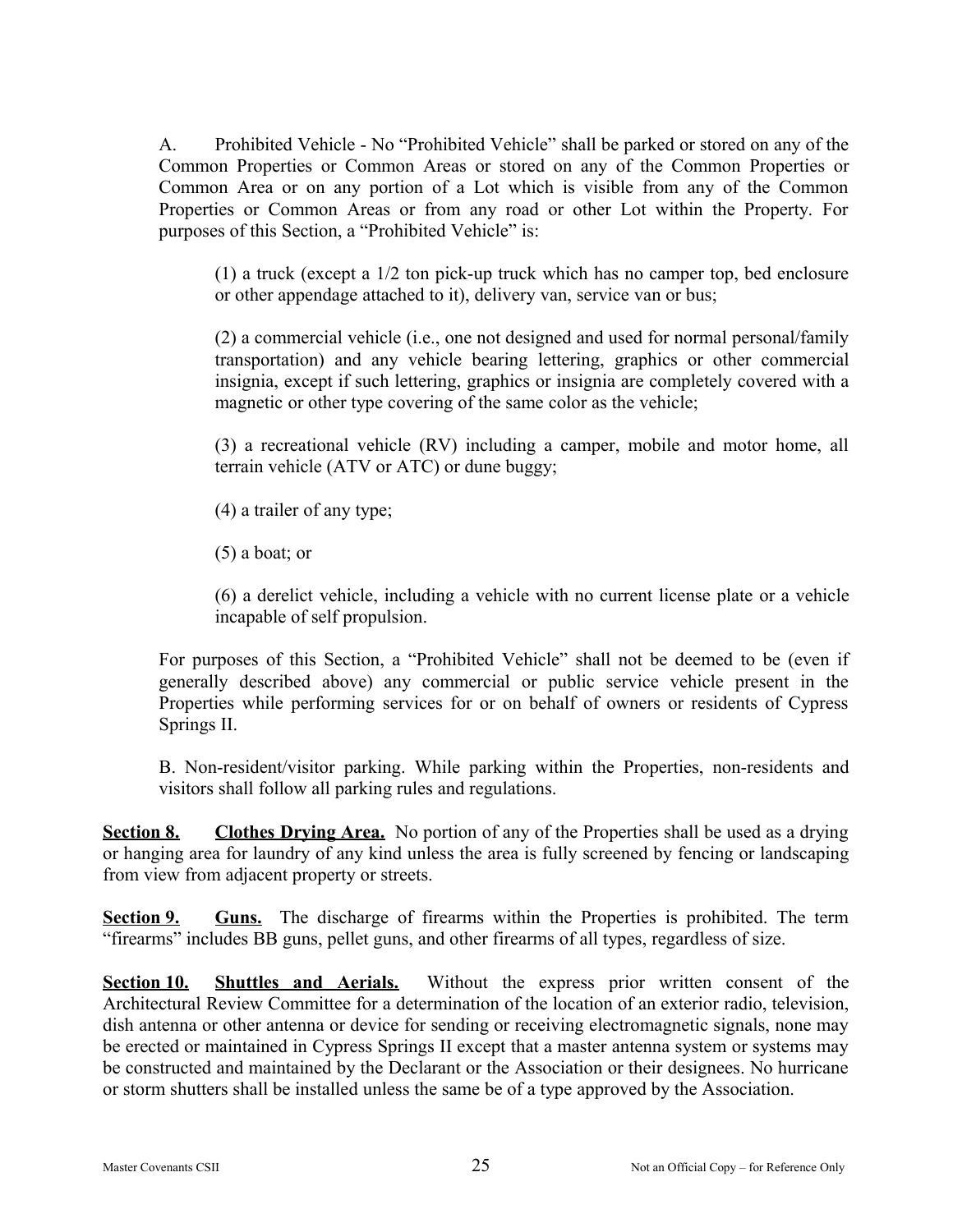A. Prohibited Vehicle - No "Prohibited Vehicle" shall be parked or stored on any of the Common Properties or Common Areas or stored on any of the Common Properties or Common Area or on any portion of a Lot which is visible from any of the Common Properties or Common Areas or from any road or other Lot within the Property. For purposes of this Section, a "Prohibited Vehicle" is:

(1) a truck (except a 1/2 ton pick-up truck which has no camper top, bed enclosure or other appendage attached to it), delivery van, service van or bus;

(2) a commercial vehicle (i.e., one not designed and used for normal personal/family transportation) and any vehicle bearing lettering, graphics or other commercial insignia, except if such lettering, graphics or insignia are completely covered with a magnetic or other type covering of the same color as the vehicle;

(3) a recreational vehicle (RV) including a camper, mobile and motor home, all terrain vehicle (ATV or ATC) or dune buggy;

(4) a trailer of any type;

(5) a boat; or

(6) a derelict vehicle, including a vehicle with no current license plate or a vehicle incapable of self propulsion.

For purposes of this Section, a "Prohibited Vehicle" shall not be deemed to be (even if generally described above) any commercial or public service vehicle present in the Properties while performing services for or on behalf of owners or residents of Cypress Springs II.

B. Non-resident/visitor parking. While parking within the Properties, non-residents and visitors shall follow all parking rules and regulations.

**Section 8. Clothes Drying Area.** No portion of any of the Properties shall be used as a drying or hanging area for laundry of any kind unless the area is fully screened by fencing or landscaping from view from adjacent property or streets.

**Section 9. Guns.** The discharge of firearms within the Properties is prohibited. The term "firearms" includes BB guns, pellet guns, and other firearms of all types, regardless of size.

**Section 10. Shuttles and Aerials.** Without the express prior written consent of the Architectural Review Committee for a determination of the location of an exterior radio, television, dish antenna or other antenna or device for sending or receiving electromagnetic signals, none may be erected or maintained in Cypress Springs II except that a master antenna system or systems may be constructed and maintained by the Declarant or the Association or their designees. No hurricane or storm shutters shall be installed unless the same be of a type approved by the Association.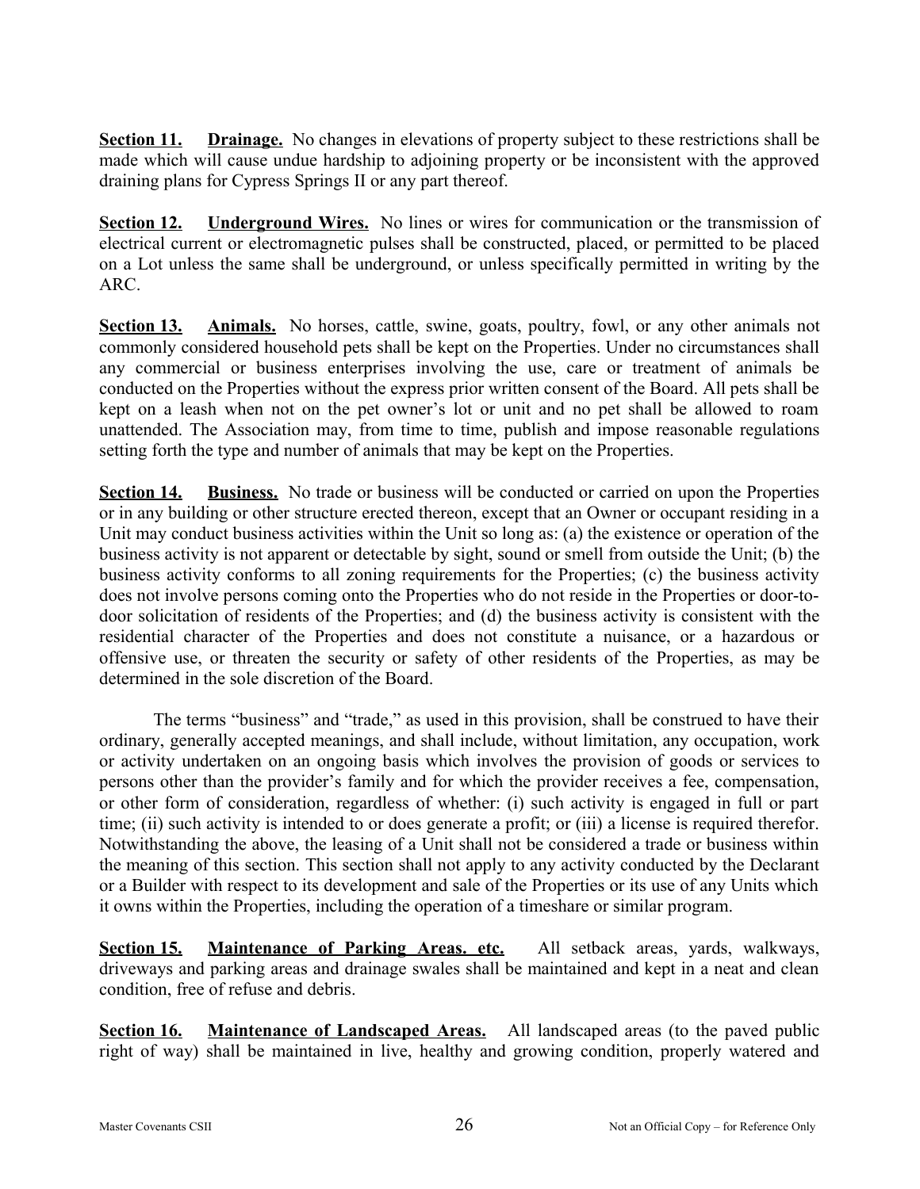**Section 11.** **Drainage.** No changes in elevations of property subject to these restrictions shall be made which will cause undue hardship to adjoining property or be inconsistent with the approved draining plans for Cypress Springs II or any part thereof.

**Section 12.** **Underground Wires.** No lines or wires for communication or the transmission of electrical current or electromagnetic pulses shall be constructed, placed, or permitted to be placed on a Lot unless the same shall be underground, or unless specifically permitted in writing by the ARC.

**Section 13.** **Animals.** No horses, cattle, swine, goats, poultry, fowl, or any other animals not commonly considered household pets shall be kept on the Properties. Under no circumstances shall any commercial or business enterprises involving the use, care or treatment of animals be conducted on the Properties without the express prior written consent of the Board. All pets shall be kept on a leash when not on the pet owner's lot or unit and no pet shall be allowed to roam unattended. The Association may, from time to time, publish and impose reasonable regulations setting forth the type and number of animals that may be kept on the Properties.

**Section 14.** **Business.** No trade or business will be conducted or carried on upon the Properties or in any building or other structure erected thereon, except that an Owner or occupant residing in a Unit may conduct business activities within the Unit so long as: (a) the existence or operation of the business activity is not apparent or detectable by sight, sound or smell from outside the Unit; (b) the business activity conforms to all zoning requirements for the Properties; (c) the business activity does not involve persons coming onto the Properties who do not reside in the Properties or door-to-door solicitation of residents of the Properties; and (d) the business activity is consistent with the residential character of the Properties and does not constitute a nuisance, or a hazardous or offensive use, or threaten the security or safety of other residents of the Properties, as may be determined in the sole discretion of the Board.

The terms "business" and "trade," as used in this provision, shall be construed to have their ordinary, generally accepted meanings, and shall include, without limitation, any occupation, work or activity undertaken on an ongoing basis which involves the provision of goods or services to persons other than the provider's family and for which the provider receives a fee, compensation, or other form of consideration, regardless of whether: (i) such activity is engaged in full or part time; (ii) such activity is intended to or does generate a profit; or (iii) a license is required therefor. Notwithstanding the above, the leasing of a Unit shall not be considered a trade or business within the meaning of this section. This section shall not apply to any activity conducted by the Declarant or a Builder with respect to its development and sale of the Properties or its use of any Units which it owns within the Properties, including the operation of a timeshare or similar program.

**Section 15.** **Maintenance of Parking Areas. etc.** All setback areas, yards, walkways, driveways and parking areas and drainage swales shall be maintained and kept in a neat and clean condition, free of refuse and debris.

**Section 16.** **Maintenance of Landscaped Areas.** All landscaped areas (to the paved public right of way) shall be maintained in live, healthy and growing condition, properly watered and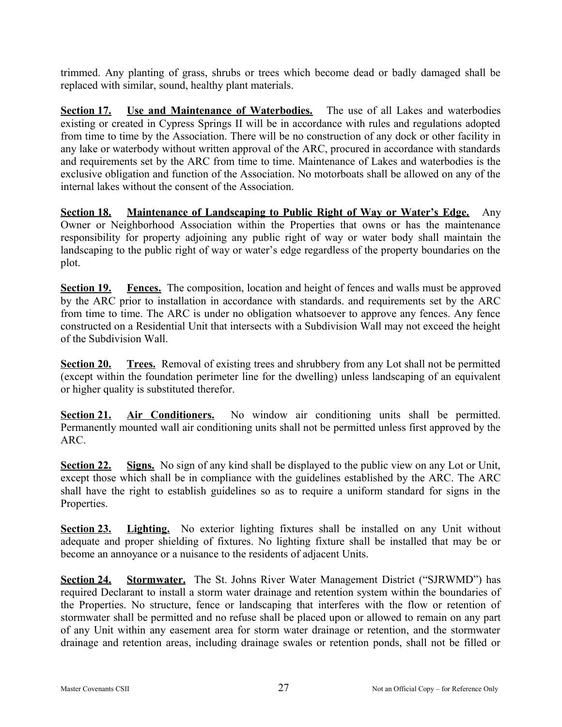trimmed. Any planting of grass, shrubs or trees which become dead or badly damaged shall be replaced with similar, sound, healthy plant materials.

**Section 17. Use and Maintenance of Waterbodies.** The use of all Lakes and waterbodies existing or created in Cypress Springs II will be in accordance with rules and regulations adopted from time to time by the Association. There will be no construction of any dock or other facility in any lake or waterbody without written approval of the ARC, procured in accordance with standards and requirements set by the ARC from time to time. Maintenance of Lakes and waterbodies is the exclusive obligation and function of the Association. No motorboats shall be allowed on any of the internal lakes without the consent of the Association.

**Section 18. Maintenance of Landscaping to Public Right of Way or Water's Edge.** Any Owner or Neighborhood Association within the Properties that owns or has the maintenance responsibility for property adjoining any public right of way or water body shall maintain the landscaping to the public right of way or water's edge regardless of the property boundaries on the plot.

**Section 19. Fences.** The composition, location and height of fences and walls must be approved by the ARC prior to installation in accordance with standards. and requirements set by the ARC from time to time. The ARC is under no obligation whatsoever to approve any fences. Any fence constructed on a Residential Unit that intersects with a Subdivision Wall may not exceed the height of the Subdivision Wall.

**Section 20. Trees.** Removal of existing trees and shrubbery from any Lot shall not be permitted (except within the foundation perimeter line for the dwelling) unless landscaping of an equivalent or higher quality is substituted therefor.

**Section 21. Air Conditioners.** No window air conditioning units shall be permitted. Permanently mounted wall air conditioning units shall not be permitted unless first approved by the ARC.

**Section 22. Signs.** No sign of any kind shall be displayed to the public view on any Lot or Unit, except those which shall be in compliance with the guidelines established by the ARC. The ARC shall have the right to establish guidelines so as to require a uniform standard for signs in the Properties.

**Section 23. Lighting.** No exterior lighting fixtures shall be installed on any Unit without adequate and proper shielding of fixtures. No lighting fixture shall be installed that may be or become an annoyance or a nuisance to the residents of adjacent Units.

**Section 24. Stormwater.** The St. Johns River Water Management District ("SJRWMD") has required Declarant to install a storm water drainage and retention system within the boundaries of the Properties. No structure, fence or landscaping that interferes with the flow or retention of stormwater shall be permitted and no refuse shall be placed upon or allowed to remain on any part of any Unit within any easement area for storm water drainage or retention, and the stormwater drainage and retention areas, including drainage swales or retention ponds, shall not be filled or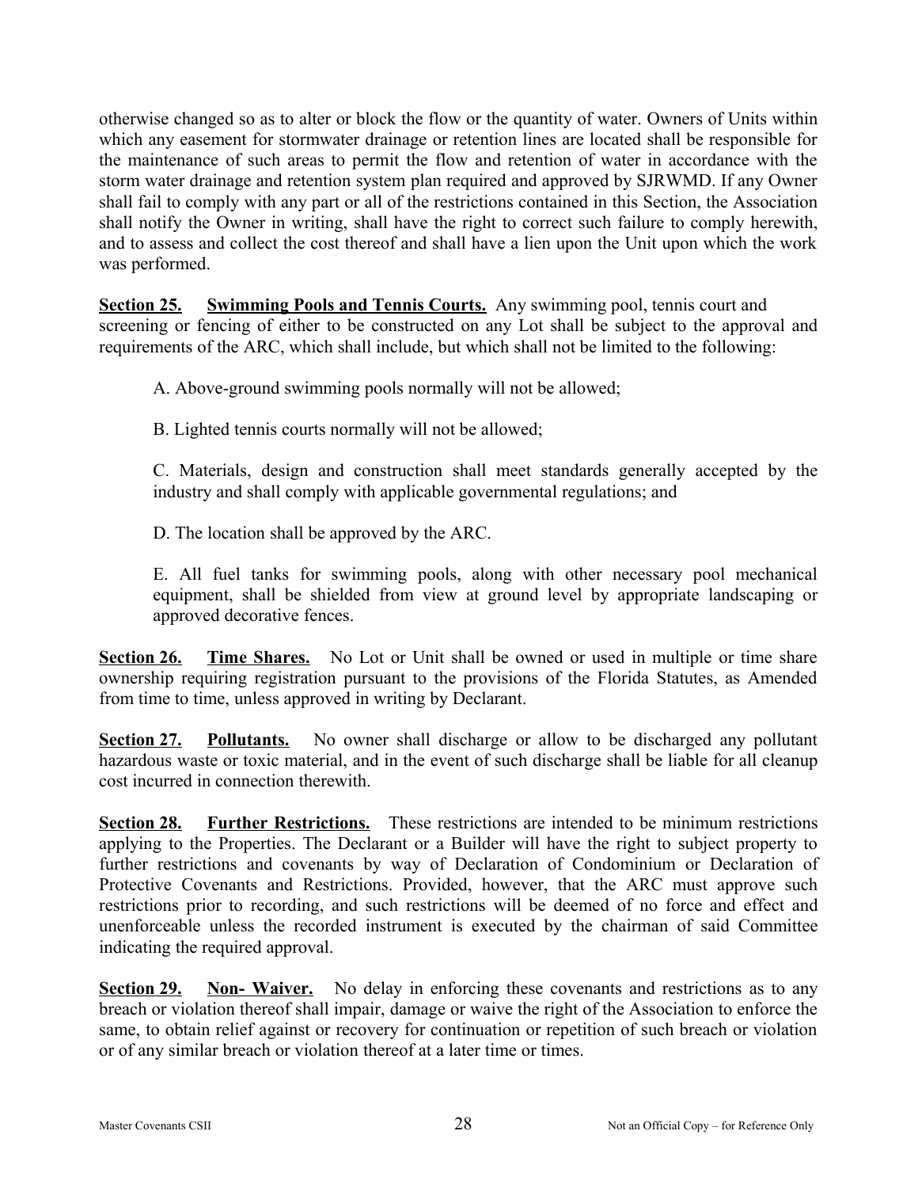otherwise changed so as to alter or block the flow or the quantity of water. Owners of Units within which any easement for stormwater drainage or retention lines are located shall be responsible for the maintenance of such areas to permit the flow and retention of water in accordance with the storm water drainage and retention system plan required and approved by SJRWMD. If any Owner shall fail to comply with any part or all of the restrictions contained in this Section, the Association shall notify the Owner in writing, shall have the right to correct such failure to comply herewith, and to assess and collect the cost thereof and shall have a lien upon the Unit upon which the work was performed.

**Section 25. Swimming Pools and Tennis Courts.** Any swimming pool, tennis court and screening or fencing of either to be constructed on any Lot shall be subject to the approval and requirements of the ARC, which shall include, but which shall not be limited to the following:

A. Above-ground swimming pools normally will not be allowed;

B. Lighted tennis courts normally will not be allowed;

C. Materials, design and construction shall meet standards generally accepted by the industry and shall comply with applicable governmental regulations; and

D. The location shall be approved by the ARC.

E. All fuel tanks for swimming pools, along with other necessary pool mechanical equipment, shall be shielded from view at ground level by appropriate landscaping or approved decorative fences.

**Section 26. Time Shares.** No Lot or Unit shall be owned or used in multiple or time share ownership requiring registration pursuant to the provisions of the Florida Statutes, as Amended from time to time, unless approved in writing by Declarant.

**Section 27. Pollutants.** No owner shall discharge or allow to be discharged any pollutant hazardous waste or toxic material, and in the event of such discharge shall be liable for all cleanup cost incurred in connection therewith.

**Section 28. Further Restrictions.** These restrictions are intended to be minimum restrictions applying to the Properties. The Declarant or a Builder will have the right to subject property to further restrictions and covenants by way of Declaration of Condominium or Declaration of Protective Covenants and Restrictions. Provided, however, that the ARC must approve such restrictions prior to recording, and such restrictions will be deemed of no force and effect and unenforceable unless the recorded instrument is executed by the chairman of said Committee indicating the required approval.

**Section 29. Non- Waiver.** No delay in enforcing these covenants and restrictions as to any breach or violation thereof shall impair, damage or waive the right of the Association to enforce the same, to obtain relief against or recovery for continuation or repetition of such breach or violation or of any similar breach or violation thereof at a later time or times.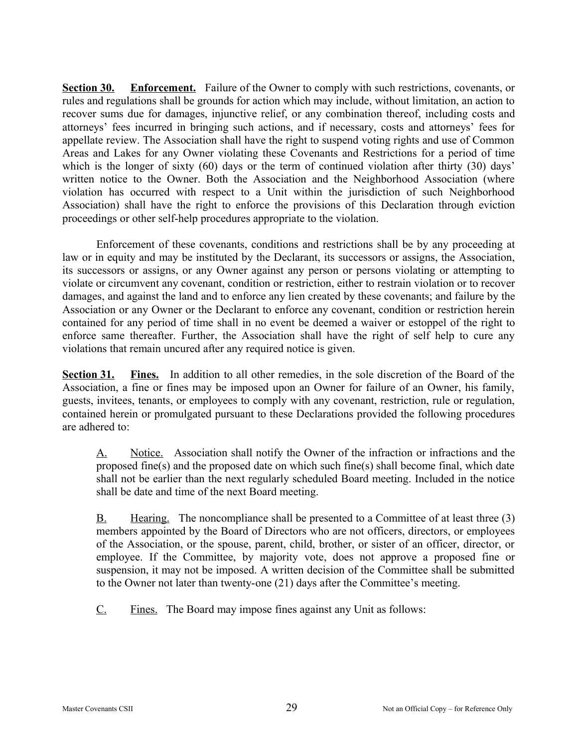**Section 30. Enforcement.** Failure of the Owner to comply with such restrictions, covenants, or rules and regulations shall be grounds for action which may include, without limitation, an action to recover sums due for damages, injunctive relief, or any combination thereof, including costs and attorneys' fees incurred in bringing such actions, and if necessary, costs and attorneys' fees for appellate review. The Association shall have the right to suspend voting rights and use of Common Areas and Lakes for any Owner violating these Covenants and Restrictions for a period of time which is the longer of sixty (60) days or the term of continued violation after thirty (30) days' written notice to the Owner. Both the Association and the Neighborhood Association (where violation has occurred with respect to a Unit within the jurisdiction of such Neighborhood Association) shall have the right to enforce the provisions of this Declaration through eviction proceedings or other self-help procedures appropriate to the violation.

Enforcement of these covenants, conditions and restrictions shall be by any proceeding at law or in equity and may be instituted by the Declarant, its successors or assigns, the Association, its successors or assigns, or any Owner against any person or persons violating or attempting to violate or circumvent any covenant, condition or restriction, either to restrain violation or to recover damages, and against the land and to enforce any lien created by these covenants; and failure by the Association or any Owner or the Declarant to enforce any covenant, condition or restriction herein contained for any period of time shall in no event be deemed a waiver or estoppel of the right to enforce same thereafter. Further, the Association shall have the right of self help to cure any violations that remain uncured after any required notice is given.

**Section 31. Fines.** In addition to all other remedies, in the sole discretion of the Board of the Association, a fine or fines may be imposed upon an Owner for failure of an Owner, his family, guests, invitees, tenants, or employees to comply with any covenant, restriction, rule or regulation, contained herein or promulgated pursuant to these Declarations provided the following procedures are adhered to:

A. Notice. Association shall notify the Owner of the infraction or infractions and the proposed fine(s) and the proposed date on which such fine(s) shall become final, which date shall not be earlier than the next regularly scheduled Board meeting. Included in the notice shall be date and time of the next Board meeting.

B. Hearing. The noncompliance shall be presented to a Committee of at least three (3) members appointed by the Board of Directors who are not officers, directors, or employees of the Association, or the spouse, parent, child, brother, or sister of an officer, director, or employee. If the Committee, by majority vote, does not approve a proposed fine or suspension, it may not be imposed. A written decision of the Committee shall be submitted to the Owner not later than twenty-one (21) days after the Committee's meeting.

C. Fines. The Board may impose fines against any Unit as follows: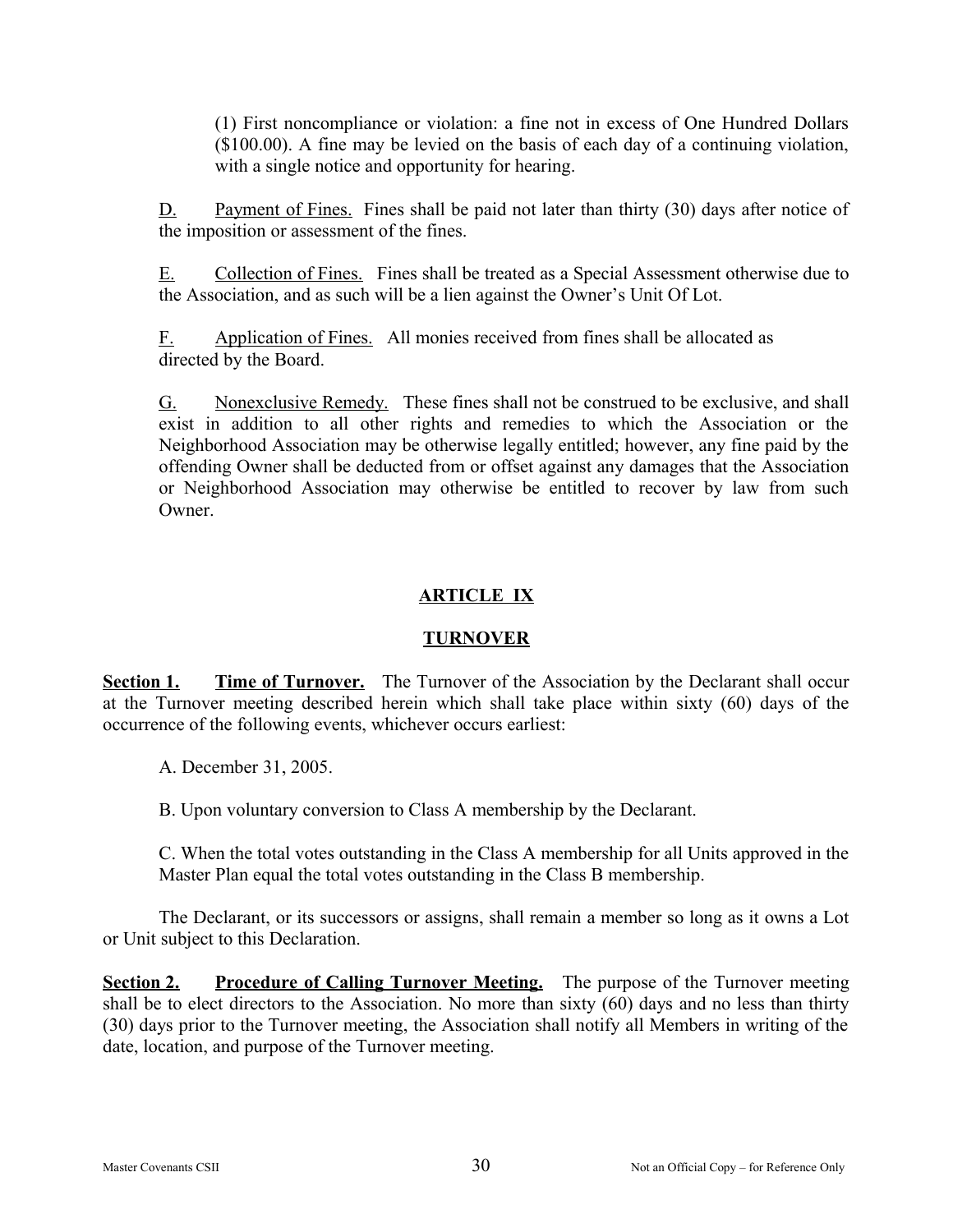(1) First noncompliance or violation: a fine not in excess of One Hundred Dollars ($100.00). A fine may be levied on the basis of each day of a continuing violation, with a single notice and opportunity for hearing.

D. Payment of Fines. Fines shall be paid not later than thirty (30) days after notice of the imposition or assessment of the fines.

E. Collection of Fines. Fines shall be treated as a Special Assessment otherwise due to the Association, and as such will be a lien against the Owner's Unit Of Lot.

F. Application of Fines. All monies received from fines shall be allocated as directed by the Board.

G. Nonexclusive Remedy. These fines shall not be construed to be exclusive, and shall exist in addition to all other rights and remedies to which the Association or the Neighborhood Association may be otherwise legally entitled; however, any fine paid by the offending Owner shall be deducted from or offset against any damages that the Association or Neighborhood Association may otherwise be entitled to recover by law from such Owner.

## ARTICLE IX

## TURNOVER

**Section 1. Time of Turnover.** The Turnover of the Association by the Declarant shall occur at the Turnover meeting described herein which shall take place within sixty (60) days of the occurrence of the following events, whichever occurs earliest:

A. December 31, 2005.

B. Upon voluntary conversion to Class A membership by the Declarant.

C. When the total votes outstanding in the Class A membership for all Units approved in the Master Plan equal the total votes outstanding in the Class B membership.

The Declarant, or its successors or assigns, shall remain a member so long as it owns a Lot or Unit subject to this Declaration.

**Section 2. Procedure of Calling Turnover Meeting.** The purpose of the Turnover meeting shall be to elect directors to the Association. No more than sixty (60) days and no less than thirty (30) days prior to the Turnover meeting, the Association shall notify all Members in writing of the date, location, and purpose of the Turnover meeting.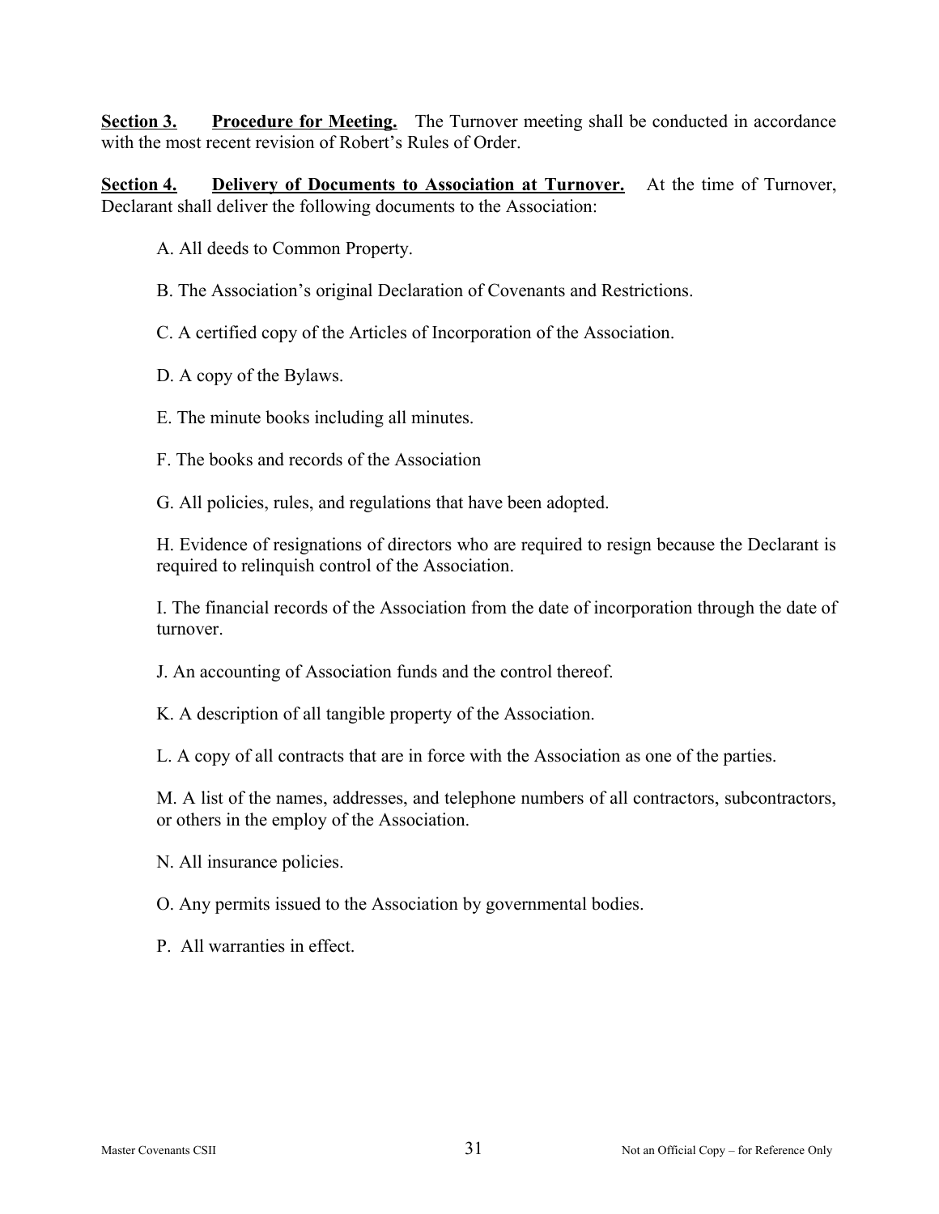**<u>Section 3.</u>** **<u>Procedure for Meeting.</u>** The Turnover meeting shall be conducted in accordance with the most recent revision of Robert's Rules of Order.

**<u>Section 4.</u>** **<u>Delivery of Documents to Association at Turnover.</u>** At the time of Turnover, Declarant shall deliver the following documents to the Association:

A. All deeds to Common Property.

B. The Association's original Declaration of Covenants and Restrictions.

C. A certified copy of the Articles of Incorporation of the Association.

D. A copy of the Bylaws.

E. The minute books including all minutes.

F. The books and records of the Association

G. All policies, rules, and regulations that have been adopted.

H. Evidence of resignations of directors who are required to resign because the Declarant is required to relinquish control of the Association.

I. The financial records of the Association from the date of incorporation through the date of turnover.

J. An accounting of Association funds and the control thereof.

K. A description of all tangible property of the Association.

L. A copy of all contracts that are in force with the Association as one of the parties.

M. A list of the names, addresses, and telephone numbers of all contractors, subcontractors, or others in the employ of the Association.

N. All insurance policies.

O. Any permits issued to the Association by governmental bodies.

P. All warranties in effect.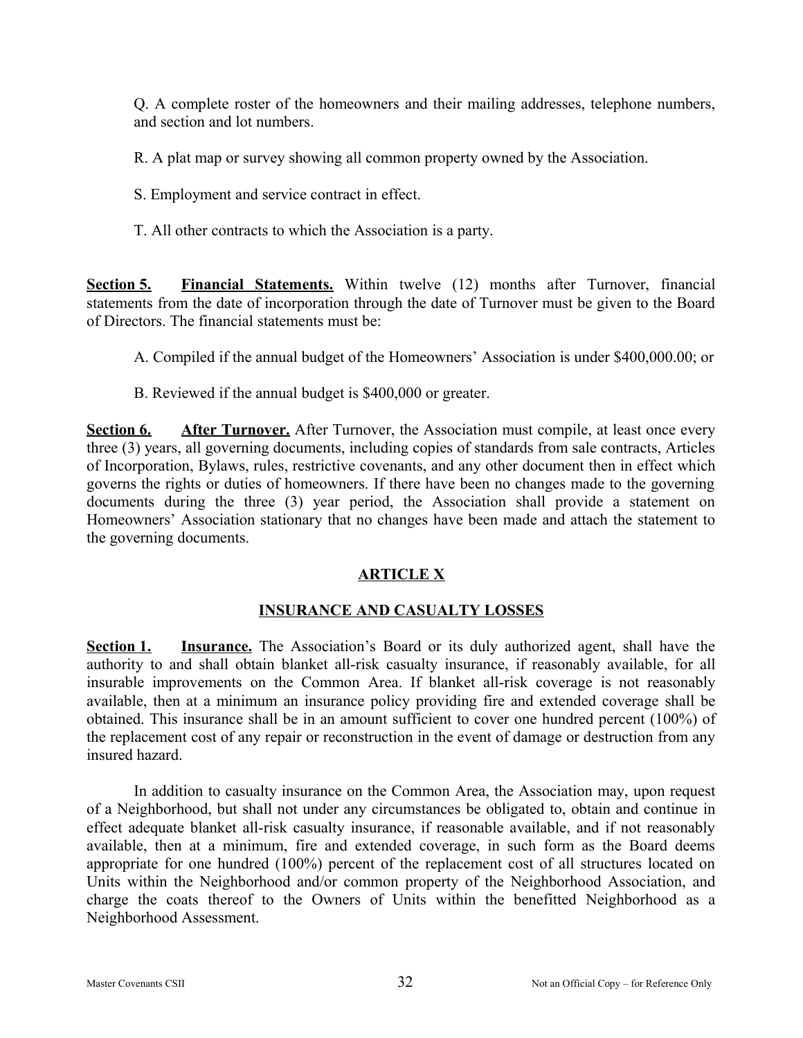Q. A complete roster of the homeowners and their mailing addresses, telephone numbers, and section and lot numbers.

R. A plat map or survey showing all common property owned by the Association.

S. Employment and service contract in effect.

T. All other contracts to which the Association is a party.

**Section 5. Financial Statements.** Within twelve (12) months after Turnover, financial statements from the date of incorporation through the date of Turnover must be given to the Board of Directors. The financial statements must be:

A. Compiled if the annual budget of the Homeowners' Association is under $400,000.00; or

B. Reviewed if the annual budget is $400,000 or greater.

**Section 6. After Turnover.** After Turnover, the Association must compile, at least once every three (3) years, all governing documents, including copies of standards from sale contracts, Articles of Incorporation, Bylaws, rules, restrictive covenants, and any other document then in effect which governs the rights or duties of homeowners. If there have been no changes made to the governing documents during the three (3) year period, the Association shall provide a statement on Homeowners' Association stationary that no changes have been made and attach the statement to the governing documents.

## ARTICLE X

## INSURANCE AND CASUALTY LOSSES

**Section 1. Insurance.** The Association's Board or its duly authorized agent, shall have the authority to and shall obtain blanket all-risk casualty insurance, if reasonably available, for all insurable improvements on the Common Area. If blanket all-risk coverage is not reasonably available, then at a minimum an insurance policy providing fire and extended coverage shall be obtained. This insurance shall be in an amount sufficient to cover one hundred percent (100%) of the replacement cost of any repair or reconstruction in the event of damage or destruction from any insured hazard.

In addition to casualty insurance on the Common Area, the Association may, upon request of a Neighborhood, but shall not under any circumstances be obligated to, obtain and continue in effect adequate blanket all-risk casualty insurance, if reasonable available, and if not reasonably available, then at a minimum, fire and extended coverage, in such form as the Board deems appropriate for one hundred (100%) percent of the replacement cost of all structures located on Units within the Neighborhood and/or common property of the Neighborhood Association, and charge the coats thereof to the Owners of Units within the benefitted Neighborhood as a Neighborhood Assessment.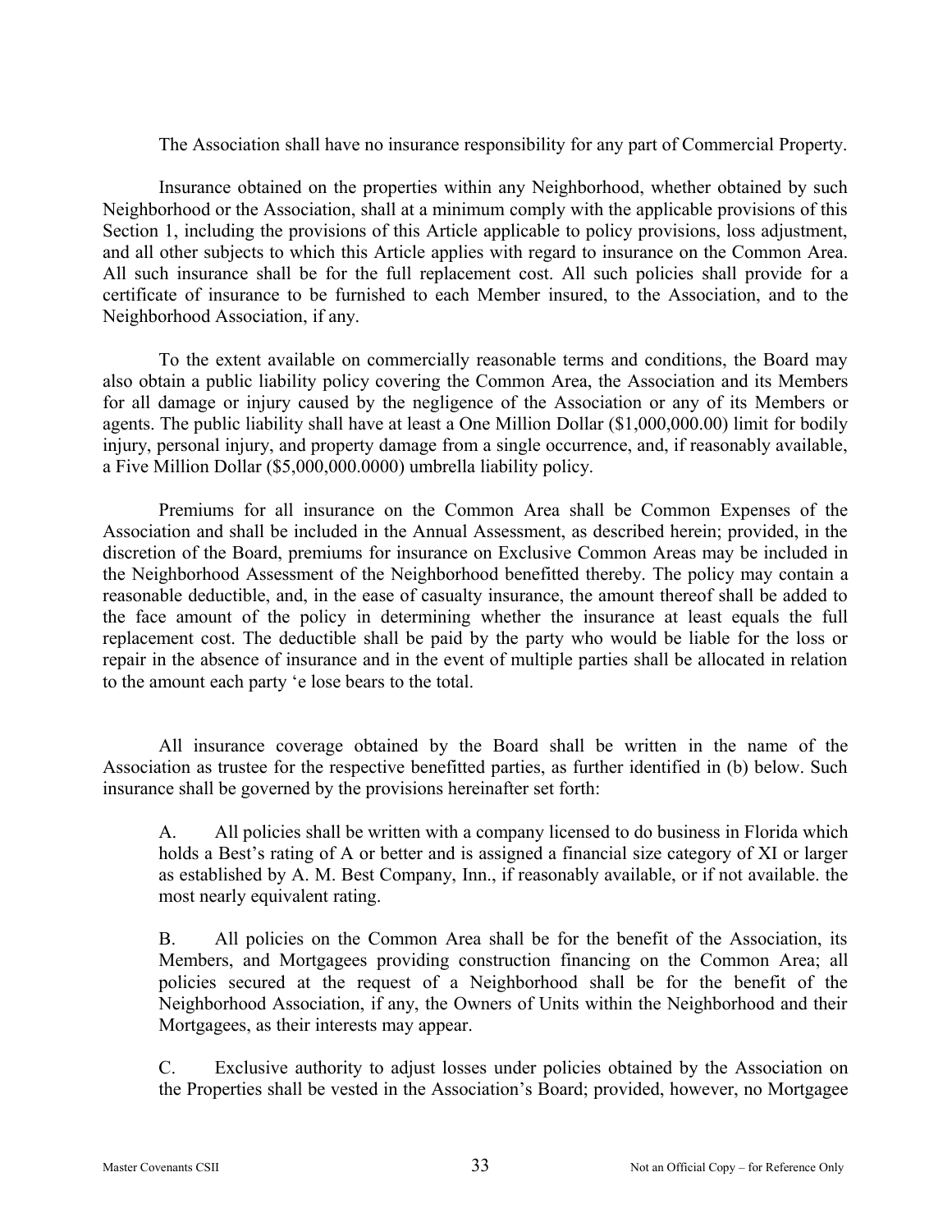The Association shall have no insurance responsibility for any part of Commercial Property.

Insurance obtained on the properties within any Neighborhood, whether obtained by such Neighborhood or the Association, shall at a minimum comply with the applicable provisions of this Section 1, including the provisions of this Article applicable to policy provisions, loss adjustment, and all other subjects to which this Article applies with regard to insurance on the Common Area. All such insurance shall be for the full replacement cost. All such policies shall provide for a certificate of insurance to be furnished to each Member insured, to the Association, and to the Neighborhood Association, if any.

To the extent available on commercially reasonable terms and conditions, the Board may also obtain a public liability policy covering the Common Area, the Association and its Members for all damage or injury caused by the negligence of the Association or any of its Members or agents. The public liability shall have at least a One Million Dollar ($1,000,000.00) limit for bodily injury, personal injury, and property damage from a single occurrence, and, if reasonably available, a Five Million Dollar ($5,000,000.0000) umbrella liability policy.

Premiums for all insurance on the Common Area shall be Common Expenses of the Association and shall be included in the Annual Assessment, as described herein; provided, in the discretion of the Board, premiums for insurance on Exclusive Common Areas may be included in the Neighborhood Assessment of the Neighborhood benefitted thereby. The policy may contain a reasonable deductible, and, in the ease of casualty insurance, the amount thereof shall be added to the face amount of the policy in determining whether the insurance at least equals the full replacement cost. The deductible shall be paid by the party who would be liable for the loss or repair in the absence of insurance and in the event of multiple parties shall be allocated in relation to the amount each party 'e lose bears to the total.

All insurance coverage obtained by the Board shall be written in the name of the Association as trustee for the respective benefitted parties, as further identified in (b) below. Such insurance shall be governed by the provisions hereinafter set forth:

A. All policies shall be written with a company licensed to do business in Florida which holds a Best's rating of A or better and is assigned a financial size category of XI or larger as established by A. M. Best Company, Inn., if reasonably available, or if not available. the most nearly equivalent rating.

B. All policies on the Common Area shall be for the benefit of the Association, its Members, and Mortgagees providing construction financing on the Common Area; all policies secured at the request of a Neighborhood shall be for the benefit of the Neighborhood Association, if any, the Owners of Units within the Neighborhood and their Mortgagees, as their interests may appear.

C. Exclusive authority to adjust losses under policies obtained by the Association on the Properties shall be vested in the Association's Board; provided, however, no Mortgagee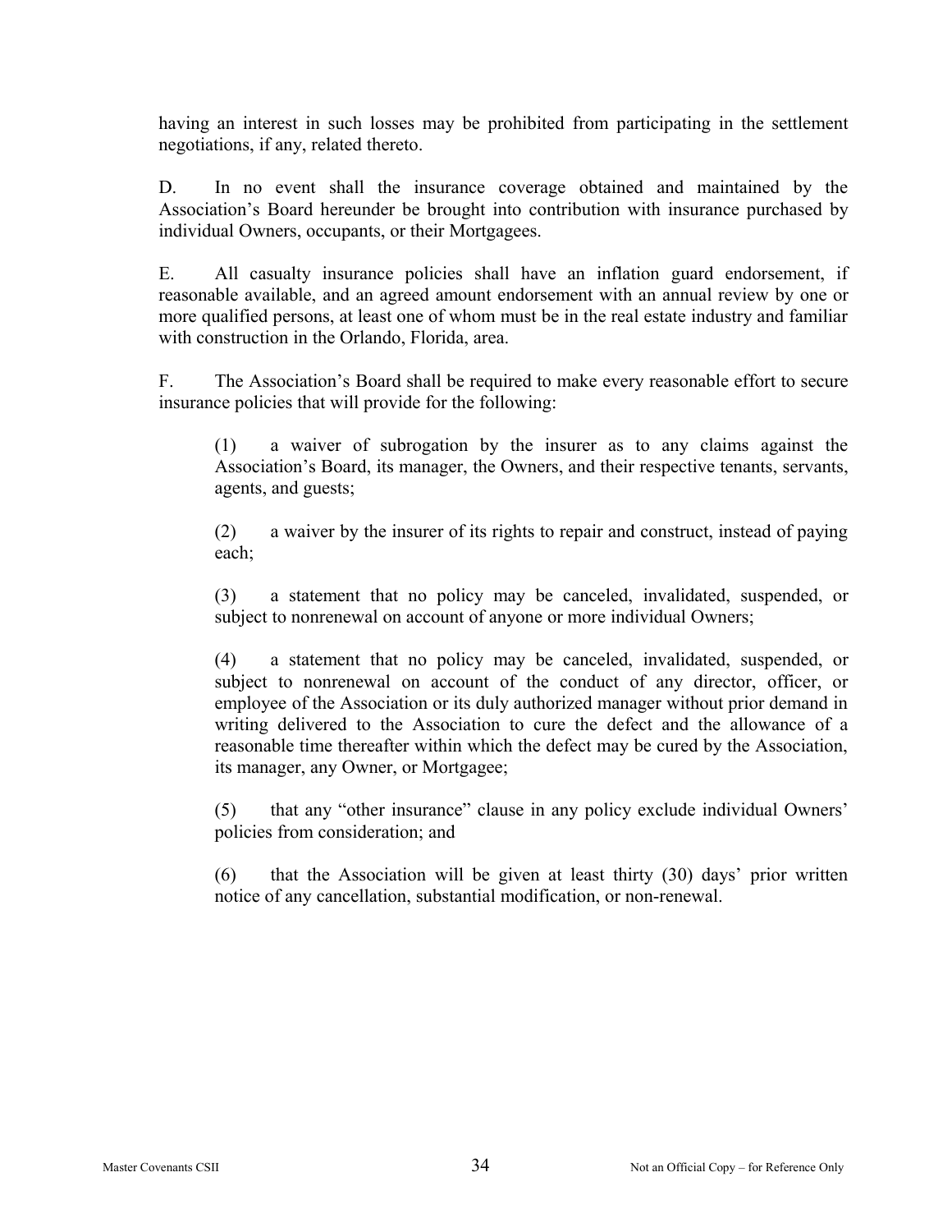having an interest in such losses may be prohibited from participating in the settlement negotiations, if any, related thereto.

D. In no event shall the insurance coverage obtained and maintained by the Association's Board hereunder be brought into contribution with insurance purchased by individual Owners, occupants, or their Mortgagees.

E. All casualty insurance policies shall have an inflation guard endorsement, if reasonable available, and an agreed amount endorsement with an annual review by one or more qualified persons, at least one of whom must be in the real estate industry and familiar with construction in the Orlando, Florida, area.

F. The Association's Board shall be required to make every reasonable effort to secure insurance policies that will provide for the following:

(1) a waiver of subrogation by the insurer as to any claims against the Association's Board, its manager, the Owners, and their respective tenants, servants, agents, and guests;

(2) a waiver by the insurer of its rights to repair and construct, instead of paying each;

(3) a statement that no policy may be canceled, invalidated, suspended, or subject to nonrenewal on account of anyone or more individual Owners;

(4) a statement that no policy may be canceled, invalidated, suspended, or subject to nonrenewal on account of the conduct of any director, officer, or employee of the Association or its duly authorized manager without prior demand in writing delivered to the Association to cure the defect and the allowance of a reasonable time thereafter within which the defect may be cured by the Association, its manager, any Owner, or Mortgagee;

(5) that any "other insurance" clause in any policy exclude individual Owners' policies from consideration; and

(6) that the Association will be given at least thirty (30) days' prior written notice of any cancellation, substantial modification, or non-renewal.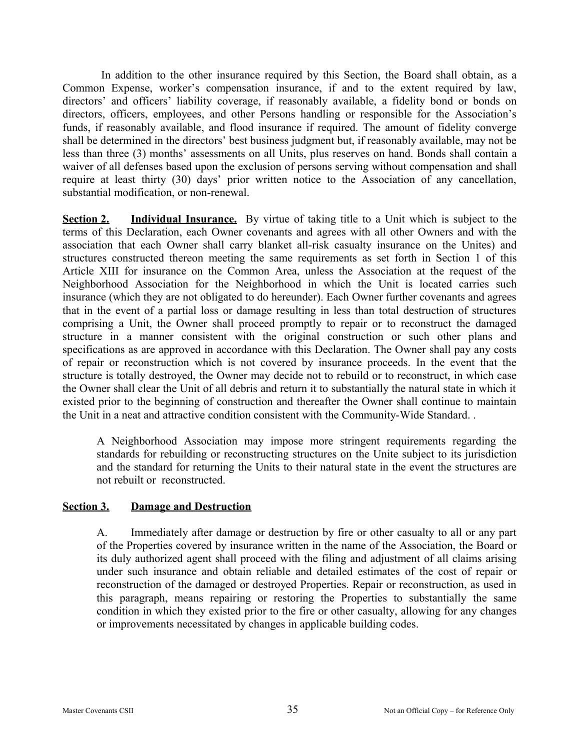In addition to the other insurance required by this Section, the Board shall obtain, as a Common Expense, worker's compensation insurance, if and to the extent required by law, directors' and officers' liability coverage, if reasonably available, a fidelity bond or bonds on directors, officers, employees, and other Persons handling or responsible for the Association's funds, if reasonably available, and flood insurance if required. The amount of fidelity converge shall be determined in the directors' best business judgment but, if reasonably available, may not be less than three (3) months' assessments on all Units, plus reserves on hand. Bonds shall contain a waiver of all defenses based upon the exclusion of persons serving without compensation and shall require at least thirty (30) days' prior written notice to the Association of any cancellation, substantial modification, or non-renewal.

**Section 2. Individual Insurance.** By virtue of taking title to a Unit which is subject to the terms of this Declaration, each Owner covenants and agrees with all other Owners and with the association that each Owner shall carry blanket all-risk casualty insurance on the Unites) and structures constructed thereon meeting the same requirements as set forth in Section 1 of this Article XIII for insurance on the Common Area, unless the Association at the request of the Neighborhood Association for the Neighborhood in which the Unit is located carries such insurance (which they are not obligated to do hereunder). Each Owner further covenants and agrees that in the event of a partial loss or damage resulting in less than total destruction of structures comprising a Unit, the Owner shall proceed promptly to repair or to reconstruct the damaged structure in a manner consistent with the original construction or such other plans and specifications as are approved in accordance with this Declaration. The Owner shall pay any costs of repair or reconstruction which is not covered by insurance proceeds. In the event that the structure is totally destroyed, the Owner may decide not to rebuild or to reconstruct, in which case the Owner shall clear the Unit of all debris and return it to substantially the natural state in which it existed prior to the beginning of construction and thereafter the Owner shall continue to maintain the Unit in a neat and attractive condition consistent with the Community-Wide Standard. .

A Neighborhood Association may impose more stringent requirements regarding the standards for rebuilding or reconstructing structures on the Unite subject to its jurisdiction and the standard for returning the Units to their natural state in the event the structures are not rebuilt or reconstructed.

**Section 3. Damage and Destruction**

A. Immediately after damage or destruction by fire or other casualty to all or any part of the Properties covered by insurance written in the name of the Association, the Board or its duly authorized agent shall proceed with the filing and adjustment of all claims arising under such insurance and obtain reliable and detailed estimates of the cost of repair or reconstruction of the damaged or destroyed Properties. Repair or reconstruction, as used in this paragraph, means repairing or restoring the Properties to substantially the same condition in which they existed prior to the fire or other casualty, allowing for any changes or improvements necessitated by changes in applicable building codes.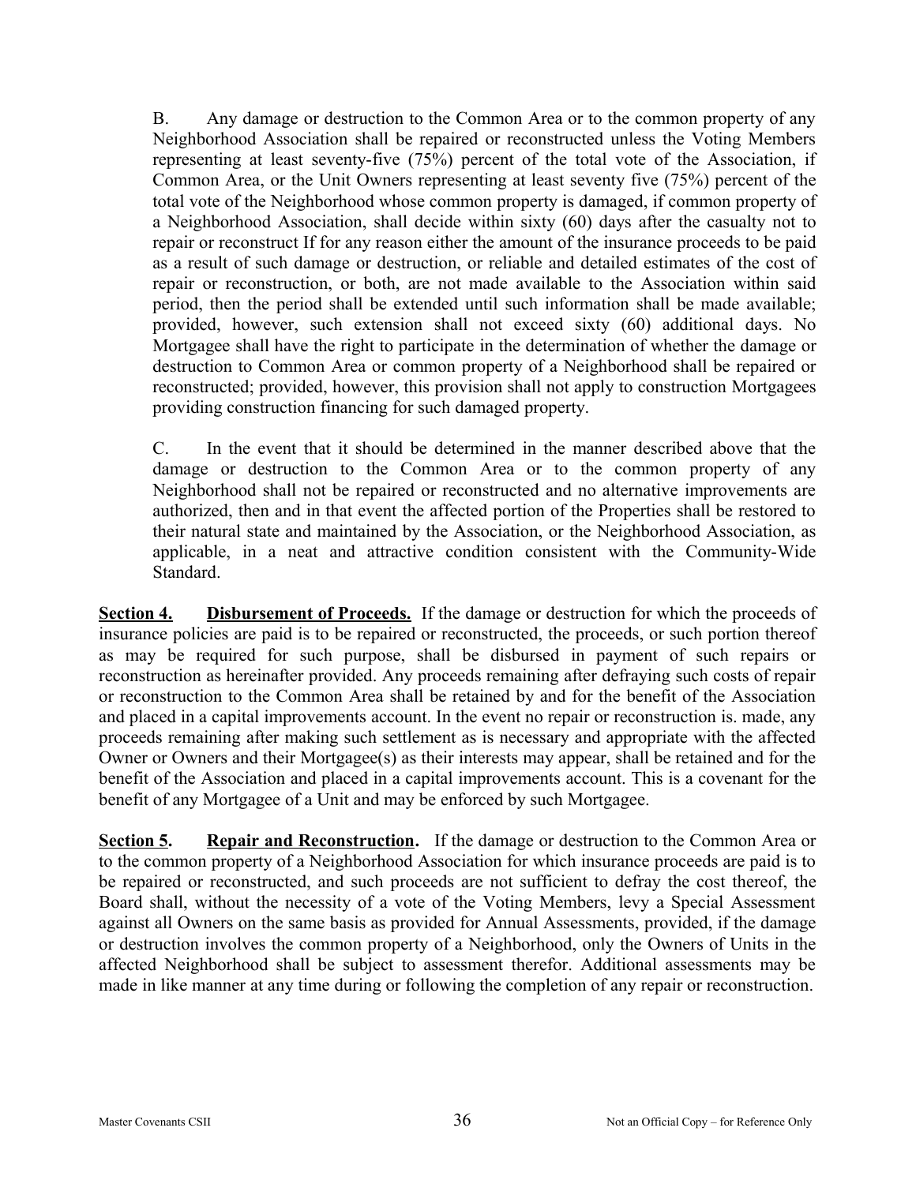B. Any damage or destruction to the Common Area or to the common property of any Neighborhood Association shall be repaired or reconstructed unless the Voting Members representing at least seventy-five (75%) percent of the total vote of the Association, if Common Area, or the Unit Owners representing at least seventy five (75%) percent of the total vote of the Neighborhood whose common property is damaged, if common property of a Neighborhood Association, shall decide within sixty (60) days after the casualty not to repair or reconstruct If for any reason either the amount of the insurance proceeds to be paid as a result of such damage or destruction, or reliable and detailed estimates of the cost of repair or reconstruction, or both, are not made available to the Association within said period, then the period shall be extended until such information shall be made available; provided, however, such extension shall not exceed sixty (60) additional days. No Mortgagee shall have the right to participate in the determination of whether the damage or destruction to Common Area or common property of a Neighborhood shall be repaired or reconstructed; provided, however, this provision shall not apply to construction Mortgagees providing construction financing for such damaged property.

C. In the event that it should be determined in the manner described above that the damage or destruction to the Common Area or to the common property of any Neighborhood shall not be repaired or reconstructed and no alternative improvements are authorized, then and in that event the affected portion of the Properties shall be restored to their natural state and maintained by the Association, or the Neighborhood Association, as applicable, in a neat and attractive condition consistent with the Community-Wide Standard.

**Section 4. Disbursement of Proceeds.** If the damage or destruction for which the proceeds of insurance policies are paid is to be repaired or reconstructed, the proceeds, or such portion thereof as may be required for such purpose, shall be disbursed in payment of such repairs or reconstruction as hereinafter provided. Any proceeds remaining after defraying such costs of repair or reconstruction to the Common Area shall be retained by and for the benefit of the Association and placed in a capital improvements account. In the event no repair or reconstruction is. made, any proceeds remaining after making such settlement as is necessary and appropriate with the affected Owner or Owners and their Mortgagee(s) as their interests may appear, shall be retained and for the benefit of the Association and placed in a capital improvements account. This is a covenant for the benefit of any Mortgagee of a Unit and may be enforced by such Mortgagee.

**Section 5. Repair and Reconstruction.** If the damage or destruction to the Common Area or to the common property of a Neighborhood Association for which insurance proceeds are paid is to be repaired or reconstructed, and such proceeds are not sufficient to defray the cost thereof, the Board shall, without the necessity of a vote of the Voting Members, levy a Special Assessment against all Owners on the same basis as provided for Annual Assessments, provided, if the damage or destruction involves the common property of a Neighborhood, only the Owners of Units in the affected Neighborhood shall be subject to assessment therefor. Additional assessments may be made in like manner at any time during or following the completion of any repair or reconstruction.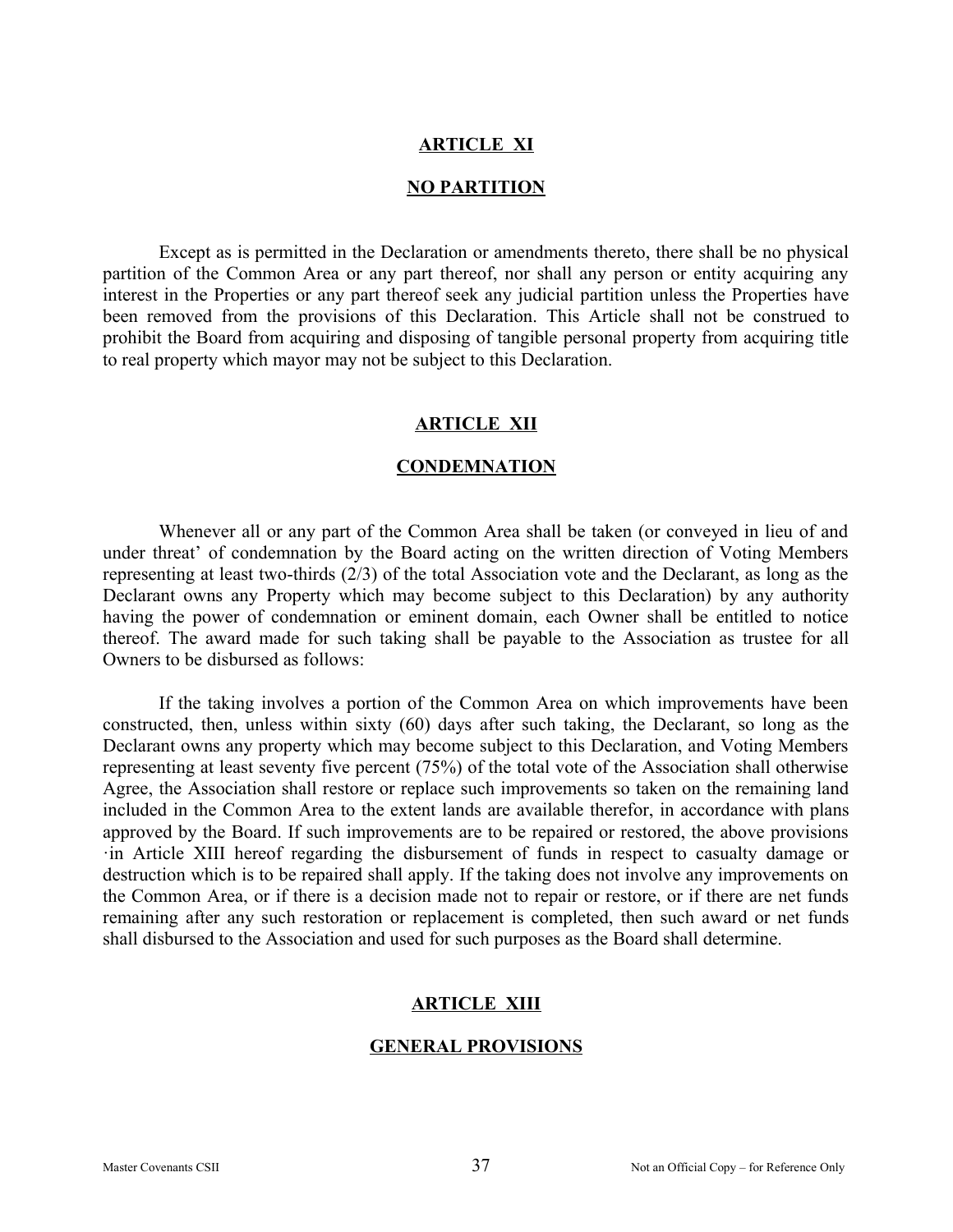## ARTICLE XI

## NO PARTITION

Except as is permitted in the Declaration or amendments thereto, there shall be no physical partition of the Common Area or any part thereof, nor shall any person or entity acquiring any interest in the Properties or any part thereof seek any judicial partition unless the Properties have been removed from the provisions of this Declaration. This Article shall not be construed to prohibit the Board from acquiring and disposing of tangible personal property from acquiring title to real property which mayor may not be subject to this Declaration.

## ARTICLE XII

## CONDEMNATION

Whenever all or any part of the Common Area shall be taken (or conveyed in lieu of and under threat' of condemnation by the Board acting on the written direction of Voting Members representing at least two-thirds (2/3) of the total Association vote and the Declarant, as long as the Declarant owns any Property which may become subject to this Declaration) by any authority having the power of condemnation or eminent domain, each Owner shall be entitled to notice thereof. The award made for such taking shall be payable to the Association as trustee for all Owners to be disbursed as follows:

If the taking involves a portion of the Common Area on which improvements have been constructed, then, unless within sixty (60) days after such taking, the Declarant, so long as the Declarant owns any property which may become subject to this Declaration, and Voting Members representing at least seventy five percent (75%) of the total vote of the Association shall otherwise Agree, the Association shall restore or replace such improvements so taken on the remaining land included in the Common Area to the extent lands are available therefor, in accordance with plans approved by the Board. If such improvements are to be repaired or restored, the above provisions ·in Article XIII hereof regarding the disbursement of funds in respect to casualty damage or destruction which is to be repaired shall apply. If the taking does not involve any improvements on the Common Area, or if there is a decision made not to repair or restore, or if there are net funds remaining after any such restoration or replacement is completed, then such award or net funds shall disbursed to the Association and used for such purposes as the Board shall determine.

## ARTICLE XIII

## GENERAL PROVISIONS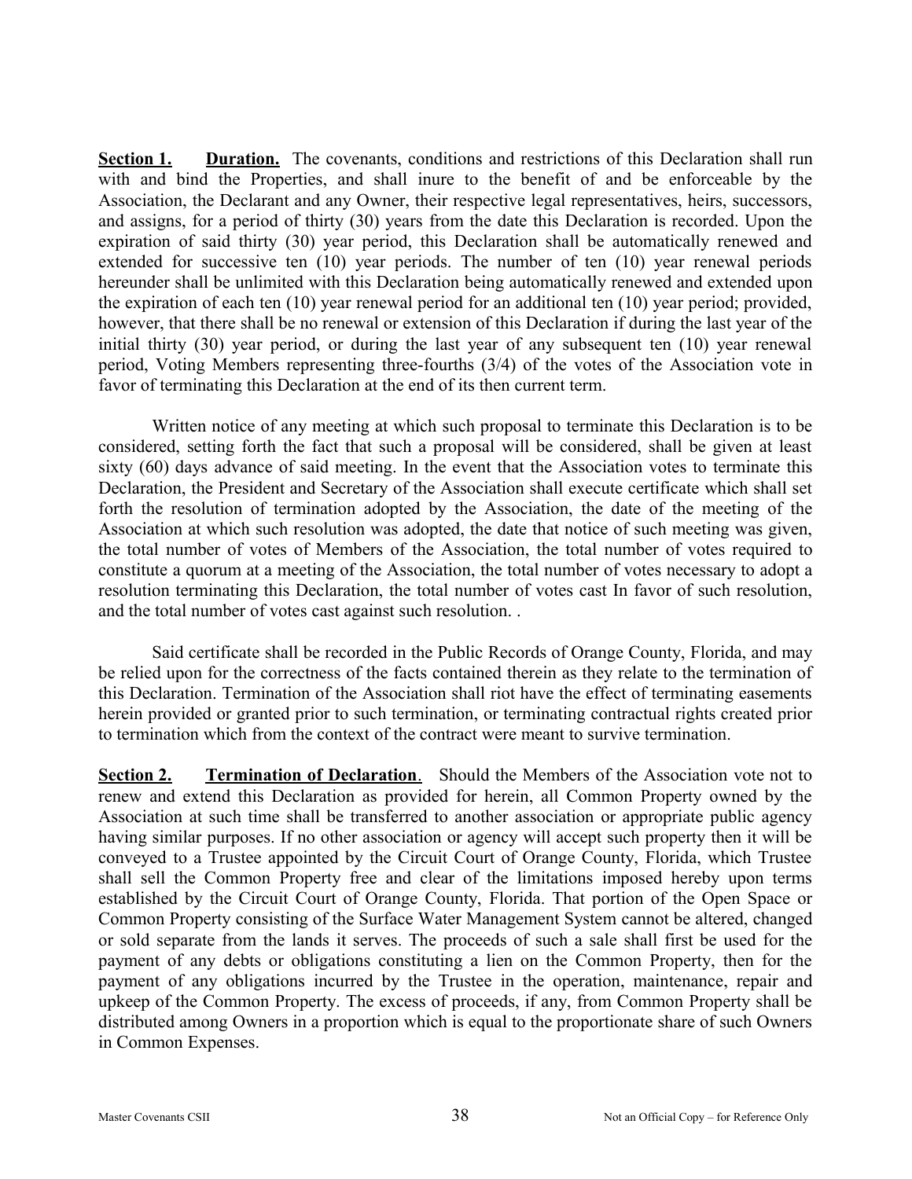**Section 1. Duration.** The covenants, conditions and restrictions of this Declaration shall run with and bind the Properties, and shall inure to the benefit of and be enforceable by the Association, the Declarant and any Owner, their respective legal representatives, heirs, successors, and assigns, for a period of thirty (30) years from the date this Declaration is recorded. Upon the expiration of said thirty (30) year period, this Declaration shall be automatically renewed and extended for successive ten (10) year periods. The number of ten (10) year renewal periods hereunder shall be unlimited with this Declaration being automatically renewed and extended upon the expiration of each ten (10) year renewal period for an additional ten (10) year period; provided, however, that there shall be no renewal or extension of this Declaration if during the last year of the initial thirty (30) year period, or during the last year of any subsequent ten (10) year renewal period, Voting Members representing three-fourths (3/4) of the votes of the Association vote in favor of terminating this Declaration at the end of its then current term.

Written notice of any meeting at which such proposal to terminate this Declaration is to be considered, setting forth the fact that such a proposal will be considered, shall be given at least sixty (60) days advance of said meeting. In the event that the Association votes to terminate this Declaration, the President and Secretary of the Association shall execute certificate which shall set forth the resolution of termination adopted by the Association, the date of the meeting of the Association at which such resolution was adopted, the date that notice of such meeting was given, the total number of votes of Members of the Association, the total number of votes required to constitute a quorum at a meeting of the Association, the total number of votes necessary to adopt a resolution terminating this Declaration, the total number of votes cast In favor of such resolution, and the total number of votes cast against such resolution. .

Said certificate shall be recorded in the Public Records of Orange County, Florida, and may be relied upon for the correctness of the facts contained therein as they relate to the termination of this Declaration. Termination of the Association shall riot have the effect of terminating easements herein provided or granted prior to such termination, or terminating contractual rights created prior to termination which from the context of the contract were meant to survive termination.

**Section 2. Termination of Declaration**. Should the Members of the Association vote not to renew and extend this Declaration as provided for herein, all Common Property owned by the Association at such time shall be transferred to another association or appropriate public agency having similar purposes. If no other association or agency will accept such property then it will be conveyed to a Trustee appointed by the Circuit Court of Orange County, Florida, which Trustee shall sell the Common Property free and clear of the limitations imposed hereby upon terms established by the Circuit Court of Orange County, Florida. That portion of the Open Space or Common Property consisting of the Surface Water Management System cannot be altered, changed or sold separate from the lands it serves. The proceeds of such a sale shall first be used for the payment of any debts or obligations constituting a lien on the Common Property, then for the payment of any obligations incurred by the Trustee in the operation, maintenance, repair and upkeep of the Common Property. The excess of proceeds, if any, from Common Property shall be distributed among Owners in a proportion which is equal to the proportionate share of such Owners in Common Expenses.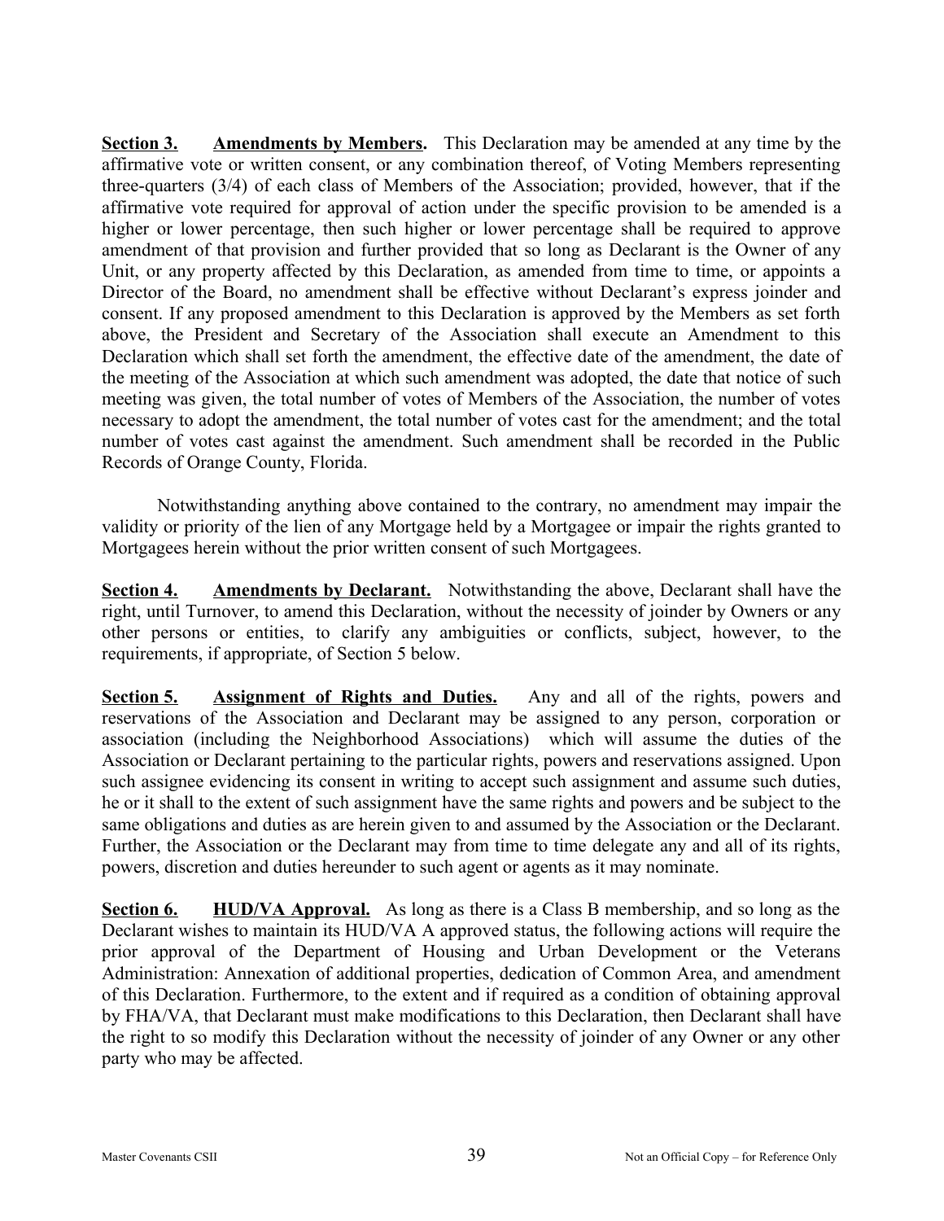**Section 3.** **Amendments by Members.** This Declaration may be amended at any time by the affirmative vote or written consent, or any combination thereof, of Voting Members representing three-quarters (3/4) of each class of Members of the Association; provided, however, that if the affirmative vote required for approval of action under the specific provision to be amended is a higher or lower percentage, then such higher or lower percentage shall be required to approve amendment of that provision and further provided that so long as Declarant is the Owner of any Unit, or any property affected by this Declaration, as amended from time to time, or appoints a Director of the Board, no amendment shall be effective without Declarant's express joinder and consent. If any proposed amendment to this Declaration is approved by the Members as set forth above, the President and Secretary of the Association shall execute an Amendment to this Declaration which shall set forth the amendment, the effective date of the amendment, the date of the meeting of the Association at which such amendment was adopted, the date that notice of such meeting was given, the total number of votes of Members of the Association, the number of votes necessary to adopt the amendment, the total number of votes cast for the amendment; and the total number of votes cast against the amendment. Such amendment shall be recorded in the Public Records of Orange County, Florida.

Notwithstanding anything above contained to the contrary, no amendment may impair the validity or priority of the lien of any Mortgage held by a Mortgagee or impair the rights granted to Mortgagees herein without the prior written consent of such Mortgagees.

**Section 4.** **Amendments by Declarant.** Notwithstanding the above, Declarant shall have the right, until Turnover, to amend this Declaration, without the necessity of joinder by Owners or any other persons or entities, to clarify any ambiguities or conflicts, subject, however, to the requirements, if appropriate, of Section 5 below.

**Section 5.** **Assignment of Rights and Duties.** Any and all of the rights, powers and reservations of the Association and Declarant may be assigned to any person, corporation or association (including the Neighborhood Associations) which will assume the duties of the Association or Declarant pertaining to the particular rights, powers and reservations assigned. Upon such assignee evidencing its consent in writing to accept such assignment and assume such duties, he or it shall to the extent of such assignment have the same rights and powers and be subject to the same obligations and duties as are herein given to and assumed by the Association or the Declarant. Further, the Association or the Declarant may from time to time delegate any and all of its rights, powers, discretion and duties hereunder to such agent or agents as it may nominate.

**Section 6.** **HUD/VA Approval.** As long as there is a Class B membership, and so long as the Declarant wishes to maintain its HUD/VA A approved status, the following actions will require the prior approval of the Department of Housing and Urban Development or the Veterans Administration: Annexation of additional properties, dedication of Common Area, and amendment of this Declaration. Furthermore, to the extent and if required as a condition of obtaining approval by FHA/VA, that Declarant must make modifications to this Declaration, then Declarant shall have the right to so modify this Declaration without the necessity of joinder of any Owner or any other party who may be affected.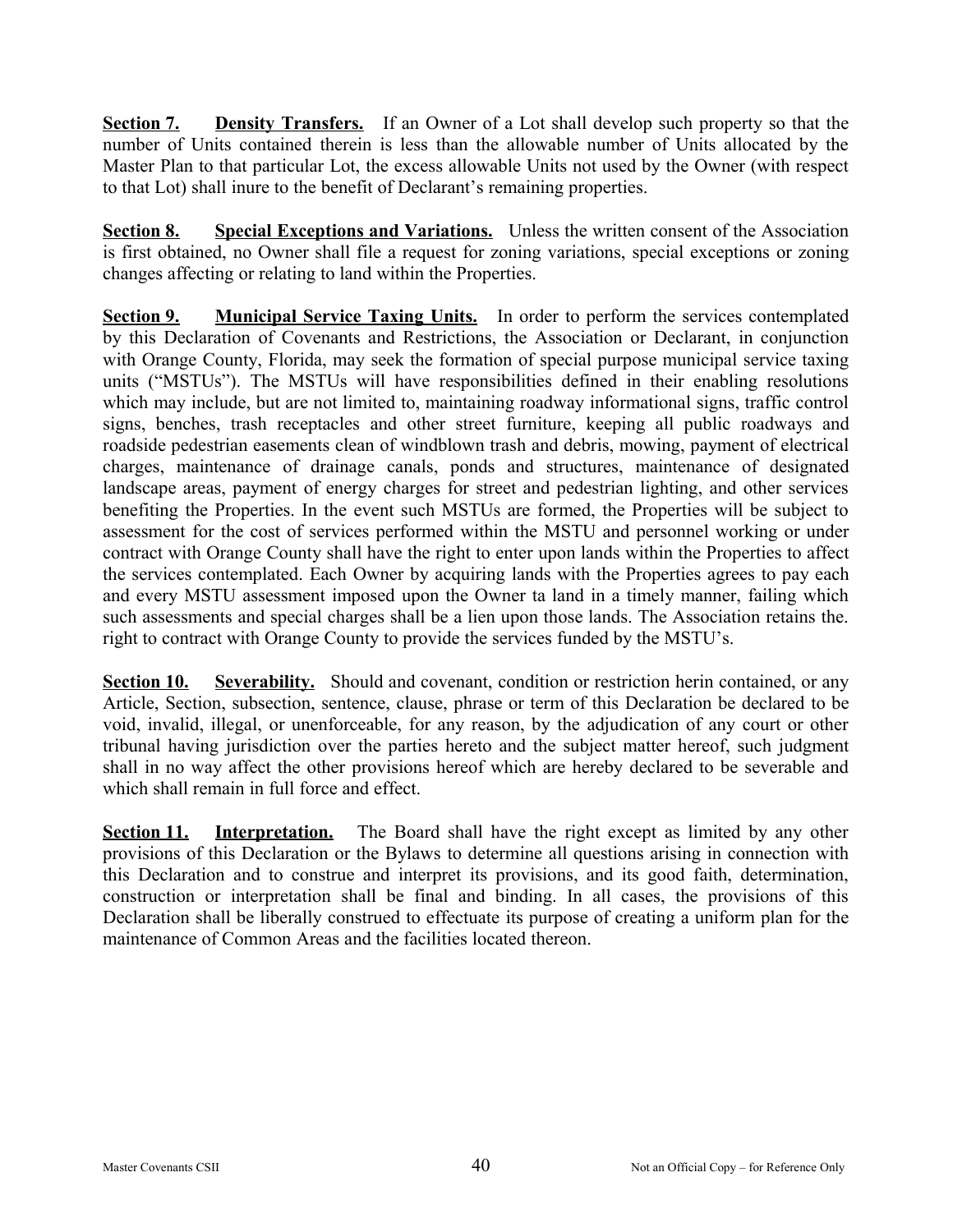**Section 7. Density Transfers.** If an Owner of a Lot shall develop such property so that the number of Units contained therein is less than the allowable number of Units allocated by the Master Plan to that particular Lot, the excess allowable Units not used by the Owner (with respect to that Lot) shall inure to the benefit of Declarant's remaining properties.

**Section 8. Special Exceptions and Variations.** Unless the written consent of the Association is first obtained, no Owner shall file a request for zoning variations, special exceptions or zoning changes affecting or relating to land within the Properties.

**Section 9. Municipal Service Taxing Units.** In order to perform the services contemplated by this Declaration of Covenants and Restrictions, the Association or Declarant, in conjunction with Orange County, Florida, may seek the formation of special purpose municipal service taxing units ("MSTUs"). The MSTUs will have responsibilities defined in their enabling resolutions which may include, but are not limited to, maintaining roadway informational signs, traffic control signs, benches, trash receptacles and other street furniture, keeping all public roadways and roadside pedestrian easements clean of windblown trash and debris, mowing, payment of electrical charges, maintenance of drainage canals, ponds and structures, maintenance of designated landscape areas, payment of energy charges for street and pedestrian lighting, and other services benefiting the Properties. In the event such MSTUs are formed, the Properties will be subject to assessment for the cost of services performed within the MSTU and personnel working or under contract with Orange County shall have the right to enter upon lands within the Properties to affect the services contemplated. Each Owner by acquiring lands with the Properties agrees to pay each and every MSTU assessment imposed upon the Owner ta land in a timely manner, failing which such assessments and special charges shall be a lien upon those lands. The Association retains the. right to contract with Orange County to provide the services funded by the MSTU's.

**Section 10. Severability.** Should and covenant, condition or restriction herin contained, or any Article, Section, subsection, sentence, clause, phrase or term of this Declaration be declared to be void, invalid, illegal, or unenforceable, for any reason, by the adjudication of any court or other tribunal having jurisdiction over the parties hereto and the subject matter hereof, such judgment shall in no way affect the other provisions hereof which are hereby declared to be severable and which shall remain in full force and effect.

**Section 11. Interpretation.** The Board shall have the right except as limited by any other provisions of this Declaration or the Bylaws to determine all questions arising in connection with this Declaration and to construe and interpret its provisions, and its good faith, determination, construction or interpretation shall be final and binding. In all cases, the provisions of this Declaration shall be liberally construed to effectuate its purpose of creating a uniform plan for the maintenance of Common Areas and the facilities located thereon.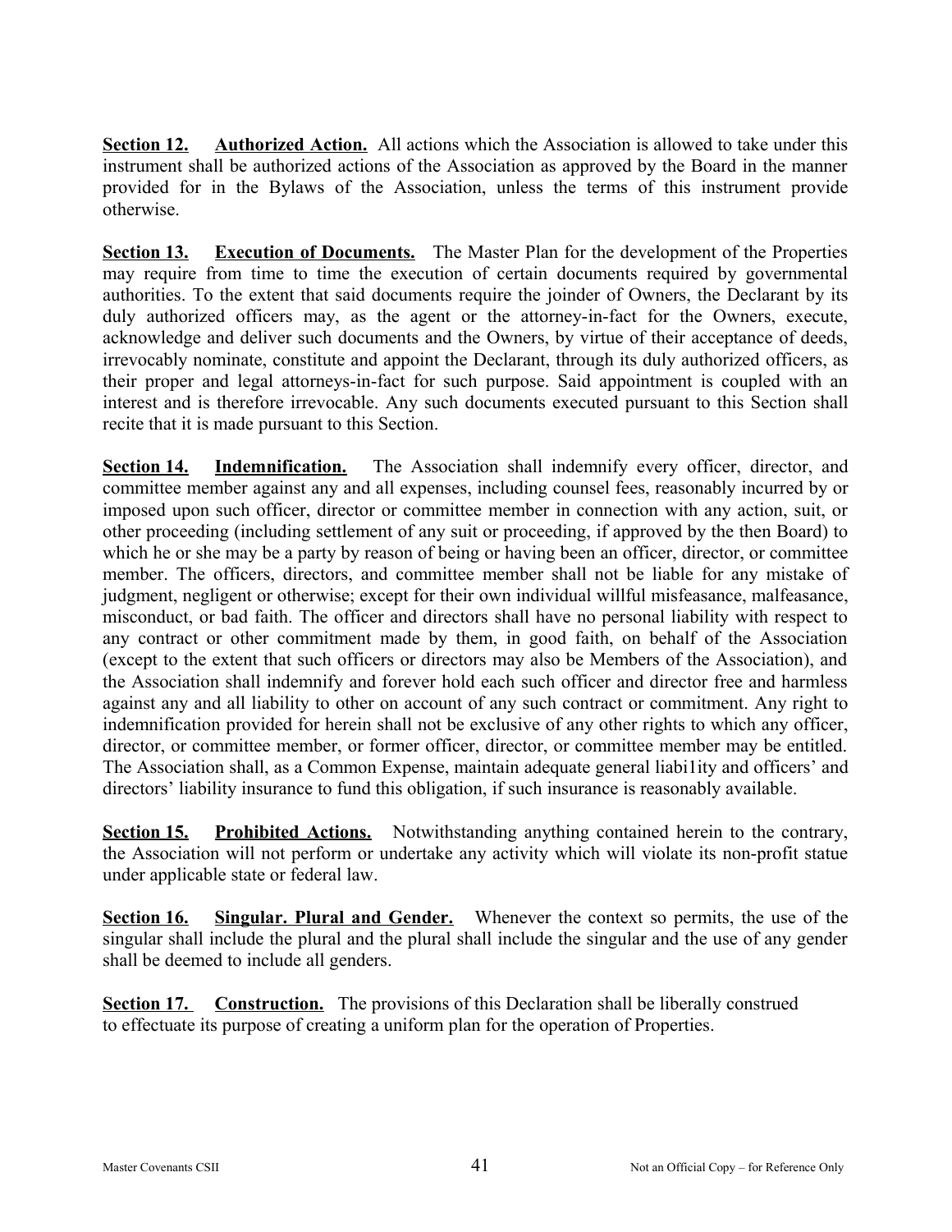**Section 12. Authorized Action.** All actions which the Association is allowed to take under this instrument shall be authorized actions of the Association as approved by the Board in the manner provided for in the Bylaws of the Association, unless the terms of this instrument provide otherwise.

**Section 13. Execution of Documents.** The Master Plan for the development of the Properties may require from time to time the execution of certain documents required by governmental authorities. To the extent that said documents require the joinder of Owners, the Declarant by its duly authorized officers may, as the agent or the attorney-in-fact for the Owners, execute, acknowledge and deliver such documents and the Owners, by virtue of their acceptance of deeds, irrevocably nominate, constitute and appoint the Declarant, through its duly authorized officers, as their proper and legal attorneys-in-fact for such purpose. Said appointment is coupled with an interest and is therefore irrevocable. Any such documents executed pursuant to this Section shall recite that it is made pursuant to this Section.

**Section 14. Indemnification.** The Association shall indemnify every officer, director, and committee member against any and all expenses, including counsel fees, reasonably incurred by or imposed upon such officer, director or committee member in connection with any action, suit, or other proceeding (including settlement of any suit or proceeding, if approved by the then Board) to which he or she may be a party by reason of being or having been an officer, director, or committee member. The officers, directors, and committee member shall not be liable for any mistake of judgment, negligent or otherwise; except for their own individual willful misfeasance, malfeasance, misconduct, or bad faith. The officer and directors shall have no personal liability with respect to any contract or other commitment made by them, in good faith, on behalf of the Association (except to the extent that such officers or directors may also be Members of the Association), and the Association shall indemnify and forever hold each such officer and director free and harmless against any and all liability to other on account of any such contract or commitment. Any right to indemnification provided for herein shall not be exclusive of any other rights to which any officer, director, or committee member, or former officer, director, or committee member may be entitled. The Association shall, as a Common Expense, maintain adequate general liabi1ity and officers' and directors' liability insurance to fund this obligation, if such insurance is reasonably available.

**Section 15. Prohibited Actions.** Notwithstanding anything contained herein to the contrary, the Association will not perform or undertake any activity which will violate its non-profit statue under applicable state or federal law.

**Section 16. Singular. Plural and Gender.** Whenever the context so permits, the use of the singular shall include the plural and the plural shall include the singular and the use of any gender shall be deemed to include all genders.

**Section 17. Construction.** The provisions of this Declaration shall be liberally construed to effectuate its purpose of creating a uniform plan for the operation of Properties.